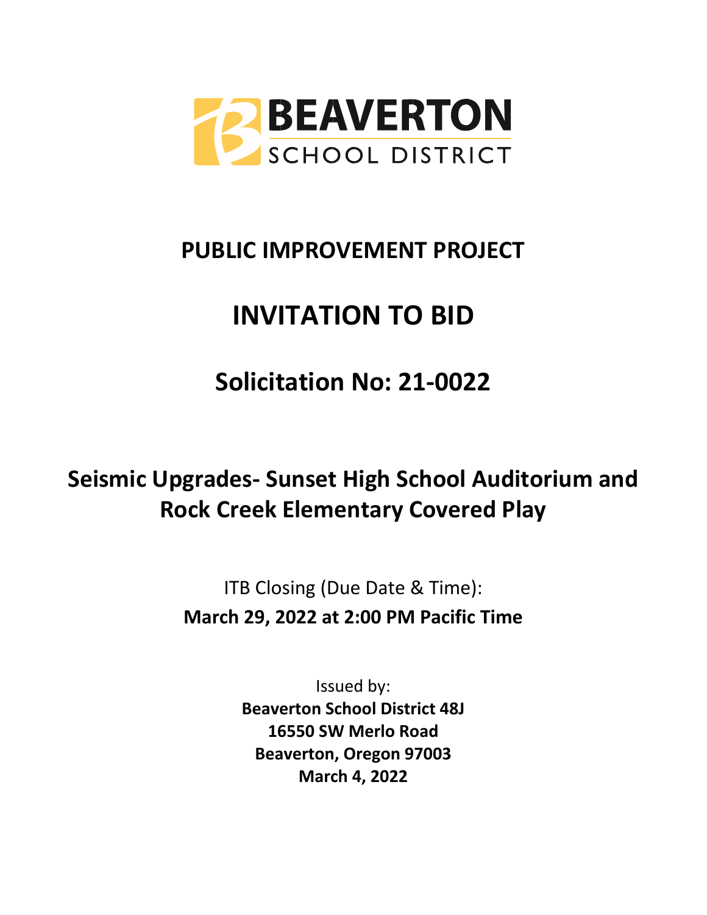BEAVERTON SCHOOL DISTRICT

# PUBLIC IMPROVEMENT PROJECT

# INVITATION TO BID

# Solicitation No: 21-0022

# Seismic Upgrades- Sunset High School Auditorium and Rock Creek Elementary Covered Play

ITB Closing (Due Date & Time):

**March 29, 2022 at 2:00 PM Pacific Time**

Issued by:

**Beaverton School District 48J**
**16550 SW Merlo Road**
**Beaverton, Oregon 97003**
**March 4, 2022**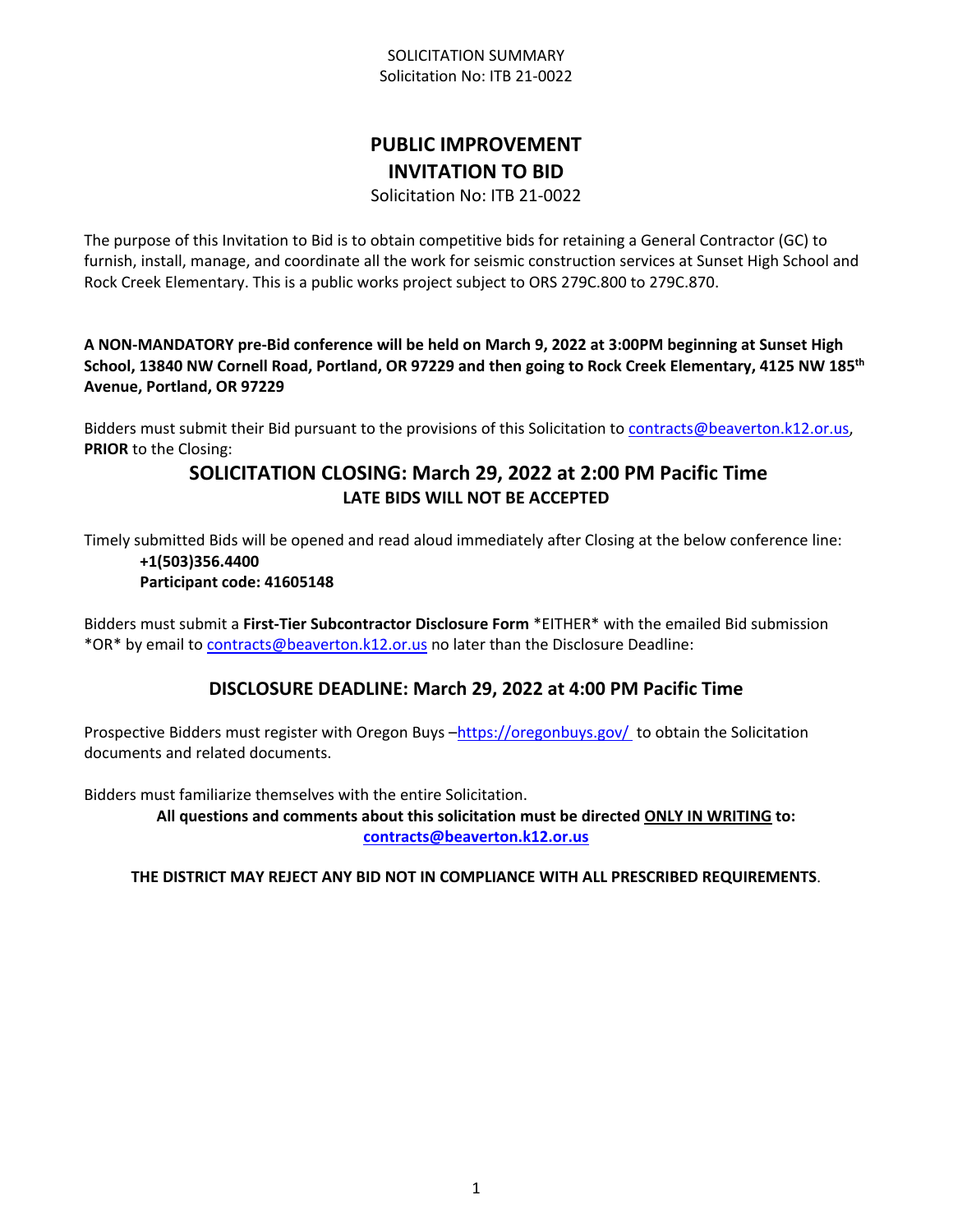SOLICITATION SUMMARY
Solicitation No: ITB 21-0022

# PUBLIC IMPROVEMENT
# INVITATION TO BID

Solicitation No: ITB 21-0022

The purpose of this Invitation to Bid is to obtain competitive bids for retaining a General Contractor (GC) to furnish, install, manage, and coordinate all the work for seismic construction services at Sunset High School and Rock Creek Elementary. This is a public works project subject to ORS 279C.800 to 279C.870.

**A NON-MANDATORY pre-Bid conference will be held on March 9, 2022 at 3:00PM beginning at Sunset High School, 13840 NW Cornell Road, Portland, OR 97229 and then going to Rock Creek Elementary, 4125 NW 185th Avenue, Portland, OR 97229**

Bidders must submit their Bid pursuant to the provisions of this Solicitation to contracts@beaverton.k12.or.us, **PRIOR** to the Closing:

## SOLICITATION CLOSING: March 29, 2022 at 2:00 PM Pacific Time

**LATE BIDS WILL NOT BE ACCEPTED**

Timely submitted Bids will be opened and read aloud immediately after Closing at the below conference line:

> **+1(503)356.4400**
> **Participant code: 41605148**

Bidders must submit a **First-Tier Subcontractor Disclosure Form** *EITHER* with the emailed Bid submission *OR* by email to contracts@beaverton.k12.or.us no later than the Disclosure Deadline:

## DISCLOSURE DEADLINE: March 29, 2022 at 4:00 PM Pacific Time

Prospective Bidders must register with Oregon Buys –https://oregonbuys.gov/ to obtain the Solicitation documents and related documents.

Bidders must familiarize themselves with the entire Solicitation.

**All questions and comments about this solicitation must be directed ONLY IN WRITING to: contracts@beaverton.k12.or.us**

**THE DISTRICT MAY REJECT ANY BID NOT IN COMPLIANCE WITH ALL PRESCRIBED REQUIREMENTS**.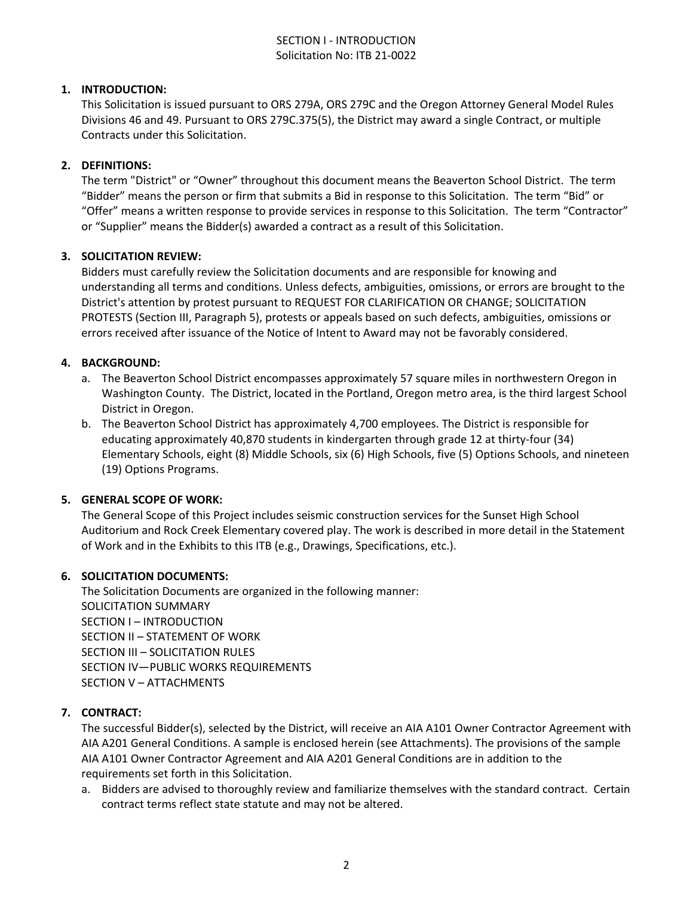# SECTION I - INTRODUCTION
Solicitation No: ITB 21-0022

1. **INTRODUCTION:**
   This Solicitation is issued pursuant to ORS 279A, ORS 279C and the Oregon Attorney General Model Rules Divisions 46 and 49. Pursuant to ORS 279C.375(5), the District may award a single Contract, or multiple Contracts under this Solicitation.

2. **DEFINITIONS:**
   The term "District" or "Owner" throughout this document means the Beaverton School District. The term "Bidder" means the person or firm that submits a Bid in response to this Solicitation. The term "Bid" or "Offer" means a written response to provide services in response to this Solicitation. The term "Contractor" or "Supplier" means the Bidder(s) awarded a contract as a result of this Solicitation.

3. **SOLICITATION REVIEW:**
   Bidders must carefully review the Solicitation documents and are responsible for knowing and understanding all terms and conditions. Unless defects, ambiguities, omissions, or errors are brought to the District's attention by protest pursuant to REQUEST FOR CLARIFICATION OR CHANGE; SOLICITATION PROTESTS (Section III, Paragraph 5), protests or appeals based on such defects, ambiguities, omissions or errors received after issuance of the Notice of Intent to Award may not be favorably considered.

4. **BACKGROUND:**
   a. The Beaverton School District encompasses approximately 57 square miles in northwestern Oregon in Washington County. The District, located in the Portland, Oregon metro area, is the third largest School District in Oregon.
   b. The Beaverton School District has approximately 4,700 employees. The District is responsible for educating approximately 40,870 students in kindergarten through grade 12 at thirty-four (34) Elementary Schools, eight (8) Middle Schools, six (6) High Schools, five (5) Options Schools, and nineteen (19) Options Programs.

5. **GENERAL SCOPE OF WORK:**
   The General Scope of this Project includes seismic construction services for the Sunset High School Auditorium and Rock Creek Elementary covered play. The work is described in more detail in the Statement of Work and in the Exhibits to this ITB (e.g., Drawings, Specifications, etc.).

6. **SOLICITATION DOCUMENTS:**
   The Solicitation Documents are organized in the following manner:
   SOLICITATION SUMMARY
   SECTION I – INTRODUCTION
   SECTION II – STATEMENT OF WORK
   SECTION III – SOLICITATION RULES
   SECTION IV—PUBLIC WORKS REQUIREMENTS
   SECTION V – ATTACHMENTS

7. **CONTRACT:**
   The successful Bidder(s), selected by the District, will receive an AIA A101 Owner Contractor Agreement with AIA A201 General Conditions. A sample is enclosed herein (see Attachments). The provisions of the sample AIA A101 Owner Contractor Agreement and AIA A201 General Conditions are in addition to the requirements set forth in this Solicitation.
   a. Bidders are advised to thoroughly review and familiarize themselves with the standard contract. Certain contract terms reflect state statute and may not be altered.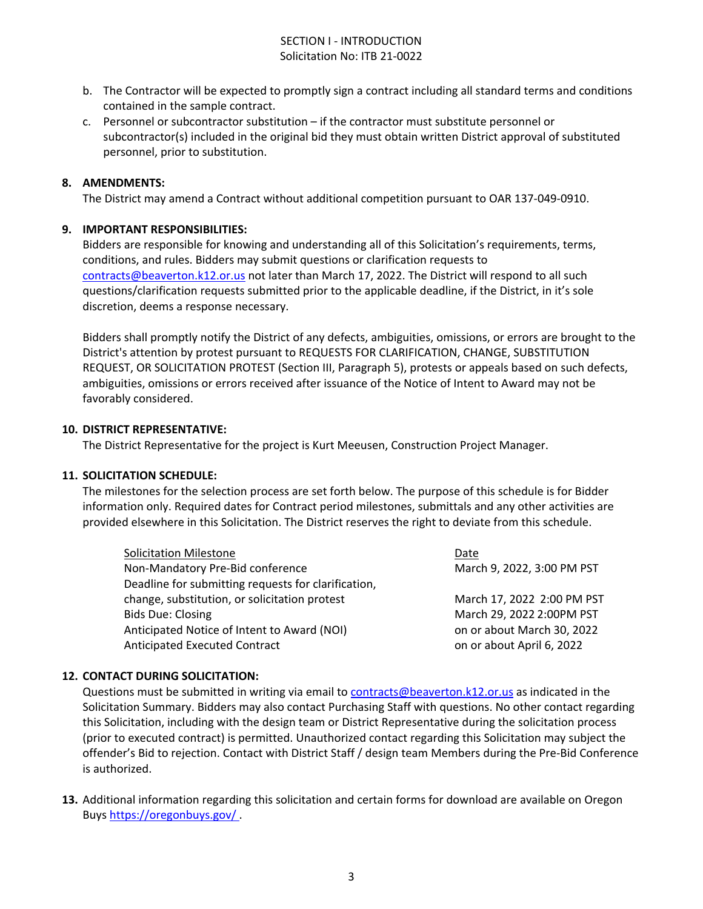b. The Contractor will be expected to promptly sign a contract including all standard terms and conditions contained in the sample contract.
c. Personnel or subcontractor substitution – if the contractor must substitute personnel or subcontractor(s) included in the original bid they must obtain written District approval of substituted personnel, prior to substitution.

**8. AMENDMENTS:**

The District may amend a Contract without additional competition pursuant to OAR 137-049-0910.

**9. IMPORTANT RESPONSIBILITIES:**

Bidders are responsible for knowing and understanding all of this Solicitation's requirements, terms, conditions, and rules. Bidders may submit questions or clarification requests to contracts@beaverton.k12.or.us not later than March 17, 2022. The District will respond to all such questions/clarification requests submitted prior to the applicable deadline, if the District, in it's sole discretion, deems a response necessary.

Bidders shall promptly notify the District of any defects, ambiguities, omissions, or errors are brought to the District's attention by protest pursuant to REQUESTS FOR CLARIFICATION, CHANGE, SUBSTITUTION REQUEST, OR SOLICITATION PROTEST (Section III, Paragraph 5), protests or appeals based on such defects, ambiguities, omissions or errors received after issuance of the Notice of Intent to Award may not be favorably considered.

**10. DISTRICT REPRESENTATIVE:**

The District Representative for the project is Kurt Meeusen, Construction Project Manager.

**11. SOLICITATION SCHEDULE:**

The milestones for the selection process are set forth below. The purpose of this schedule is for Bidder information only. Required dates for Contract period milestones, submittals and any other activities are provided elsewhere in this Solicitation. The District reserves the right to deviate from this schedule.

| Solicitation Milestone | Date |
|---|---|
| Non-Mandatory Pre-Bid conference | March 9, 2022, 3:00 PM PST |
| Deadline for submitting requests for clarification, change, substitution, or solicitation protest | March 17, 2022 2:00 PM PST |
| Bids Due: Closing | March 29, 2022 2:00PM PST |
| Anticipated Notice of Intent to Award (NOI) | on or about March 30, 2022 |
| Anticipated Executed Contract | on or about April 6, 2022 |

**12. CONTACT DURING SOLICITATION:**

Questions must be submitted in writing via email to contracts@beaverton.k12.or.us as indicated in the Solicitation Summary. Bidders may also contact Purchasing Staff with questions. No other contact regarding this Solicitation, including with the design team or District Representative during the solicitation process (prior to executed contract) is permitted. Unauthorized contact regarding this Solicitation may subject the offender's Bid to rejection. Contact with District Staff / design team Members during the Pre-Bid Conference is authorized.

**13.** Additional information regarding this solicitation and certain forms for download are available on Oregon Buys https://oregonbuys.gov/ .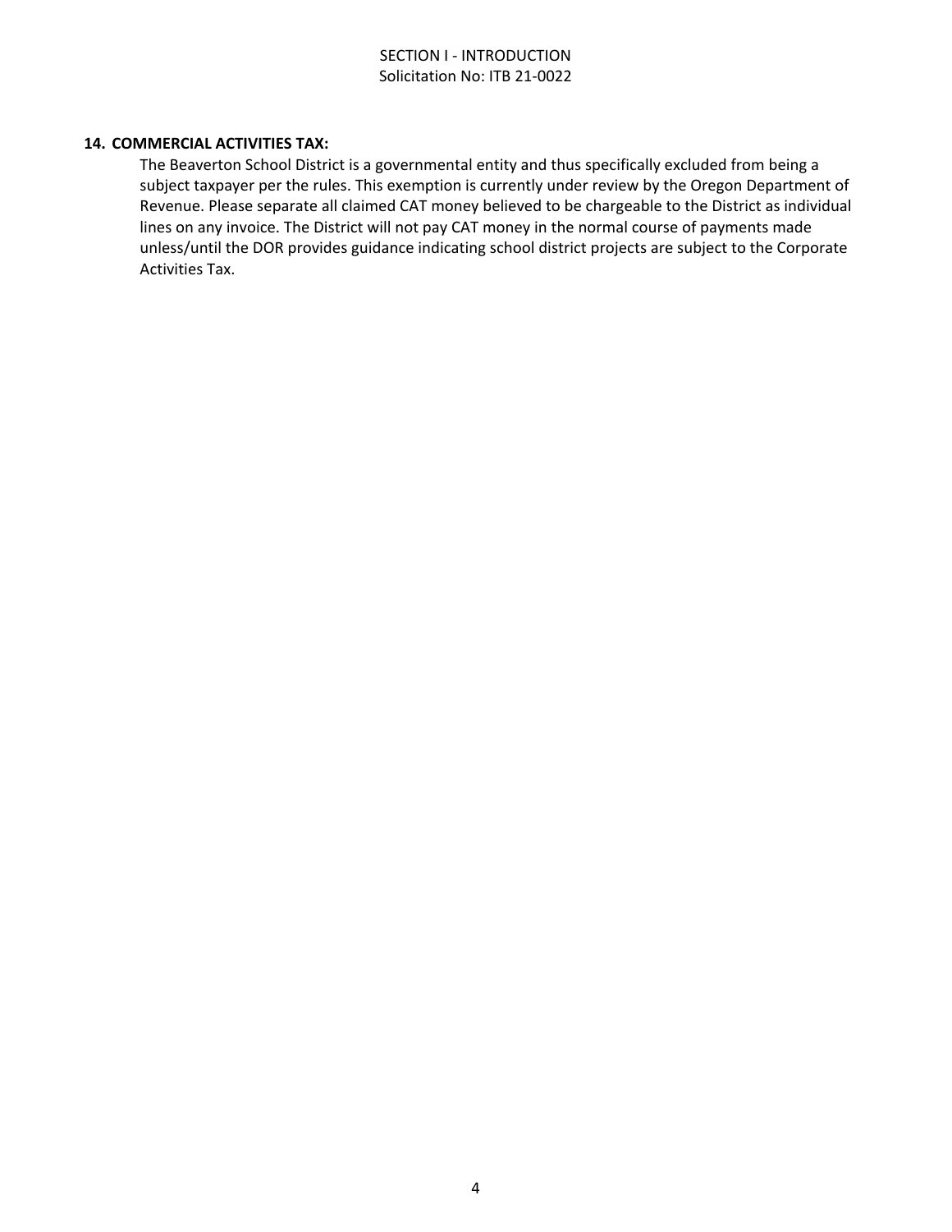**14. COMMERCIAL ACTIVITIES TAX:**

The Beaverton School District is a governmental entity and thus specifically excluded from being a subject taxpayer per the rules. This exemption is currently under review by the Oregon Department of Revenue. Please separate all claimed CAT money believed to be chargeable to the District as individual lines on any invoice. The District will not pay CAT money in the normal course of payments made unless/until the DOR provides guidance indicating school district projects are subject to the Corporate Activities Tax.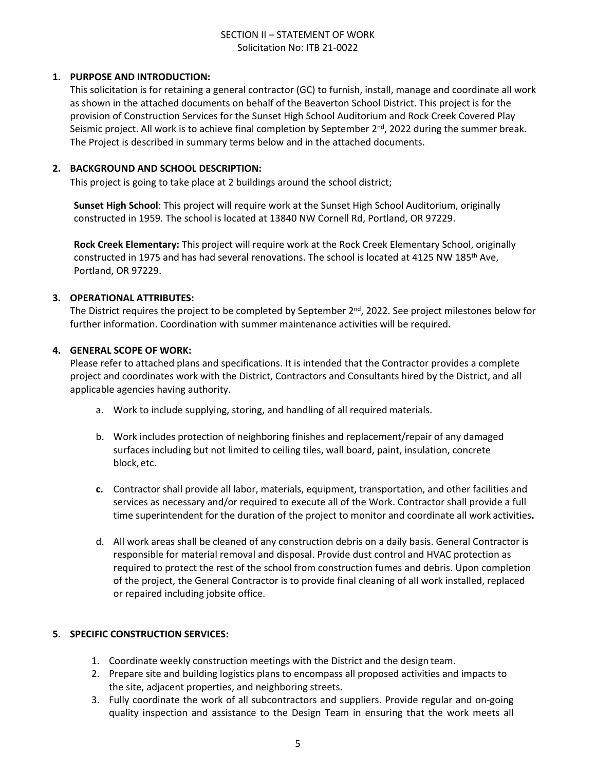SECTION II – STATEMENT OF WORK
Solicitation No: ITB 21-0022

**1. PURPOSE AND INTRODUCTION:**

This solicitation is for retaining a general contractor (GC) to furnish, install, manage and coordinate all work as shown in the attached documents on behalf of the Beaverton School District. This project is for the provision of Construction Services for the Sunset High School Auditorium and Rock Creek Covered Play Seismic project. All work is to achieve final completion by September 2nd, 2022 during the summer break. The Project is described in summary terms below and in the attached documents.

**2. BACKGROUND AND SCHOOL DESCRIPTION:**

This project is going to take place at 2 buildings around the school district;

**Sunset High School**: This project will require work at the Sunset High School Auditorium, originally constructed in 1959. The school is located at 13840 NW Cornell Rd, Portland, OR 97229.

**Rock Creek Elementary:** This project will require work at the Rock Creek Elementary School, originally constructed in 1975 and has had several renovations. The school is located at 4125 NW 185th Ave, Portland, OR 97229.

**3. OPERATIONAL ATTRIBUTES:**

The District requires the project to be completed by September 2nd, 2022. See project milestones below for further information. Coordination with summer maintenance activities will be required.

**4. GENERAL SCOPE OF WORK:**

Please refer to attached plans and specifications. It is intended that the Contractor provides a complete project and coordinates work with the District, Contractors and Consultants hired by the District, and all applicable agencies having authority.

a. Work to include supplying, storing, and handling of all required materials.

b. Work includes protection of neighboring finishes and replacement/repair of any damaged surfaces including but not limited to ceiling tiles, wall board, paint, insulation, concrete block, etc.

**c.** Contractor shall provide all labor, materials, equipment, transportation, and other facilities and services as necessary and/or required to execute all of the Work. Contractor shall provide a full time superintendent for the duration of the project to monitor and coordinate all work activities**.**

d. All work areas shall be cleaned of any construction debris on a daily basis. General Contractor is responsible for material removal and disposal. Provide dust control and HVAC protection as required to protect the rest of the school from construction fumes and debris. Upon completion of the project, the General Contractor is to provide final cleaning of all work installed, replaced or repaired including jobsite office.

**5. SPECIFIC CONSTRUCTION SERVICES:**

1. Coordinate weekly construction meetings with the District and the design team.
2. Prepare site and building logistics plans to encompass all proposed activities and impacts to the site, adjacent properties, and neighboring streets.
3. Fully coordinate the work of all subcontractors and suppliers. Provide regular and on-going quality inspection and assistance to the Design Team in ensuring that the work meets all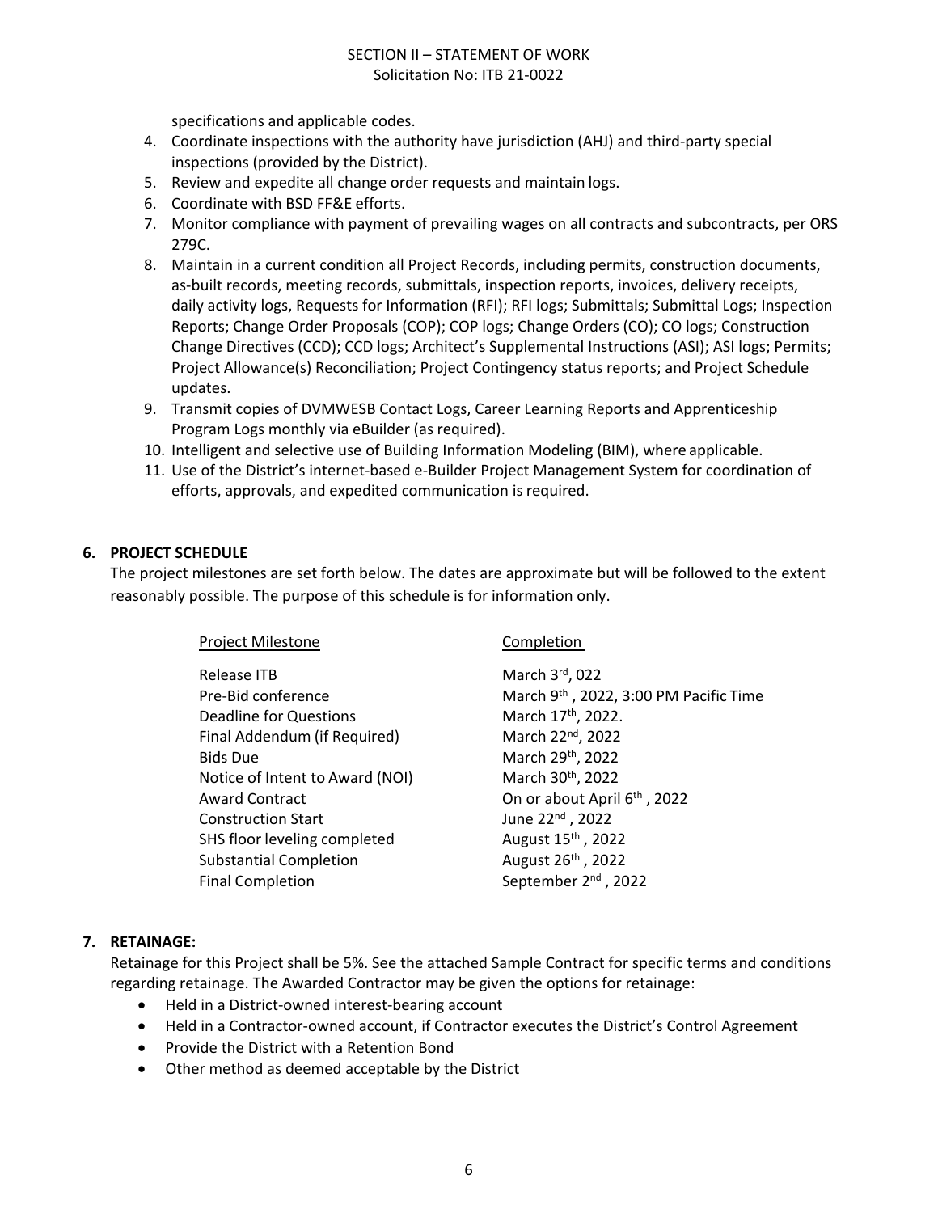specifications and applicable codes.

4. Coordinate inspections with the authority have jurisdiction (AHJ) and third-party special inspections (provided by the District).
5. Review and expedite all change order requests and maintain logs.
6. Coordinate with BSD FF&E efforts.
7. Monitor compliance with payment of prevailing wages on all contracts and subcontracts, per ORS 279C.
8. Maintain in a current condition all Project Records, including permits, construction documents, as-built records, meeting records, submittals, inspection reports, invoices, delivery receipts, daily activity logs, Requests for Information (RFI); RFI logs; Submittals; Submittal Logs; Inspection Reports; Change Order Proposals (COP); COP logs; Change Orders (CO); CO logs; Construction Change Directives (CCD); CCD logs; Architect's Supplemental Instructions (ASI); ASI logs; Permits; Project Allowance(s) Reconciliation; Project Contingency status reports; and Project Schedule updates.
9. Transmit copies of DVMWESB Contact Logs, Career Learning Reports and Apprenticeship Program Logs monthly via eBuilder (as required).
10. Intelligent and selective use of Building Information Modeling (BIM), where applicable.
11. Use of the District's internet-based e-Builder Project Management System for coordination of efforts, approvals, and expedited communication is required.

## 6. PROJECT SCHEDULE

The project milestones are set forth below. The dates are approximate but will be followed to the extent reasonably possible. The purpose of this schedule is for information only.

| Project Milestone | Completion |
|---|---|
| Release ITB | March 3rd, 022 |
| Pre-Bid conference | March 9th , 2022, 3:00 PM Pacific Time |
| Deadline for Questions | March 17th, 2022. |
| Final Addendum (if Required) | March 22nd, 2022 |
| Bids Due | March 29th, 2022 |
| Notice of Intent to Award (NOI) | March 30th, 2022 |
| Award Contract | On or about April 6th , 2022 |
| Construction Start | June 22nd , 2022 |
| SHS floor leveling completed | August 15th , 2022 |
| Substantial Completion | August 26th , 2022 |
| Final Completion | September 2nd , 2022 |

## 7. RETAINAGE:

Retainage for this Project shall be 5%. See the attached Sample Contract for specific terms and conditions regarding retainage. The Awarded Contractor may be given the options for retainage:

- Held in a District-owned interest-bearing account
- Held in a Contractor-owned account, if Contractor executes the District's Control Agreement
- Provide the District with a Retention Bond
- Other method as deemed acceptable by the District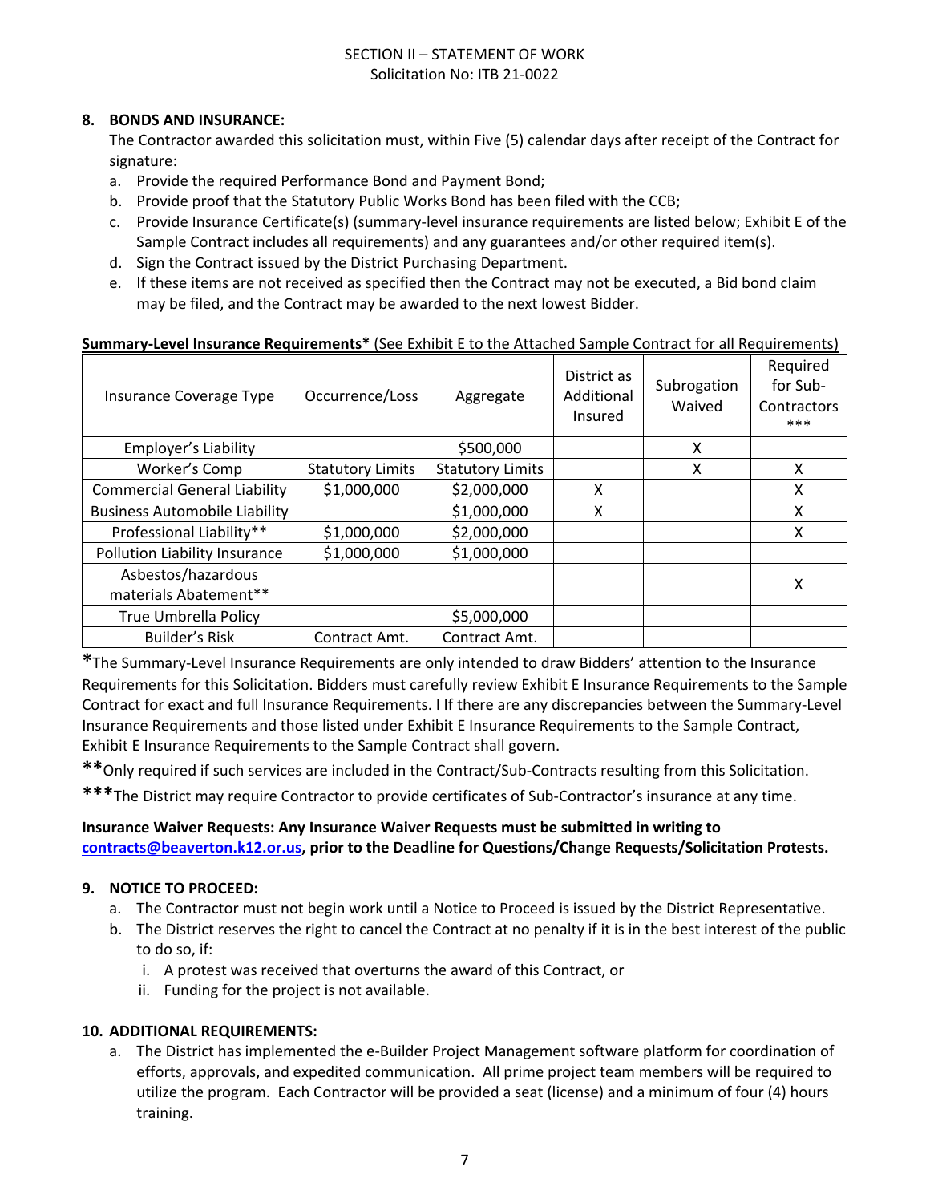SECTION II – STATEMENT OF WORK
Solicitation No: ITB 21-0022

**8. BONDS AND INSURANCE:**

The Contractor awarded this solicitation must, within Five (5) calendar days after receipt of the Contract for signature:

a. Provide the required Performance Bond and Payment Bond;
b. Provide proof that the Statutory Public Works Bond has been filed with the CCB;
c. Provide Insurance Certificate(s) (summary-level insurance requirements are listed below; Exhibit E of the Sample Contract includes all requirements) and any guarantees and/or other required item(s).
d. Sign the Contract issued by the District Purchasing Department.
e. If these items are not received as specified then the Contract may not be executed, a Bid bond claim may be filed, and the Contract may be awarded to the next lowest Bidder.

**Summary-Level Insurance Requirements*** (See Exhibit E to the Attached Sample Contract for all Requirements)

| Insurance Coverage Type | Occurrence/Loss | Aggregate | District as Additional Insured | Subrogation Waived | Required for Sub-Contractors *** |
|---|---|---|---|---|---|
| Employer's Liability | | $500,000 | | X | |
| Worker's Comp | Statutory Limits | Statutory Limits | | X | X |
| Commercial General Liability | $1,000,000 | $2,000,000 | X | | X |
| Business Automobile Liability | | $1,000,000 | X | | X |
| Professional Liability** | $1,000,000 | $2,000,000 | | | X |
| Pollution Liability Insurance | $1,000,000 | $1,000,000 | | | |
| Asbestos/hazardous materials Abatement** | | | | | X |
| True Umbrella Policy | | $5,000,000 | | | |
| Builder's Risk | Contract Amt. | Contract Amt. | | | |

***The Summary-Level Insurance Requirements are only intended to draw Bidders' attention to the Insurance Requirements for this Solicitation. Bidders must carefully review Exhibit E Insurance Requirements to the Sample Contract for exact and full Insurance Requirements. I If there are any discrepancies between the Summary-Level Insurance Requirements and those listed under Exhibit E Insurance Requirements to the Sample Contract, Exhibit E Insurance Requirements to the Sample Contract shall govern.

****Only required if such services are included in the Contract/Sub-Contracts resulting from this Solicitation.

*****The District may require Contractor to provide certificates of Sub-Contractor's insurance at any time.

**Insurance Waiver Requests: Any Insurance Waiver Requests must be submitted in writing to [contracts@beaverton.k12.or.us](mailto:contracts@beaverton.k12.or.us), prior to the Deadline for Questions/Change Requests/Solicitation Protests.**

**9. NOTICE TO PROCEED:**

a. The Contractor must not begin work until a Notice to Proceed is issued by the District Representative.
b. The District reserves the right to cancel the Contract at no penalty if it is in the best interest of the public to do so, if:
   i. A protest was received that overturns the award of this Contract, or
   ii. Funding for the project is not available.

**10. ADDITIONAL REQUIREMENTS:**

a. The District has implemented the e-Builder Project Management software platform for coordination of efforts, approvals, and expedited communication. All prime project team members will be required to utilize the program. Each Contractor will be provided a seat (license) and a minimum of four (4) hours training.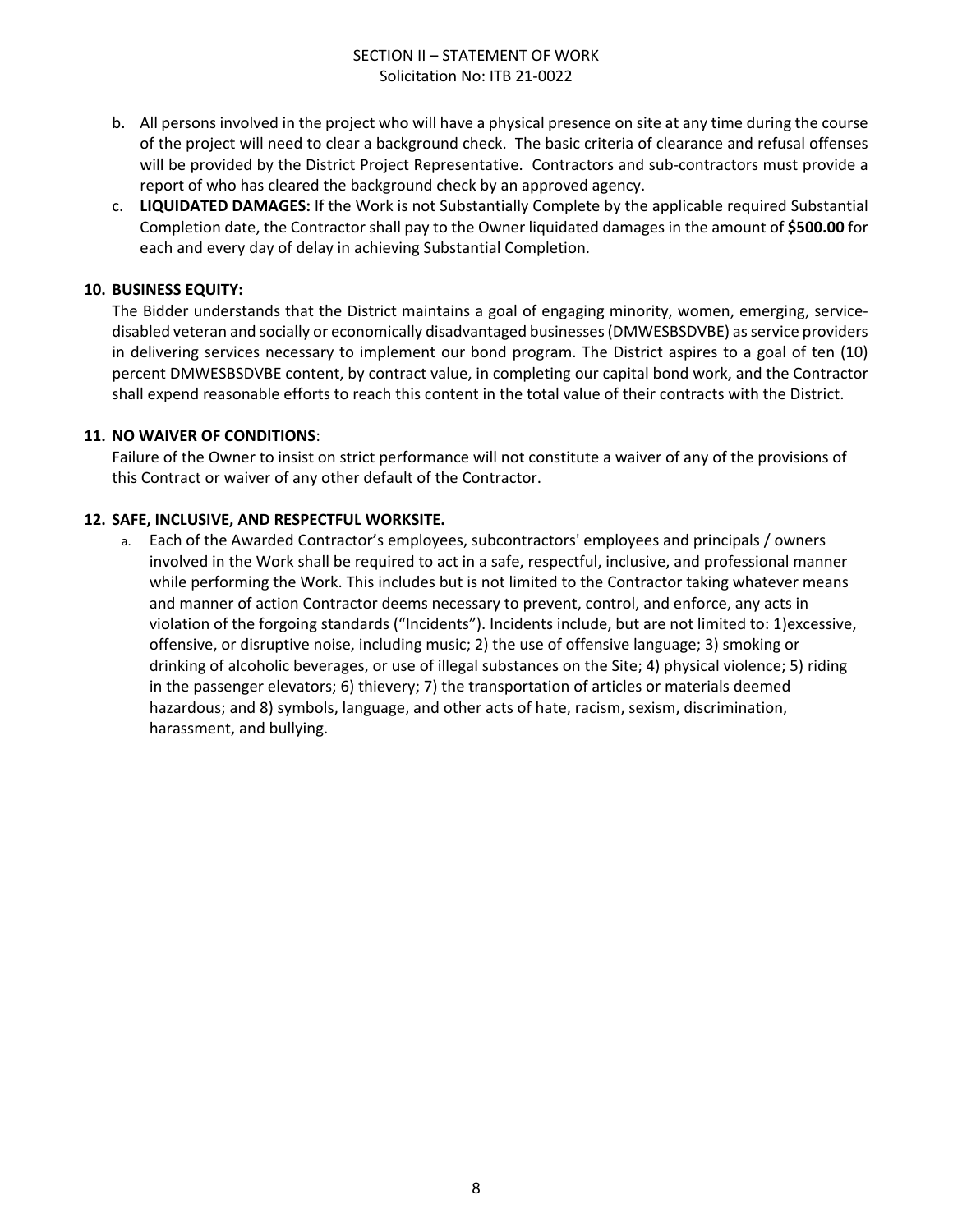b. All persons involved in the project who will have a physical presence on site at any time during the course of the project will need to clear a background check. The basic criteria of clearance and refusal offenses will be provided by the District Project Representative. Contractors and sub-contractors must provide a report of who has cleared the background check by an approved agency.

c. **LIQUIDATED DAMAGES:** If the Work is not Substantially Complete by the applicable required Substantial Completion date, the Contractor shall pay to the Owner liquidated damages in the amount of **$500.00** for each and every day of delay in achieving Substantial Completion.

**10. BUSINESS EQUITY:**

The Bidder understands that the District maintains a goal of engaging minority, women, emerging, service-disabled veteran and socially or economically disadvantaged businesses (DMWESBSDVBE) as service providers in delivering services necessary to implement our bond program. The District aspires to a goal of ten (10) percent DMWESBSDVBE content, by contract value, in completing our capital bond work, and the Contractor shall expend reasonable efforts to reach this content in the total value of their contracts with the District.

**11. NO WAIVER OF CONDITIONS**:

Failure of the Owner to insist on strict performance will not constitute a waiver of any of the provisions of this Contract or waiver of any other default of the Contractor.

**12. SAFE, INCLUSIVE, AND RESPECTFUL WORKSITE.**

a. Each of the Awarded Contractor's employees, subcontractors' employees and principals / owners involved in the Work shall be required to act in a safe, respectful, inclusive, and professional manner while performing the Work. This includes but is not limited to the Contractor taking whatever means and manner of action Contractor deems necessary to prevent, control, and enforce, any acts in violation of the forgoing standards ("Incidents"). Incidents include, but are not limited to: 1)excessive, offensive, or disruptive noise, including music; 2) the use of offensive language; 3) smoking or drinking of alcoholic beverages, or use of illegal substances on the Site; 4) physical violence; 5) riding in the passenger elevators; 6) thievery; 7) the transportation of articles or materials deemed hazardous; and 8) symbols, language, and other acts of hate, racism, sexism, discrimination, harassment, and bullying.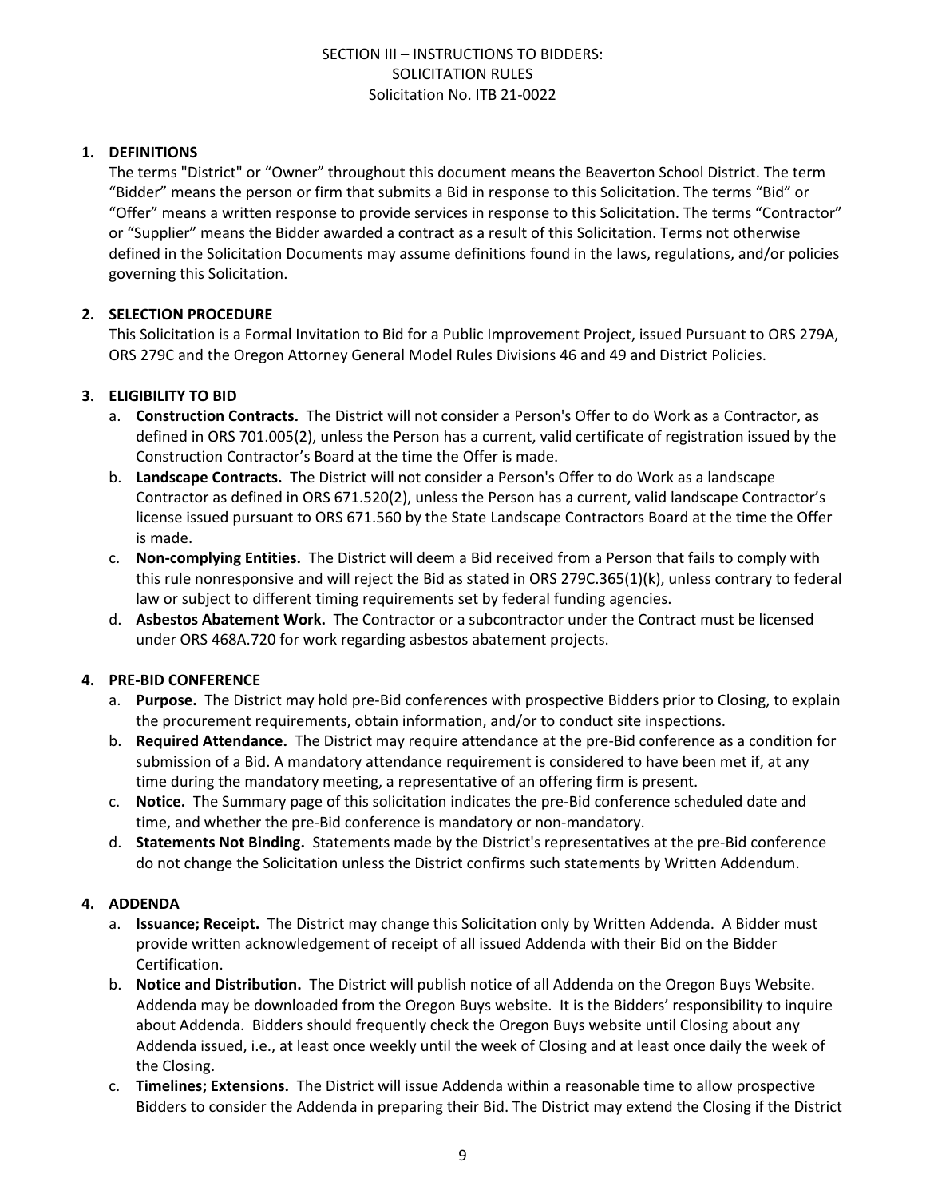SECTION III – INSTRUCTIONS TO BIDDERS:
SOLICITATION RULES
Solicitation No. ITB 21-0022

**1. DEFINITIONS**

The terms "District" or "Owner" throughout this document means the Beaverton School District. The term "Bidder" means the person or firm that submits a Bid in response to this Solicitation. The terms "Bid" or "Offer" means a written response to provide services in response to this Solicitation. The terms "Contractor" or "Supplier" means the Bidder awarded a contract as a result of this Solicitation. Terms not otherwise defined in the Solicitation Documents may assume definitions found in the laws, regulations, and/or policies governing this Solicitation.

**2. SELECTION PROCEDURE**

This Solicitation is a Formal Invitation to Bid for a Public Improvement Project, issued Pursuant to ORS 279A, ORS 279C and the Oregon Attorney General Model Rules Divisions 46 and 49 and District Policies.

**3. ELIGIBILITY TO BID**

a. **Construction Contracts.** The District will not consider a Person's Offer to do Work as a Contractor, as defined in ORS 701.005(2), unless the Person has a current, valid certificate of registration issued by the Construction Contractor's Board at the time the Offer is made.

b. **Landscape Contracts.** The District will not consider a Person's Offer to do Work as a landscape Contractor as defined in ORS 671.520(2), unless the Person has a current, valid landscape Contractor's license issued pursuant to ORS 671.560 by the State Landscape Contractors Board at the time the Offer is made.

c. **Non-complying Entities.** The District will deem a Bid received from a Person that fails to comply with this rule nonresponsive and will reject the Bid as stated in ORS 279C.365(1)(k), unless contrary to federal law or subject to different timing requirements set by federal funding agencies.

d. **Asbestos Abatement Work.** The Contractor or a subcontractor under the Contract must be licensed under ORS 468A.720 for work regarding asbestos abatement projects.

**4. PRE-BID CONFERENCE**

a. **Purpose.** The District may hold pre-Bid conferences with prospective Bidders prior to Closing, to explain the procurement requirements, obtain information, and/or to conduct site inspections.

b. **Required Attendance.** The District may require attendance at the pre-Bid conference as a condition for submission of a Bid. A mandatory attendance requirement is considered to have been met if, at any time during the mandatory meeting, a representative of an offering firm is present.

c. **Notice.** The Summary page of this solicitation indicates the pre-Bid conference scheduled date and time, and whether the pre-Bid conference is mandatory or non-mandatory.

d. **Statements Not Binding.** Statements made by the District's representatives at the pre-Bid conference do not change the Solicitation unless the District confirms such statements by Written Addendum.

**4. ADDENDA**

a. **Issuance; Receipt.** The District may change this Solicitation only by Written Addenda. A Bidder must provide written acknowledgement of receipt of all issued Addenda with their Bid on the Bidder Certification.

b. **Notice and Distribution.** The District will publish notice of all Addenda on the Oregon Buys Website. Addenda may be downloaded from the Oregon Buys website. It is the Bidders' responsibility to inquire about Addenda. Bidders should frequently check the Oregon Buys website until Closing about any Addenda issued, i.e., at least once weekly until the week of Closing and at least once daily the week of the Closing.

c. **Timelines; Extensions.** The District will issue Addenda within a reasonable time to allow prospective Bidders to consider the Addenda in preparing their Bid. The District may extend the Closing if the District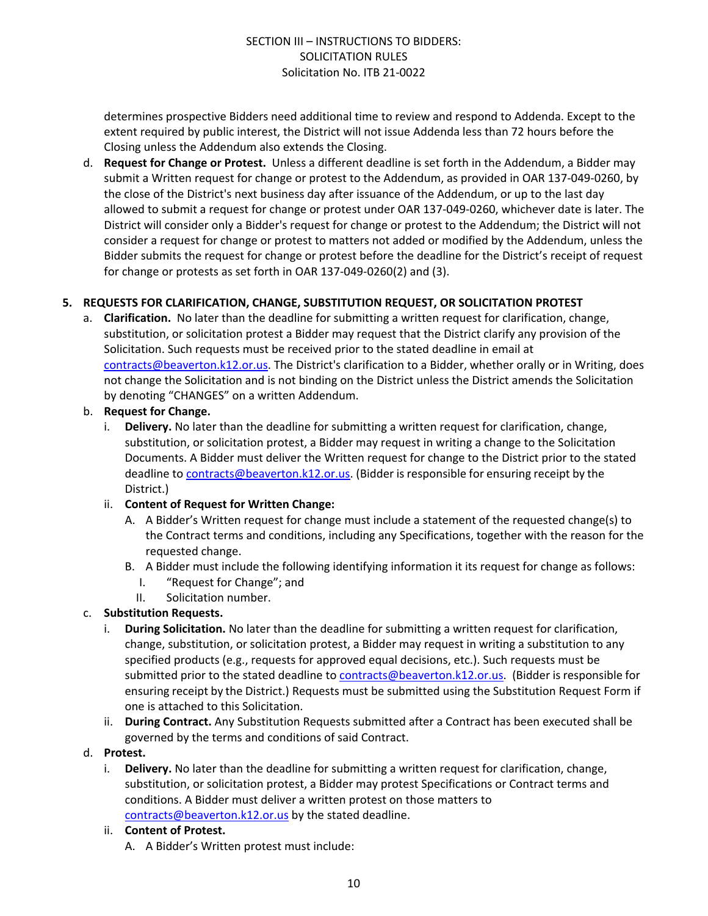determines prospective Bidders need additional time to review and respond to Addenda. Except to the extent required by public interest, the District will not issue Addenda less than 72 hours before the Closing unless the Addendum also extends the Closing.

d. **Request for Change or Protest.** Unless a different deadline is set forth in the Addendum, a Bidder may submit a Written request for change or protest to the Addendum, as provided in OAR 137-049-0260, by the close of the District's next business day after issuance of the Addendum, or up to the last day allowed to submit a request for change or protest under OAR 137-049-0260, whichever date is later. The District will consider only a Bidder's request for change or protest to the Addendum; the District will not consider a request for change or protest to matters not added or modified by the Addendum, unless the Bidder submits the request for change or protest before the deadline for the District's receipt of request for change or protests as set forth in OAR 137-049-0260(2) and (3).

## 5. REQUESTS FOR CLARIFICATION, CHANGE, SUBSTITUTION REQUEST, OR SOLICITATION PROTEST

a. **Clarification.** No later than the deadline for submitting a written request for clarification, change, substitution, or solicitation protest a Bidder may request that the District clarify any provision of the Solicitation. Such requests must be received prior to the stated deadline in email at contracts@beaverton.k12.or.us. The District's clarification to a Bidder, whether orally or in Writing, does not change the Solicitation and is not binding on the District unless the District amends the Solicitation by denoting "CHANGES" on a written Addendum.

b. **Request for Change.**
   i. **Delivery.** No later than the deadline for submitting a written request for clarification, change, substitution, or solicitation protest, a Bidder may request in writing a change to the Solicitation Documents. A Bidder must deliver the Written request for change to the District prior to the stated deadline to contracts@beaverton.k12.or.us. (Bidder is responsible for ensuring receipt by the District.)
   ii. **Content of Request for Written Change:**
      A. A Bidder's Written request for change must include a statement of the requested change(s) to the Contract terms and conditions, including any Specifications, together with the reason for the requested change.
      B. A Bidder must include the following identifying information it its request for change as follows:
         I. "Request for Change"; and
         II. Solicitation number.

c. **Substitution Requests.**
   i. **During Solicitation.** No later than the deadline for submitting a written request for clarification, change, substitution, or solicitation protest, a Bidder may request in writing a substitution to any specified products (e.g., requests for approved equal decisions, etc.). Such requests must be submitted prior to the stated deadline to contracts@beaverton.k12.or.us. (Bidder is responsible for ensuring receipt by the District.) Requests must be submitted using the Substitution Request Form if one is attached to this Solicitation.
   ii. **During Contract.** Any Substitution Requests submitted after a Contract has been executed shall be governed by the terms and conditions of said Contract.

d. **Protest.**
   i. **Delivery.** No later than the deadline for submitting a written request for clarification, change, substitution, or solicitation protest, a Bidder may protest Specifications or Contract terms and conditions. A Bidder must deliver a written protest on those matters to contracts@beaverton.k12.or.us by the stated deadline.
   ii. **Content of Protest.**
      A. A Bidder's Written protest must include: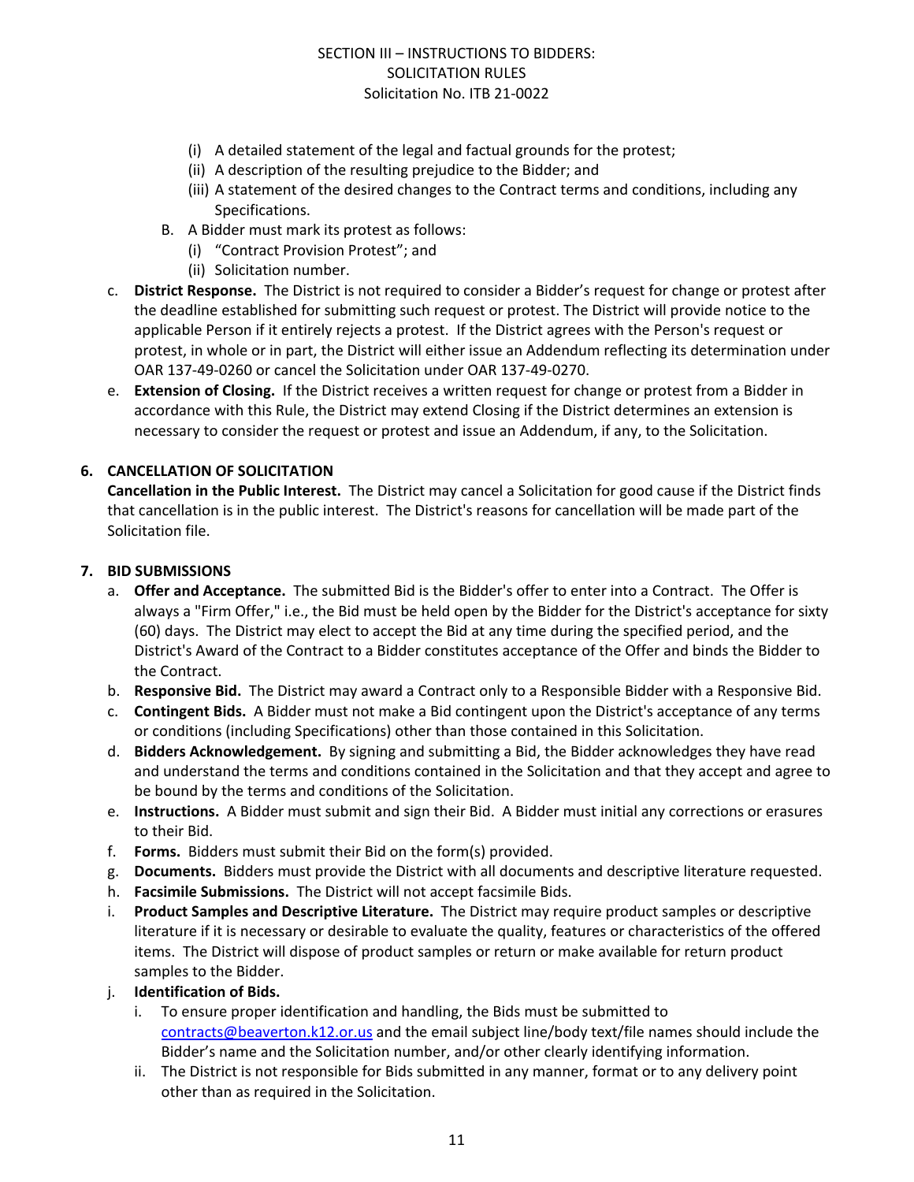(i) A detailed statement of the legal and factual grounds for the protest;
(ii) A description of the resulting prejudice to the Bidder; and
(iii) A statement of the desired changes to the Contract terms and conditions, including any Specifications.

B. A Bidder must mark its protest as follows:
(i) "Contract Provision Protest"; and
(ii) Solicitation number.

c. **District Response.** The District is not required to consider a Bidder's request for change or protest after the deadline established for submitting such request or protest. The District will provide notice to the applicable Person if it entirely rejects a protest. If the District agrees with the Person's request or protest, in whole or in part, the District will either issue an Addendum reflecting its determination under OAR 137-49-0260 or cancel the Solicitation under OAR 137-49-0270.

e. **Extension of Closing.** If the District receives a written request for change or protest from a Bidder in accordance with this Rule, the District may extend Closing if the District determines an extension is necessary to consider the request or protest and issue an Addendum, if any, to the Solicitation.

**6. CANCELLATION OF SOLICITATION**

**Cancellation in the Public Interest.** The District may cancel a Solicitation for good cause if the District finds that cancellation is in the public interest. The District's reasons for cancellation will be made part of the Solicitation file.

**7. BID SUBMISSIONS**

a. **Offer and Acceptance.** The submitted Bid is the Bidder's offer to enter into a Contract. The Offer is always a "Firm Offer," i.e., the Bid must be held open by the Bidder for the District's acceptance for sixty (60) days. The District may elect to accept the Bid at any time during the specified period, and the District's Award of the Contract to a Bidder constitutes acceptance of the Offer and binds the Bidder to the Contract.

b. **Responsive Bid.** The District may award a Contract only to a Responsible Bidder with a Responsive Bid.

c. **Contingent Bids.** A Bidder must not make a Bid contingent upon the District's acceptance of any terms or conditions (including Specifications) other than those contained in this Solicitation.

d. **Bidders Acknowledgement.** By signing and submitting a Bid, the Bidder acknowledges they have read and understand the terms and conditions contained in the Solicitation and that they accept and agree to be bound by the terms and conditions of the Solicitation.

e. **Instructions.** A Bidder must submit and sign their Bid. A Bidder must initial any corrections or erasures to their Bid.

f. **Forms.** Bidders must submit their Bid on the form(s) provided.

g. **Documents.** Bidders must provide the District with all documents and descriptive literature requested.

h. **Facsimile Submissions.** The District will not accept facsimile Bids.

i. **Product Samples and Descriptive Literature.** The District may require product samples or descriptive literature if it is necessary or desirable to evaluate the quality, features or characteristics of the offered items. The District will dispose of product samples or return or make available for return product samples to the Bidder.

j. **Identification of Bids.**

i. To ensure proper identification and handling, the Bids must be submitted to contracts@beaverton.k12.or.us and the email subject line/body text/file names should include the Bidder's name and the Solicitation number, and/or other clearly identifying information.

ii. The District is not responsible for Bids submitted in any manner, format or to any delivery point other than as required in the Solicitation.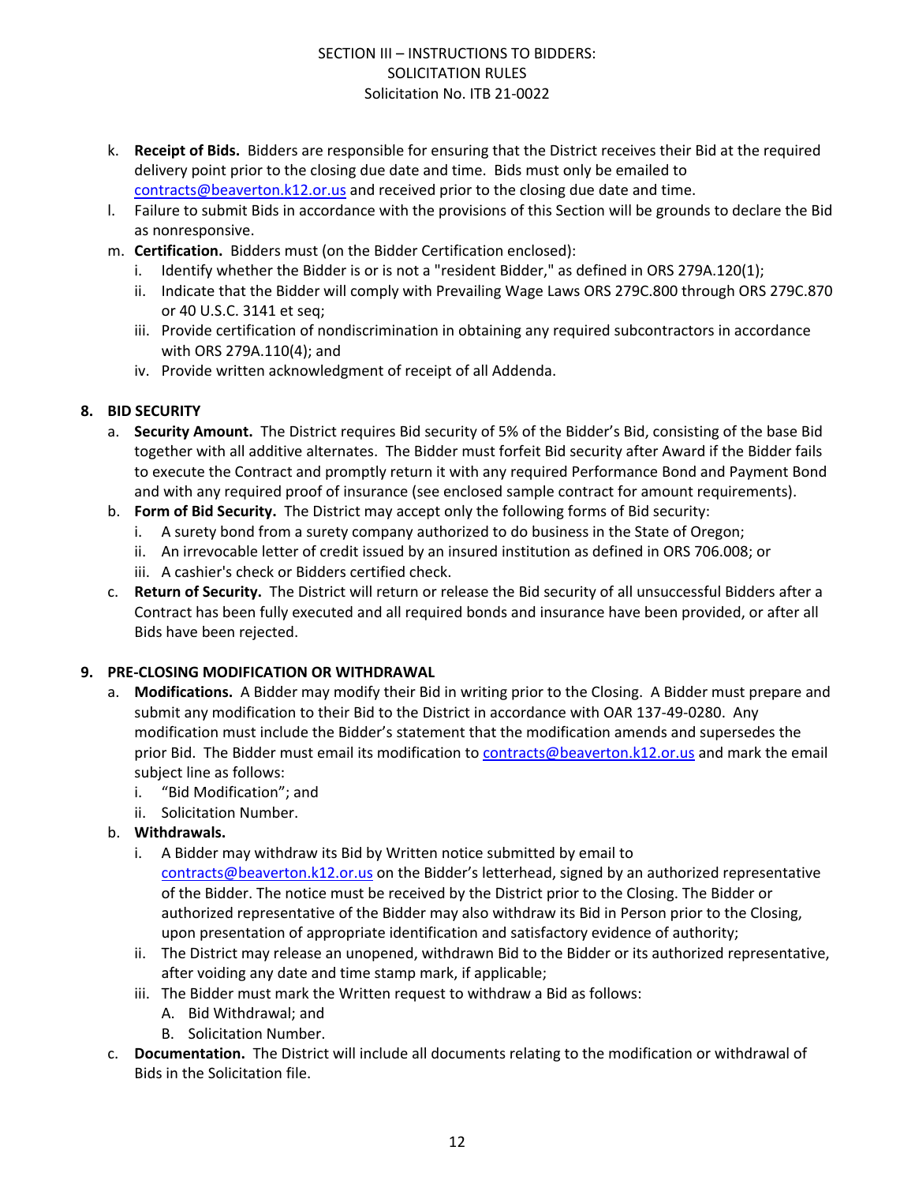k. **Receipt of Bids.** Bidders are responsible for ensuring that the District receives their Bid at the required delivery point prior to the closing due date and time. Bids must only be emailed to contracts@beaverton.k12.or.us and received prior to the closing due date and time.

l. Failure to submit Bids in accordance with the provisions of this Section will be grounds to declare the Bid as nonresponsive.

m. **Certification.** Bidders must (on the Bidder Certification enclosed):
   i. Identify whether the Bidder is or is not a "resident Bidder," as defined in ORS 279A.120(1);
   ii. Indicate that the Bidder will comply with Prevailing Wage Laws ORS 279C.800 through ORS 279C.870 or 40 U.S.C. 3141 et seq;
   iii. Provide certification of nondiscrimination in obtaining any required subcontractors in accordance with ORS 279A.110(4); and
   iv. Provide written acknowledgment of receipt of all Addenda.

**8. BID SECURITY**

a. **Security Amount.** The District requires Bid security of 5% of the Bidder's Bid, consisting of the base Bid together with all additive alternates. The Bidder must forfeit Bid security after Award if the Bidder fails to execute the Contract and promptly return it with any required Performance Bond and Payment Bond and with any required proof of insurance (see enclosed sample contract for amount requirements).

b. **Form of Bid Security.** The District may accept only the following forms of Bid security:
   i. A surety bond from a surety company authorized to do business in the State of Oregon;
   ii. An irrevocable letter of credit issued by an insured institution as defined in ORS 706.008; or
   iii. A cashier's check or Bidders certified check.

c. **Return of Security.** The District will return or release the Bid security of all unsuccessful Bidders after a Contract has been fully executed and all required bonds and insurance have been provided, or after all Bids have been rejected.

**9. PRE-CLOSING MODIFICATION OR WITHDRAWAL**

a. **Modifications.** A Bidder may modify their Bid in writing prior to the Closing. A Bidder must prepare and submit any modification to their Bid to the District in accordance with OAR 137-49-0280. Any modification must include the Bidder's statement that the modification amends and supersedes the prior Bid. The Bidder must email its modification to contracts@beaverton.k12.or.us and mark the email subject line as follows:
   i. "Bid Modification"; and
   ii. Solicitation Number.

b. **Withdrawals.**
   i. A Bidder may withdraw its Bid by Written notice submitted by email to contracts@beaverton.k12.or.us on the Bidder's letterhead, signed by an authorized representative of the Bidder. The notice must be received by the District prior to the Closing. The Bidder or authorized representative of the Bidder may also withdraw its Bid in Person prior to the Closing, upon presentation of appropriate identification and satisfactory evidence of authority;
   ii. The District may release an unopened, withdrawn Bid to the Bidder or its authorized representative, after voiding any date and time stamp mark, if applicable;
   iii. The Bidder must mark the Written request to withdraw a Bid as follows:
      A. Bid Withdrawal; and
      B. Solicitation Number.

c. **Documentation.** The District will include all documents relating to the modification or withdrawal of Bids in the Solicitation file.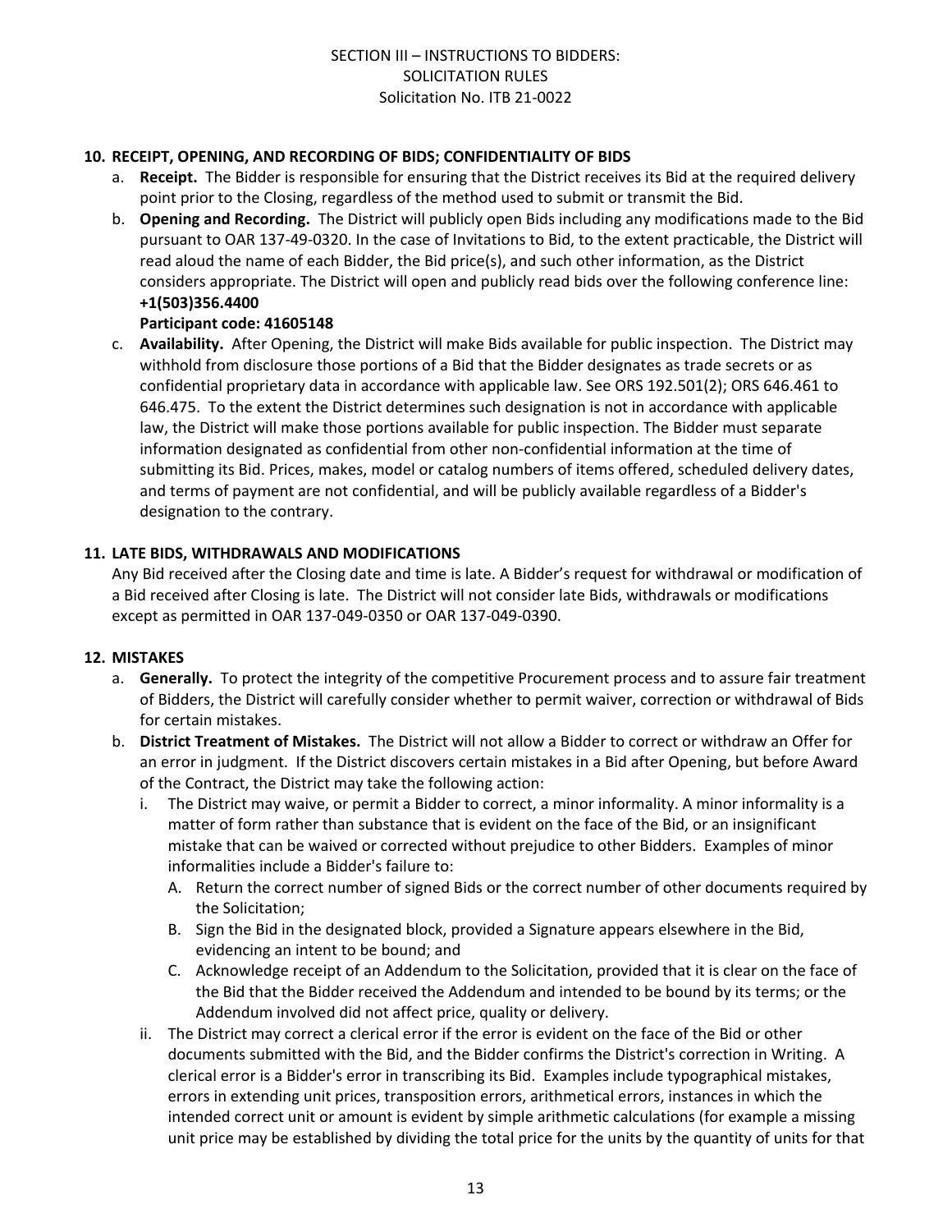## 10. RECEIPT, OPENING, AND RECORDING OF BIDS; CONFIDENTIALITY OF BIDS

a. **Receipt.** The Bidder is responsible for ensuring that the District receives its Bid at the required delivery point prior to the Closing, regardless of the method used to submit or transmit the Bid.

b. **Opening and Recording.** The District will publicly open Bids including any modifications made to the Bid pursuant to OAR 137-49-0320. In the case of Invitations to Bid, to the extent practicable, the District will read aloud the name of each Bidder, the Bid price(s), and such other information, as the District considers appropriate. The District will open and publicly read bids over the following conference line:
**+1(503)356.4400**
**Participant code: 41605148**

c. **Availability.** After Opening, the District will make Bids available for public inspection. The District may withhold from disclosure those portions of a Bid that the Bidder designates as trade secrets or as confidential proprietary data in accordance with applicable law. See ORS 192.501(2); ORS 646.461 to 646.475. To the extent the District determines such designation is not in accordance with applicable law, the District will make those portions available for public inspection. The Bidder must separate information designated as confidential from other non-confidential information at the time of submitting its Bid. Prices, makes, model or catalog numbers of items offered, scheduled delivery dates, and terms of payment are not confidential, and will be publicly available regardless of a Bidder's designation to the contrary.

## 11. LATE BIDS, WITHDRAWALS AND MODIFICATIONS

Any Bid received after the Closing date and time is late. A Bidder's request for withdrawal or modification of a Bid received after Closing is late. The District will not consider late Bids, withdrawals or modifications except as permitted in OAR 137-049-0350 or OAR 137-049-0390.

## 12. MISTAKES

a. **Generally.** To protect the integrity of the competitive Procurement process and to assure fair treatment of Bidders, the District will carefully consider whether to permit waiver, correction or withdrawal of Bids for certain mistakes.

b. **District Treatment of Mistakes.** The District will not allow a Bidder to correct or withdraw an Offer for an error in judgment. If the District discovers certain mistakes in a Bid after Opening, but before Award of the Contract, the District may take the following action:

   i. The District may waive, or permit a Bidder to correct, a minor informality. A minor informality is a matter of form rather than substance that is evident on the face of the Bid, or an insignificant mistake that can be waived or corrected without prejudice to other Bidders. Examples of minor informalities include a Bidder's failure to:

      A. Return the correct number of signed Bids or the correct number of other documents required by the Solicitation;

      B. Sign the Bid in the designated block, provided a Signature appears elsewhere in the Bid, evidencing an intent to be bound; and

      C. Acknowledge receipt of an Addendum to the Solicitation, provided that it is clear on the face of the Bid that the Bidder received the Addendum and intended to be bound by its terms; or the Addendum involved did not affect price, quality or delivery.

   ii. The District may correct a clerical error if the error is evident on the face of the Bid or other documents submitted with the Bid, and the Bidder confirms the District's correction in Writing. A clerical error is a Bidder's error in transcribing its Bid. Examples include typographical mistakes, errors in extending unit prices, transposition errors, arithmetical errors, instances in which the intended correct unit or amount is evident by simple arithmetic calculations (for example a missing unit price may be established by dividing the total price for the units by the quantity of units for that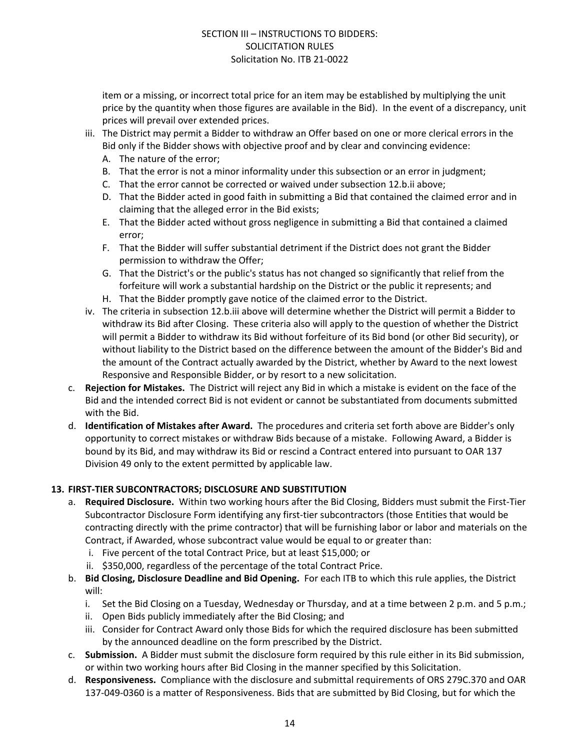item or a missing, or incorrect total price for an item may be established by multiplying the unit price by the quantity when those figures are available in the Bid). In the event of a discrepancy, unit prices will prevail over extended prices.

   iii. The District may permit a Bidder to withdraw an Offer based on one or more clerical errors in the Bid only if the Bidder shows with objective proof and by clear and convincing evidence:
      A. The nature of the error;
      B. That the error is not a minor informality under this subsection or an error in judgment;
      C. That the error cannot be corrected or waived under subsection 12.b.ii above;
      D. That the Bidder acted in good faith in submitting a Bid that contained the claimed error and in claiming that the alleged error in the Bid exists;
      E. That the Bidder acted without gross negligence in submitting a Bid that contained a claimed error;
      F. That the Bidder will suffer substantial detriment if the District does not grant the Bidder permission to withdraw the Offer;
      G. That the District's or the public's status has not changed so significantly that relief from the forfeiture will work a substantial hardship on the District or the public it represents; and
      H. That the Bidder promptly gave notice of the claimed error to the District.

   iv. The criteria in subsection 12.b.iii above will determine whether the District will permit a Bidder to withdraw its Bid after Closing. These criteria also will apply to the question of whether the District will permit a Bidder to withdraw its Bid without forfeiture of its Bid bond (or other Bid security), or without liability to the District based on the difference between the amount of the Bidder's Bid and the amount of the Contract actually awarded by the District, whether by Award to the next lowest Responsive and Responsible Bidder, or by resort to a new solicitation.

c. **Rejection for Mistakes.** The District will reject any Bid in which a mistake is evident on the face of the Bid and the intended correct Bid is not evident or cannot be substantiated from documents submitted with the Bid.

d. **Identification of Mistakes after Award.** The procedures and criteria set forth above are Bidder's only opportunity to correct mistakes or withdraw Bids because of a mistake. Following Award, a Bidder is bound by its Bid, and may withdraw its Bid or rescind a Contract entered into pursuant to OAR 137 Division 49 only to the extent permitted by applicable law.

**13. FIRST-TIER SUBCONTRACTORS; DISCLOSURE AND SUBSTITUTION**

a. **Required Disclosure.** Within two working hours after the Bid Closing, Bidders must submit the First-Tier Subcontractor Disclosure Form identifying any first-tier subcontractors (those Entities that would be contracting directly with the prime contractor) that will be furnishing labor or labor and materials on the Contract, if Awarded, whose subcontract value would be equal to or greater than:
   i. Five percent of the total Contract Price, but at least $15,000; or
   ii. $350,000, regardless of the percentage of the total Contract Price.

b. **Bid Closing, Disclosure Deadline and Bid Opening.** For each ITB to which this rule applies, the District will:
   i. Set the Bid Closing on a Tuesday, Wednesday or Thursday, and at a time between 2 p.m. and 5 p.m.;
   ii. Open Bids publicly immediately after the Bid Closing; and
   iii. Consider for Contract Award only those Bids for which the required disclosure has been submitted by the announced deadline on the form prescribed by the District.

c. **Submission.** A Bidder must submit the disclosure form required by this rule either in its Bid submission, or within two working hours after Bid Closing in the manner specified by this Solicitation.

d. **Responsiveness.** Compliance with the disclosure and submittal requirements of ORS 279C.370 and OAR 137-049-0360 is a matter of Responsiveness. Bids that are submitted by Bid Closing, but for which the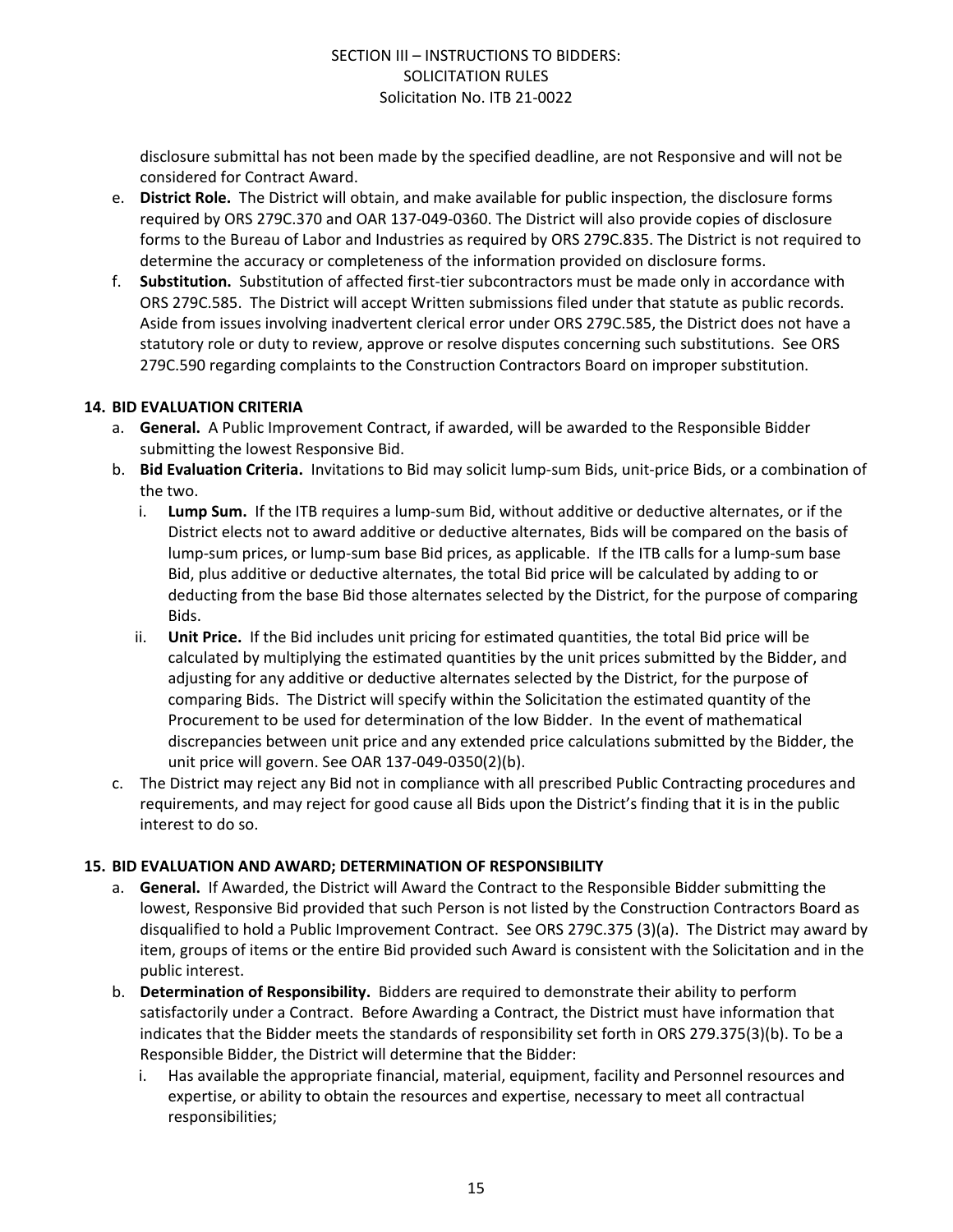disclosure submittal has not been made by the specified deadline, are not Responsive and will not be considered for Contract Award.

e. **District Role.** The District will obtain, and make available for public inspection, the disclosure forms required by ORS 279C.370 and OAR 137-049-0360. The District will also provide copies of disclosure forms to the Bureau of Labor and Industries as required by ORS 279C.835. The District is not required to determine the accuracy or completeness of the information provided on disclosure forms.
f. **Substitution.** Substitution of affected first-tier subcontractors must be made only in accordance with ORS 279C.585. The District will accept Written submissions filed under that statute as public records. Aside from issues involving inadvertent clerical error under ORS 279C.585, the District does not have a statutory role or duty to review, approve or resolve disputes concerning such substitutions. See ORS 279C.590 regarding complaints to the Construction Contractors Board on improper substitution.

## 14. BID EVALUATION CRITERIA

a. **General.** A Public Improvement Contract, if awarded, will be awarded to the Responsible Bidder submitting the lowest Responsive Bid.
b. **Bid Evaluation Criteria.** Invitations to Bid may solicit lump-sum Bids, unit-price Bids, or a combination of the two.
   i. **Lump Sum.** If the ITB requires a lump-sum Bid, without additive or deductive alternates, or if the District elects not to award additive or deductive alternates, Bids will be compared on the basis of lump-sum prices, or lump-sum base Bid prices, as applicable. If the ITB calls for a lump-sum base Bid, plus additive or deductive alternates, the total Bid price will be calculated by adding to or deducting from the base Bid those alternates selected by the District, for the purpose of comparing Bids.
   ii. **Unit Price.** If the Bid includes unit pricing for estimated quantities, the total Bid price will be calculated by multiplying the estimated quantities by the unit prices submitted by the Bidder, and adjusting for any additive or deductive alternates selected by the District, for the purpose of comparing Bids. The District will specify within the Solicitation the estimated quantity of the Procurement to be used for determination of the low Bidder. In the event of mathematical discrepancies between unit price and any extended price calculations submitted by the Bidder, the unit price will govern. See OAR 137-049-0350(2)(b).
c. The District may reject any Bid not in compliance with all prescribed Public Contracting procedures and requirements, and may reject for good cause all Bids upon the District's finding that it is in the public interest to do so.

## 15. BID EVALUATION AND AWARD; DETERMINATION OF RESPONSIBILITY

a. **General.** If Awarded, the District will Award the Contract to the Responsible Bidder submitting the lowest, Responsive Bid provided that such Person is not listed by the Construction Contractors Board as disqualified to hold a Public Improvement Contract. See ORS 279C.375 (3)(a). The District may award by item, groups of items or the entire Bid provided such Award is consistent with the Solicitation and in the public interest.
b. **Determination of Responsibility.** Bidders are required to demonstrate their ability to perform satisfactorily under a Contract. Before Awarding a Contract, the District must have information that indicates that the Bidder meets the standards of responsibility set forth in ORS 279.375(3)(b). To be a Responsible Bidder, the District will determine that the Bidder:
   i. Has available the appropriate financial, material, equipment, facility and Personnel resources and expertise, or ability to obtain the resources and expertise, necessary to meet all contractual responsibilities;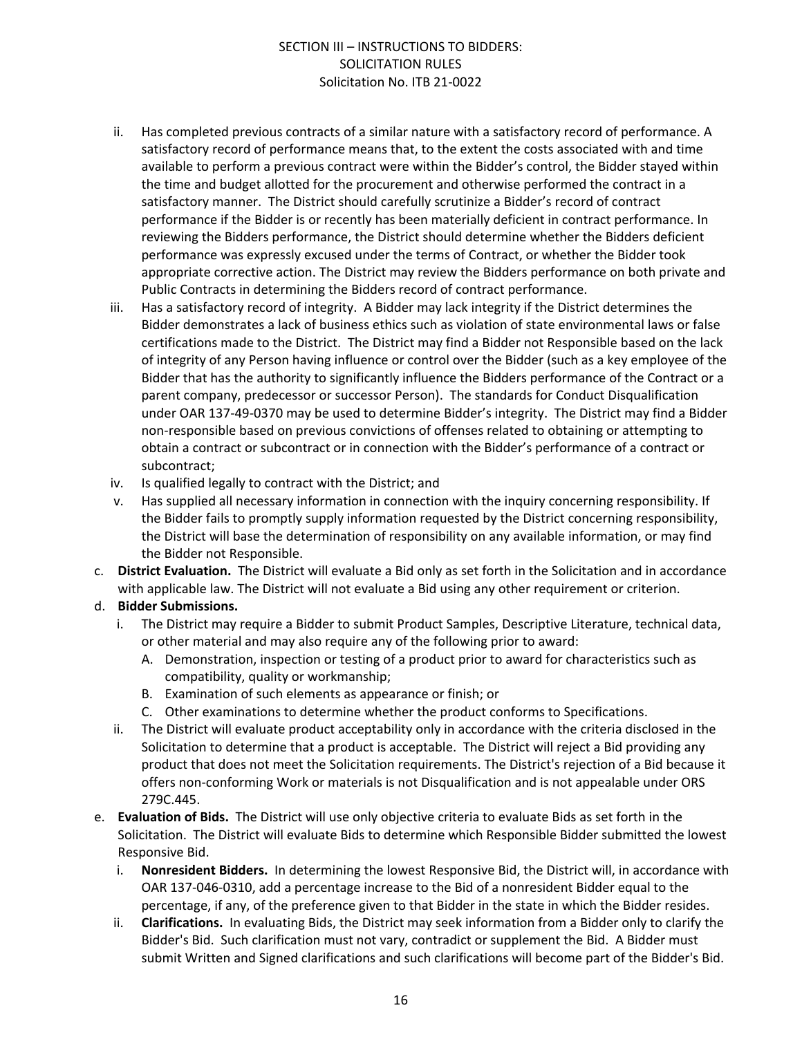- ii. Has completed previous contracts of a similar nature with a satisfactory record of performance. A satisfactory record of performance means that, to the extent the costs associated with and time available to perform a previous contract were within the Bidder's control, the Bidder stayed within the time and budget allotted for the procurement and otherwise performed the contract in a satisfactory manner. The District should carefully scrutinize a Bidder's record of contract performance if the Bidder is or recently has been materially deficient in contract performance. In reviewing the Bidders performance, the District should determine whether the Bidders deficient performance was expressly excused under the terms of Contract, or whether the Bidder took appropriate corrective action. The District may review the Bidders performance on both private and Public Contracts in determining the Bidders record of contract performance.
- iii. Has a satisfactory record of integrity. A Bidder may lack integrity if the District determines the Bidder demonstrates a lack of business ethics such as violation of state environmental laws or false certifications made to the District. The District may find a Bidder not Responsible based on the lack of integrity of any Person having influence or control over the Bidder (such as a key employee of the Bidder that has the authority to significantly influence the Bidders performance of the Contract or a parent company, predecessor or successor Person). The standards for Conduct Disqualification under OAR 137-49-0370 may be used to determine Bidder's integrity. The District may find a Bidder non-responsible based on previous convictions of offenses related to obtaining or attempting to obtain a contract or subcontract or in connection with the Bidder's performance of a contract or subcontract;
- iv. Is qualified legally to contract with the District; and
- v. Has supplied all necessary information in connection with the inquiry concerning responsibility. If the Bidder fails to promptly supply information requested by the District concerning responsibility, the District will base the determination of responsibility on any available information, or may find the Bidder not Responsible.

c. **District Evaluation.** The District will evaluate a Bid only as set forth in the Solicitation and in accordance with applicable law. The District will not evaluate a Bid using any other requirement or criterion.

d. **Bidder Submissions.**
   - i. The District may require a Bidder to submit Product Samples, Descriptive Literature, technical data, or other material and may also require any of the following prior to award:
     - A. Demonstration, inspection or testing of a product prior to award for characteristics such as compatibility, quality or workmanship;
     - B. Examination of such elements as appearance or finish; or
     - C. Other examinations to determine whether the product conforms to Specifications.
   - ii. The District will evaluate product acceptability only in accordance with the criteria disclosed in the Solicitation to determine that a product is acceptable. The District will reject a Bid providing any product that does not meet the Solicitation requirements. The District's rejection of a Bid because it offers non-conforming Work or materials is not Disqualification and is not appealable under ORS 279C.445.

e. **Evaluation of Bids.** The District will use only objective criteria to evaluate Bids as set forth in the Solicitation. The District will evaluate Bids to determine which Responsible Bidder submitted the lowest Responsive Bid.
   - i. **Nonresident Bidders.** In determining the lowest Responsive Bid, the District will, in accordance with OAR 137-046-0310, add a percentage increase to the Bid of a nonresident Bidder equal to the percentage, if any, of the preference given to that Bidder in the state in which the Bidder resides.
   - ii. **Clarifications.** In evaluating Bids, the District may seek information from a Bidder only to clarify the Bidder's Bid. Such clarification must not vary, contradict or supplement the Bid. A Bidder must submit Written and Signed clarifications and such clarifications will become part of the Bidder's Bid.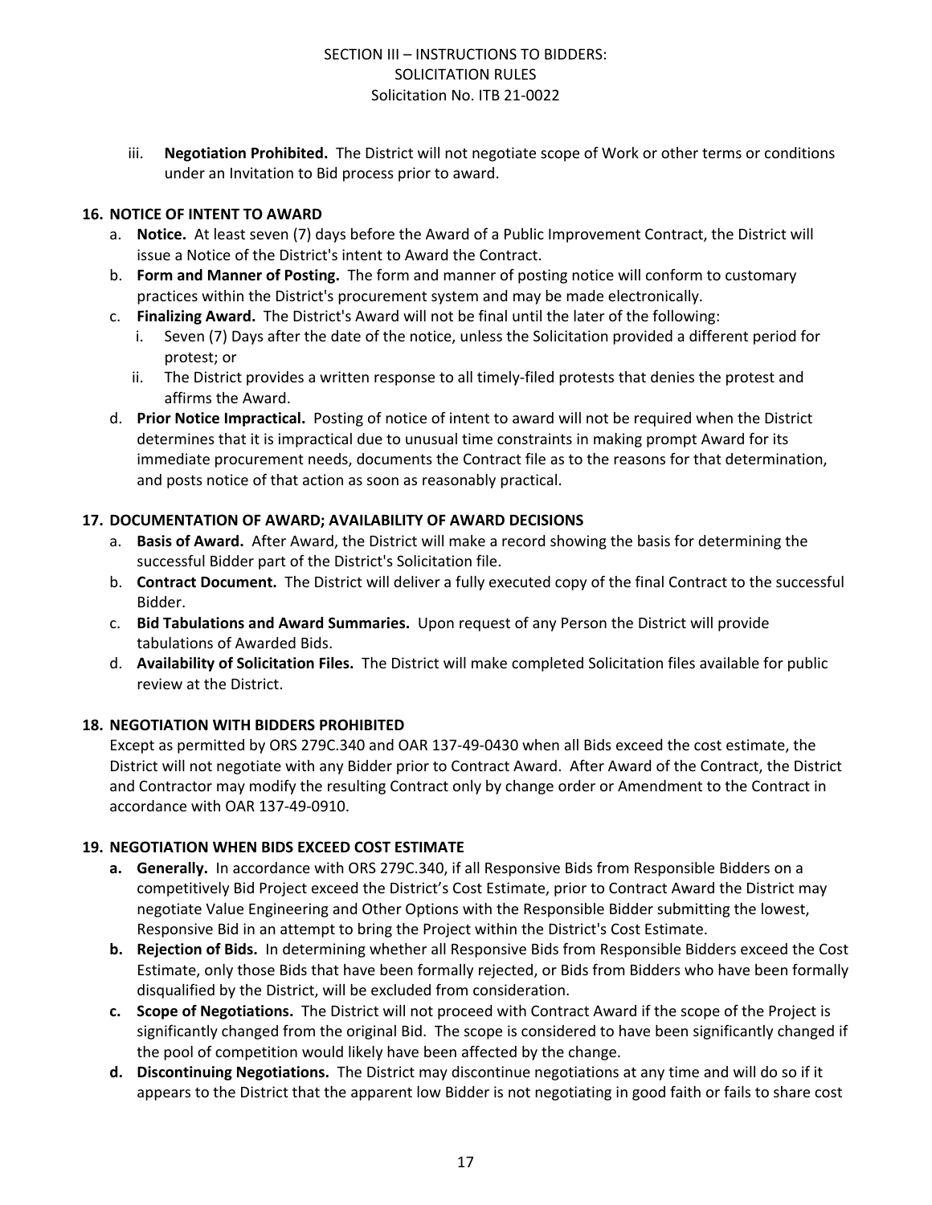iii. **Negotiation Prohibited.** The District will not negotiate scope of Work or other terms or conditions under an Invitation to Bid process prior to award.

**16. NOTICE OF INTENT TO AWARD**

a. **Notice.** At least seven (7) days before the Award of a Public Improvement Contract, the District will issue a Notice of the District's intent to Award the Contract.

b. **Form and Manner of Posting.** The form and manner of posting notice will conform to customary practices within the District's procurement system and may be made electronically.

c. **Finalizing Award.** The District's Award will not be final until the later of the following:

  i. Seven (7) Days after the date of the notice, unless the Solicitation provided a different period for protest; or

  ii. The District provides a written response to all timely-filed protests that denies the protest and affirms the Award.

d. **Prior Notice Impractical.** Posting of notice of intent to award will not be required when the District determines that it is impractical due to unusual time constraints in making prompt Award for its immediate procurement needs, documents the Contract file as to the reasons for that determination, and posts notice of that action as soon as reasonably practical.

**17. DOCUMENTATION OF AWARD; AVAILABILITY OF AWARD DECISIONS**

a. **Basis of Award.** After Award, the District will make a record showing the basis for determining the successful Bidder part of the District's Solicitation file.

b. **Contract Document.** The District will deliver a fully executed copy of the final Contract to the successful Bidder.

c. **Bid Tabulations and Award Summaries.** Upon request of any Person the District will provide tabulations of Awarded Bids.

d. **Availability of Solicitation Files.** The District will make completed Solicitation files available for public review at the District.

**18. NEGOTIATION WITH BIDDERS PROHIBITED**

Except as permitted by ORS 279C.340 and OAR 137-49-0430 when all Bids exceed the cost estimate, the District will not negotiate with any Bidder prior to Contract Award. After Award of the Contract, the District and Contractor may modify the resulting Contract only by change order or Amendment to the Contract in accordance with OAR 137-49-0910.

**19. NEGOTIATION WHEN BIDS EXCEED COST ESTIMATE**

**a. Generally.** In accordance with ORS 279C.340, if all Responsive Bids from Responsible Bidders on a competitively Bid Project exceed the District's Cost Estimate, prior to Contract Award the District may negotiate Value Engineering and Other Options with the Responsible Bidder submitting the lowest, Responsive Bid in an attempt to bring the Project within the District's Cost Estimate.

**b. Rejection of Bids.** In determining whether all Responsive Bids from Responsible Bidders exceed the Cost Estimate, only those Bids that have been formally rejected, or Bids from Bidders who have been formally disqualified by the District, will be excluded from consideration.

**c. Scope of Negotiations.** The District will not proceed with Contract Award if the scope of the Project is significantly changed from the original Bid. The scope is considered to have been significantly changed if the pool of competition would likely have been affected by the change.

**d. Discontinuing Negotiations.** The District may discontinue negotiations at any time and will do so if it appears to the District that the apparent low Bidder is not negotiating in good faith or fails to share cost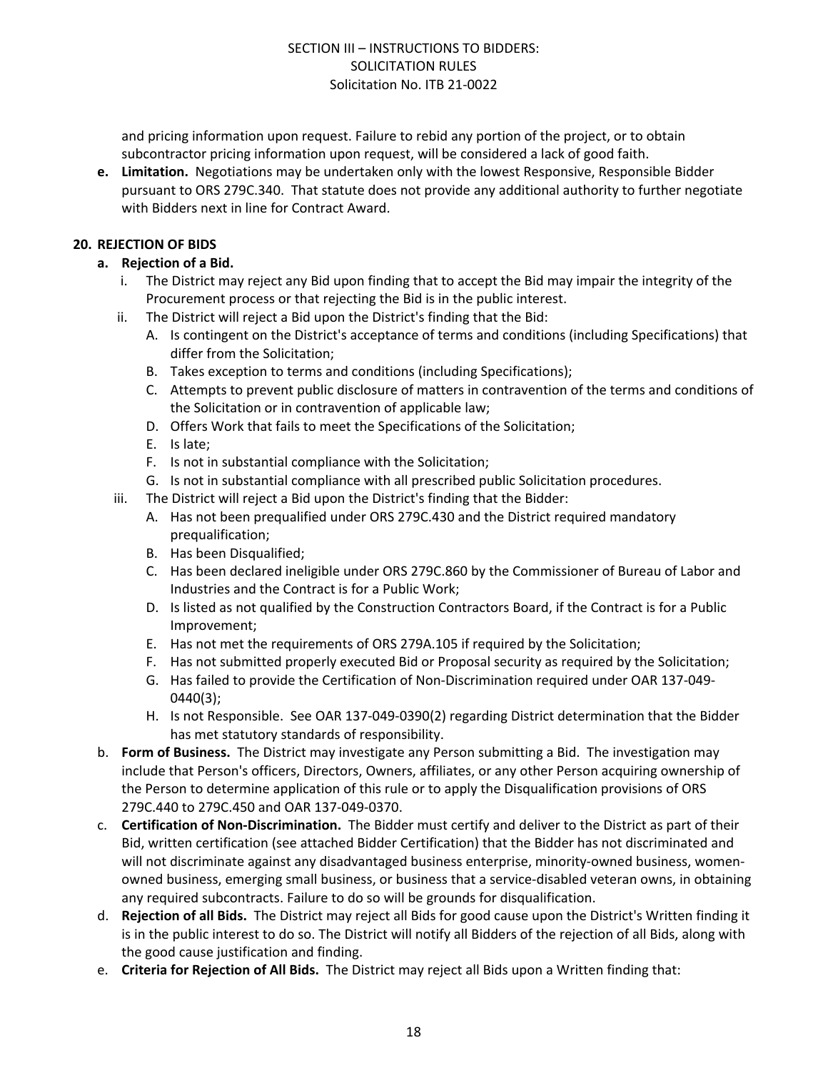and pricing information upon request. Failure to rebid any portion of the project, or to obtain subcontractor pricing information upon request, will be considered a lack of good faith.

**e. Limitation.** Negotiations may be undertaken only with the lowest Responsive, Responsible Bidder pursuant to ORS 279C.340. That statute does not provide any additional authority to further negotiate with Bidders next in line for Contract Award.

## 20. REJECTION OF BIDS

**a. Rejection of a Bid.**

i. The District may reject any Bid upon finding that to accept the Bid may impair the integrity of the Procurement process or that rejecting the Bid is in the public interest.

ii. The District will reject a Bid upon the District's finding that the Bid:

A. Is contingent on the District's acceptance of terms and conditions (including Specifications) that differ from the Solicitation;

B. Takes exception to terms and conditions (including Specifications);

C. Attempts to prevent public disclosure of matters in contravention of the terms and conditions of the Solicitation or in contravention of applicable law;

D. Offers Work that fails to meet the Specifications of the Solicitation;

E. Is late;

F. Is not in substantial compliance with the Solicitation;

G. Is not in substantial compliance with all prescribed public Solicitation procedures.

iii. The District will reject a Bid upon the District's finding that the Bidder:

A. Has not been prequalified under ORS 279C.430 and the District required mandatory prequalification;

B. Has been Disqualified;

C. Has been declared ineligible under ORS 279C.860 by the Commissioner of Bureau of Labor and Industries and the Contract is for a Public Work;

D. Is listed as not qualified by the Construction Contractors Board, if the Contract is for a Public Improvement;

E. Has not met the requirements of ORS 279A.105 if required by the Solicitation;

F. Has not submitted properly executed Bid or Proposal security as required by the Solicitation;

G. Has failed to provide the Certification of Non-Discrimination required under OAR 137-049-0440(3);

H. Is not Responsible. See OAR 137-049-0390(2) regarding District determination that the Bidder has met statutory standards of responsibility.

b. **Form of Business.** The District may investigate any Person submitting a Bid. The investigation may include that Person's officers, Directors, Owners, affiliates, or any other Person acquiring ownership of the Person to determine application of this rule or to apply the Disqualification provisions of ORS 279C.440 to 279C.450 and OAR 137-049-0370.

c. **Certification of Non-Discrimination.** The Bidder must certify and deliver to the District as part of their Bid, written certification (see attached Bidder Certification) that the Bidder has not discriminated and will not discriminate against any disadvantaged business enterprise, minority-owned business, women-owned business, emerging small business, or business that a service-disabled veteran owns, in obtaining any required subcontracts. Failure to do so will be grounds for disqualification.

d. **Rejection of all Bids.** The District may reject all Bids for good cause upon the District's Written finding it is in the public interest to do so. The District will notify all Bidders of the rejection of all Bids, along with the good cause justification and finding.

e. **Criteria for Rejection of All Bids.** The District may reject all Bids upon a Written finding that: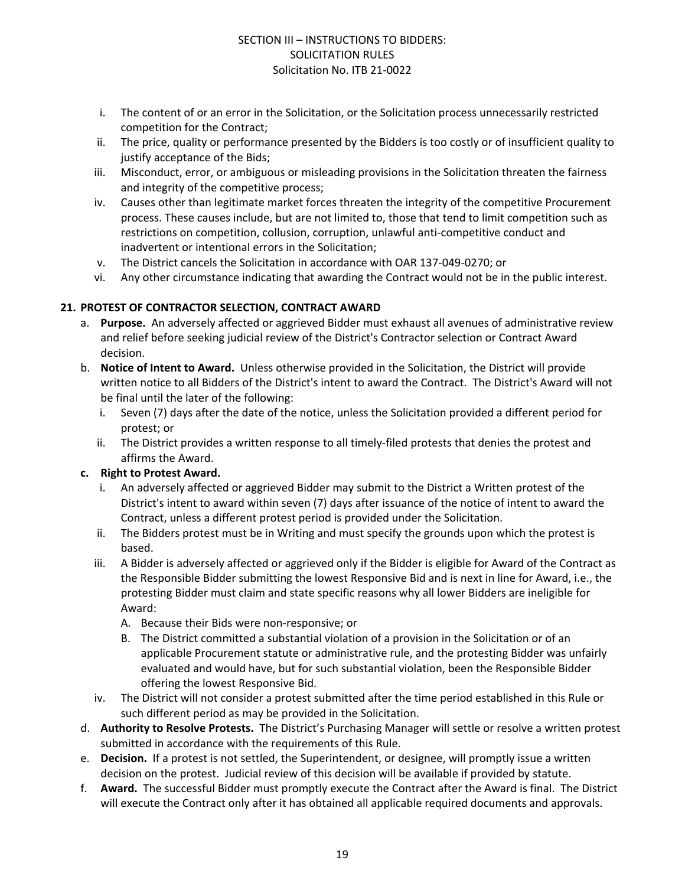i. The content of or an error in the Solicitation, or the Solicitation process unnecessarily restricted competition for the Contract;
ii. The price, quality or performance presented by the Bidders is too costly or of insufficient quality to justify acceptance of the Bids;
iii. Misconduct, error, or ambiguous or misleading provisions in the Solicitation threaten the fairness and integrity of the competitive process;
iv. Causes other than legitimate market forces threaten the integrity of the competitive Procurement process. These causes include, but are not limited to, those that tend to limit competition such as restrictions on competition, collusion, corruption, unlawful anti-competitive conduct and inadvertent or intentional errors in the Solicitation;
v. The District cancels the Solicitation in accordance with OAR 137-049-0270; or
vi. Any other circumstance indicating that awarding the Contract would not be in the public interest.

**21. PROTEST OF CONTRACTOR SELECTION, CONTRACT AWARD**

a. **Purpose.** An adversely affected or aggrieved Bidder must exhaust all avenues of administrative review and relief before seeking judicial review of the District's Contractor selection or Contract Award decision.

b. **Notice of Intent to Award.** Unless otherwise provided in the Solicitation, the District will provide written notice to all Bidders of the District's intent to award the Contract. The District's Award will not be final until the later of the following:
   i. Seven (7) days after the date of the notice, unless the Solicitation provided a different period for protest; or
   ii. The District provides a written response to all timely-filed protests that denies the protest and affirms the Award.

**c. Right to Protest Award.**
   i. An adversely affected or aggrieved Bidder may submit to the District a Written protest of the District's intent to award within seven (7) days after issuance of the notice of intent to award the Contract, unless a different protest period is provided under the Solicitation.
   ii. The Bidders protest must be in Writing and must specify the grounds upon which the protest is based.
   iii. A Bidder is adversely affected or aggrieved only if the Bidder is eligible for Award of the Contract as the Responsible Bidder submitting the lowest Responsive Bid and is next in line for Award, i.e., the protesting Bidder must claim and state specific reasons why all lower Bidders are ineligible for Award:
      A. Because their Bids were non-responsive; or
      B. The District committed a substantial violation of a provision in the Solicitation or of an applicable Procurement statute or administrative rule, and the protesting Bidder was unfairly evaluated and would have, but for such substantial violation, been the Responsible Bidder offering the lowest Responsive Bid.
   iv. The District will not consider a protest submitted after the time period established in this Rule or such different period as may be provided in the Solicitation.

d. **Authority to Resolve Protests.** The District's Purchasing Manager will settle or resolve a written protest submitted in accordance with the requirements of this Rule.

e. **Decision.** If a protest is not settled, the Superintendent, or designee, will promptly issue a written decision on the protest. Judicial review of this decision will be available if provided by statute.

f. **Award.** The successful Bidder must promptly execute the Contract after the Award is final. The District will execute the Contract only after it has obtained all applicable required documents and approvals.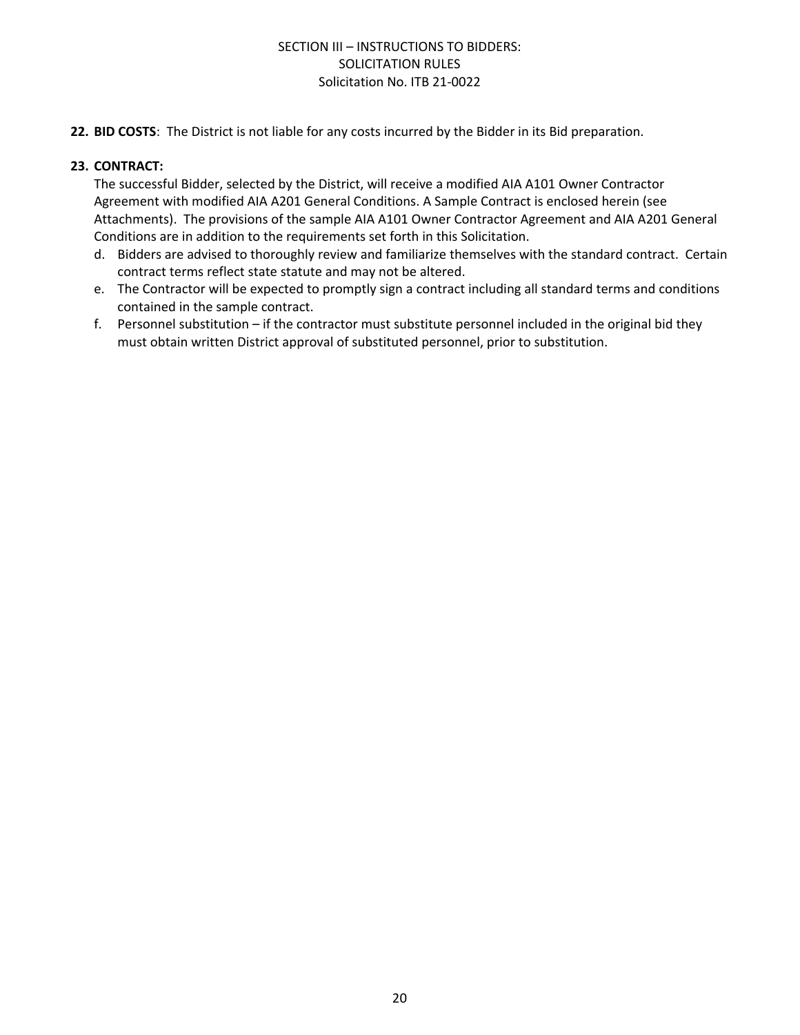**22. BID COSTS**: The District is not liable for any costs incurred by the Bidder in its Bid preparation.

**23. CONTRACT:**

The successful Bidder, selected by the District, will receive a modified AIA A101 Owner Contractor Agreement with modified AIA A201 General Conditions. A Sample Contract is enclosed herein (see Attachments). The provisions of the sample AIA A101 Owner Contractor Agreement and AIA A201 General Conditions are in addition to the requirements set forth in this Solicitation.

d. Bidders are advised to thoroughly review and familiarize themselves with the standard contract. Certain contract terms reflect state statute and may not be altered.

e. The Contractor will be expected to promptly sign a contract including all standard terms and conditions contained in the sample contract.

f. Personnel substitution – if the contractor must substitute personnel included in the original bid they must obtain written District approval of substituted personnel, prior to substitution.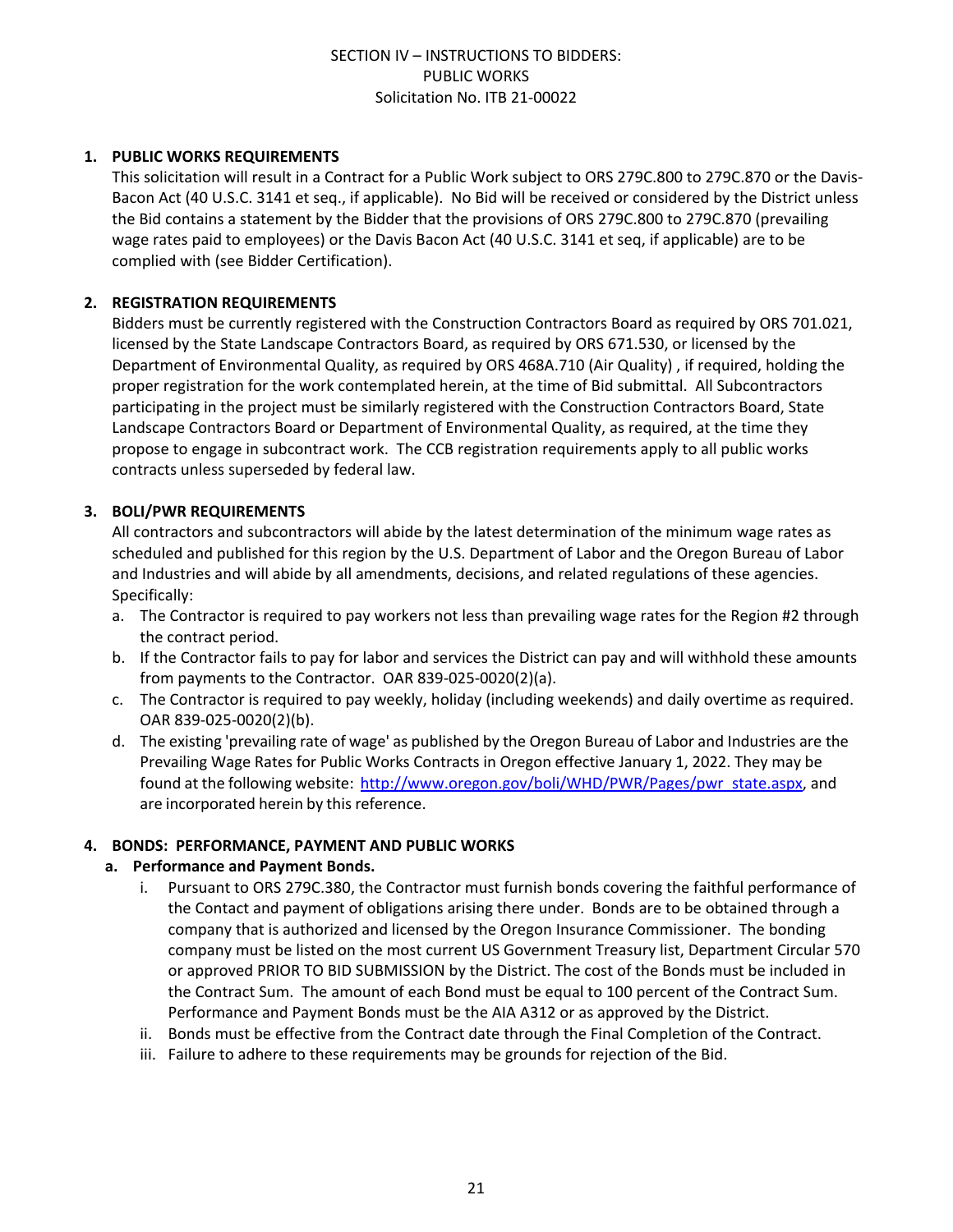SECTION IV – INSTRUCTIONS TO BIDDERS:
PUBLIC WORKS
Solicitation No. ITB 21-00022

**1. PUBLIC WORKS REQUIREMENTS**

This solicitation will result in a Contract for a Public Work subject to ORS 279C.800 to 279C.870 or the Davis-Bacon Act (40 U.S.C. 3141 et seq., if applicable). No Bid will be received or considered by the District unless the Bid contains a statement by the Bidder that the provisions of ORS 279C.800 to 279C.870 (prevailing wage rates paid to employees) or the Davis Bacon Act (40 U.S.C. 3141 et seq, if applicable) are to be complied with (see Bidder Certification).

**2. REGISTRATION REQUIREMENTS**

Bidders must be currently registered with the Construction Contractors Board as required by ORS 701.021, licensed by the State Landscape Contractors Board, as required by ORS 671.530, or licensed by the Department of Environmental Quality, as required by ORS 468A.710 (Air Quality) , if required, holding the proper registration for the work contemplated herein, at the time of Bid submittal. All Subcontractors participating in the project must be similarly registered with the Construction Contractors Board, State Landscape Contractors Board or Department of Environmental Quality, as required, at the time they propose to engage in subcontract work. The CCB registration requirements apply to all public works contracts unless superseded by federal law.

**3. BOLI/PWR REQUIREMENTS**

All contractors and subcontractors will abide by the latest determination of the minimum wage rates as scheduled and published for this region by the U.S. Department of Labor and the Oregon Bureau of Labor and Industries and will abide by all amendments, decisions, and related regulations of these agencies. Specifically:

a. The Contractor is required to pay workers not less than prevailing wage rates for the Region #2 through the contract period.
b. If the Contractor fails to pay for labor and services the District can pay and will withhold these amounts from payments to the Contractor. OAR 839-025-0020(2)(a).
c. The Contractor is required to pay weekly, holiday (including weekends) and daily overtime as required. OAR 839-025-0020(2)(b).
d. The existing 'prevailing rate of wage' as published by the Oregon Bureau of Labor and Industries are the Prevailing Wage Rates for Public Works Contracts in Oregon effective January 1, 2022. They may be found at the following website: http://www.oregon.gov/boli/WHD/PWR/Pages/pwr_state.aspx, and are incorporated herein by this reference.

**4. BONDS: PERFORMANCE, PAYMENT AND PUBLIC WORKS**

**a. Performance and Payment Bonds.**

i. Pursuant to ORS 279C.380, the Contractor must furnish bonds covering the faithful performance of the Contact and payment of obligations arising there under. Bonds are to be obtained through a company that is authorized and licensed by the Oregon Insurance Commissioner. The bonding company must be listed on the most current US Government Treasury list, Department Circular 570 or approved PRIOR TO BID SUBMISSION by the District. The cost of the Bonds must be included in the Contract Sum. The amount of each Bond must be equal to 100 percent of the Contract Sum. Performance and Payment Bonds must be the AIA A312 or as approved by the District.
ii. Bonds must be effective from the Contract date through the Final Completion of the Contract.
iii. Failure to adhere to these requirements may be grounds for rejection of the Bid.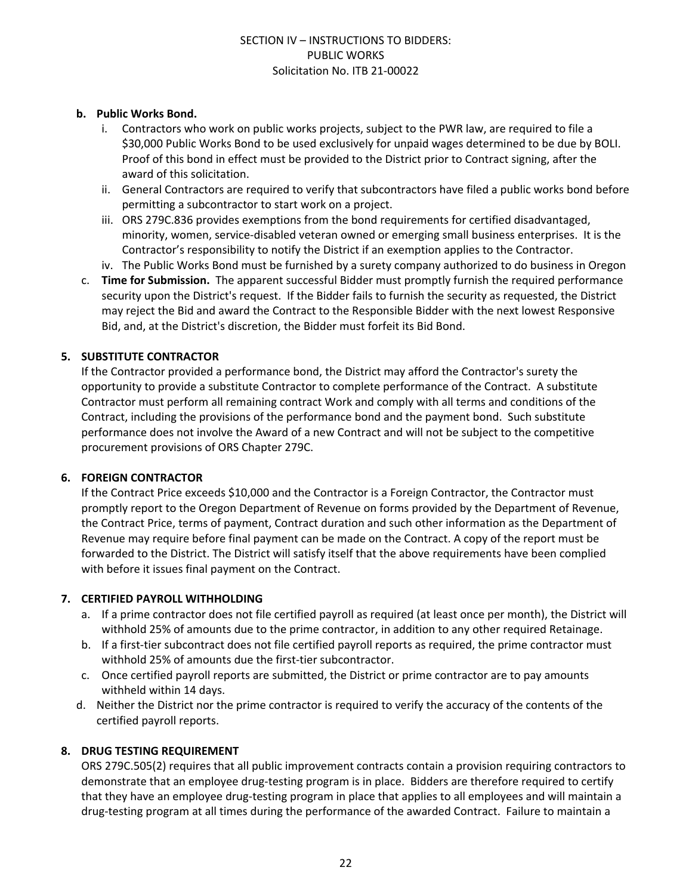**b. Public Works Bond.**

i. Contractors who work on public works projects, subject to the PWR law, are required to file a $30,000 Public Works Bond to be used exclusively for unpaid wages determined to be due by BOLI. Proof of this bond in effect must be provided to the District prior to Contract signing, after the award of this solicitation.

ii. General Contractors are required to verify that subcontractors have filed a public works bond before permitting a subcontractor to start work on a project.

iii. ORS 279C.836 provides exemptions from the bond requirements for certified disadvantaged, minority, women, service-disabled veteran owned or emerging small business enterprises. It is the Contractor's responsibility to notify the District if an exemption applies to the Contractor.

iv. The Public Works Bond must be furnished by a surety company authorized to do business in Oregon

c. **Time for Submission.** The apparent successful Bidder must promptly furnish the required performance security upon the District's request. If the Bidder fails to furnish the security as requested, the District may reject the Bid and award the Contract to the Responsible Bidder with the next lowest Responsive Bid, and, at the District's discretion, the Bidder must forfeit its Bid Bond.

**5. SUBSTITUTE CONTRACTOR**

If the Contractor provided a performance bond, the District may afford the Contractor's surety the opportunity to provide a substitute Contractor to complete performance of the Contract. A substitute Contractor must perform all remaining contract Work and comply with all terms and conditions of the Contract, including the provisions of the performance bond and the payment bond. Such substitute performance does not involve the Award of a new Contract and will not be subject to the competitive procurement provisions of ORS Chapter 279C.

**6. FOREIGN CONTRACTOR**

If the Contract Price exceeds $10,000 and the Contractor is a Foreign Contractor, the Contractor must promptly report to the Oregon Department of Revenue on forms provided by the Department of Revenue, the Contract Price, terms of payment, Contract duration and such other information as the Department of Revenue may require before final payment can be made on the Contract. A copy of the report must be forwarded to the District. The District will satisfy itself that the above requirements have been complied with before it issues final payment on the Contract.

**7. CERTIFIED PAYROLL WITHHOLDING**

a. If a prime contractor does not file certified payroll as required (at least once per month), the District will withhold 25% of amounts due to the prime contractor, in addition to any other required Retainage.

b. If a first-tier subcontract does not file certified payroll reports as required, the prime contractor must withhold 25% of amounts due the first-tier subcontractor.

c. Once certified payroll reports are submitted, the District or prime contractor are to pay amounts withheld within 14 days.

d. Neither the District nor the prime contractor is required to verify the accuracy of the contents of the certified payroll reports.

**8. DRUG TESTING REQUIREMENT**

ORS 279C.505(2) requires that all public improvement contracts contain a provision requiring contractors to demonstrate that an employee drug-testing program is in place. Bidders are therefore required to certify that they have an employee drug-testing program in place that applies to all employees and will maintain a drug-testing program at all times during the performance of the awarded Contract. Failure to maintain a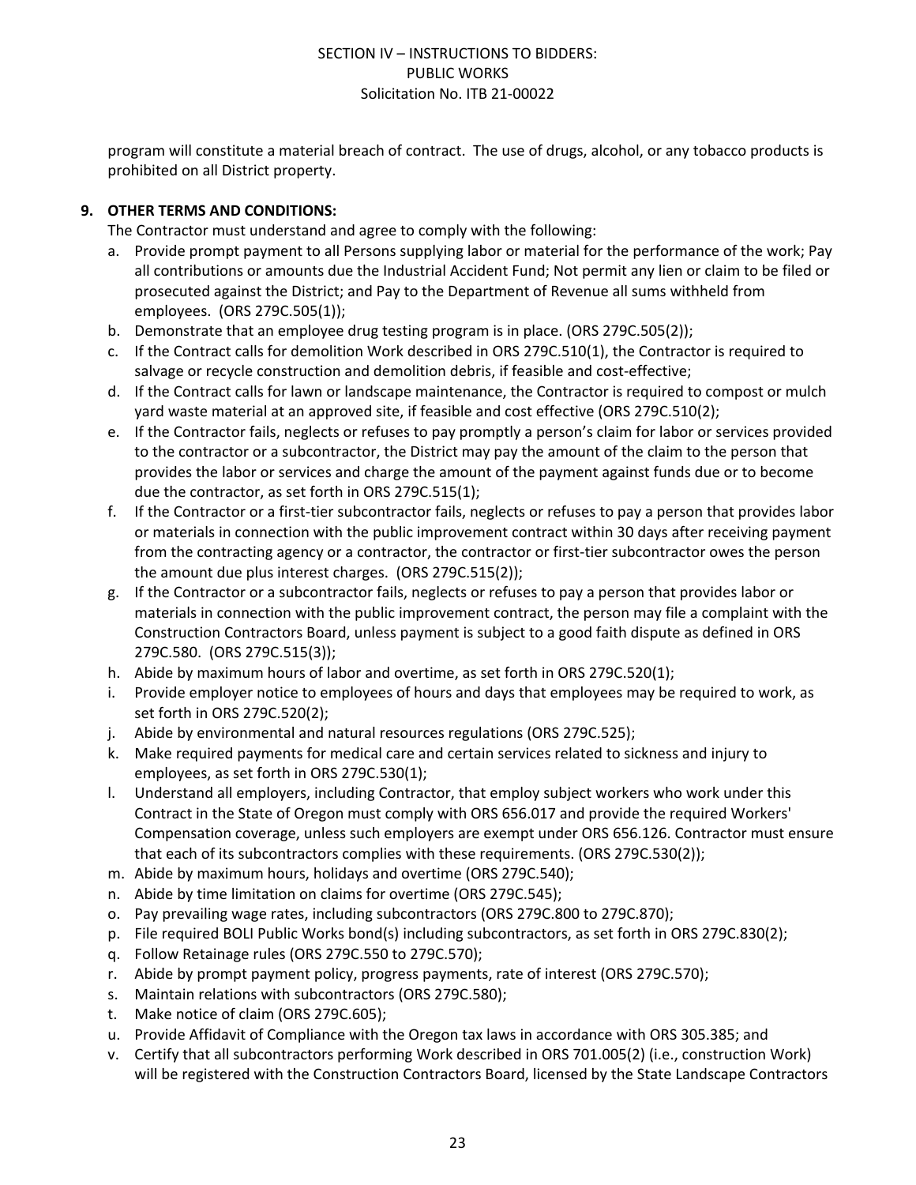program will constitute a material breach of contract. The use of drugs, alcohol, or any tobacco products is prohibited on all District property.

**9. OTHER TERMS AND CONDITIONS:**

The Contractor must understand and agree to comply with the following:

a. Provide prompt payment to all Persons supplying labor or material for the performance of the work; Pay all contributions or amounts due the Industrial Accident Fund; Not permit any lien or claim to be filed or prosecuted against the District; and Pay to the Department of Revenue all sums withheld from employees. (ORS 279C.505(1));

b. Demonstrate that an employee drug testing program is in place. (ORS 279C.505(2));

c. If the Contract calls for demolition Work described in ORS 279C.510(1), the Contractor is required to salvage or recycle construction and demolition debris, if feasible and cost-effective;

d. If the Contract calls for lawn or landscape maintenance, the Contractor is required to compost or mulch yard waste material at an approved site, if feasible and cost effective (ORS 279C.510(2);

e. If the Contractor fails, neglects or refuses to pay promptly a person's claim for labor or services provided to the contractor or a subcontractor, the District may pay the amount of the claim to the person that provides the labor or services and charge the amount of the payment against funds due or to become due the contractor, as set forth in ORS 279C.515(1);

f. If the Contractor or a first-tier subcontractor fails, neglects or refuses to pay a person that provides labor or materials in connection with the public improvement contract within 30 days after receiving payment from the contracting agency or a contractor, the contractor or first-tier subcontractor owes the person the amount due plus interest charges. (ORS 279C.515(2));

g. If the Contractor or a subcontractor fails, neglects or refuses to pay a person that provides labor or materials in connection with the public improvement contract, the person may file a complaint with the Construction Contractors Board, unless payment is subject to a good faith dispute as defined in ORS 279C.580. (ORS 279C.515(3));

h. Abide by maximum hours of labor and overtime, as set forth in ORS 279C.520(1);

i. Provide employer notice to employees of hours and days that employees may be required to work, as set forth in ORS 279C.520(2);

j. Abide by environmental and natural resources regulations (ORS 279C.525);

k. Make required payments for medical care and certain services related to sickness and injury to employees, as set forth in ORS 279C.530(1);

l. Understand all employers, including Contractor, that employ subject workers who work under this Contract in the State of Oregon must comply with ORS 656.017 and provide the required Workers' Compensation coverage, unless such employers are exempt under ORS 656.126. Contractor must ensure that each of its subcontractors complies with these requirements. (ORS 279C.530(2));

m. Abide by maximum hours, holidays and overtime (ORS 279C.540);

n. Abide by time limitation on claims for overtime (ORS 279C.545);

o. Pay prevailing wage rates, including subcontractors (ORS 279C.800 to 279C.870);

p. File required BOLI Public Works bond(s) including subcontractors, as set forth in ORS 279C.830(2);

q. Follow Retainage rules (ORS 279C.550 to 279C.570);

r. Abide by prompt payment policy, progress payments, rate of interest (ORS 279C.570);

s. Maintain relations with subcontractors (ORS 279C.580);

t. Make notice of claim (ORS 279C.605);

u. Provide Affidavit of Compliance with the Oregon tax laws in accordance with ORS 305.385; and

v. Certify that all subcontractors performing Work described in ORS 701.005(2) (i.e., construction Work) will be registered with the Construction Contractors Board, licensed by the State Landscape Contractors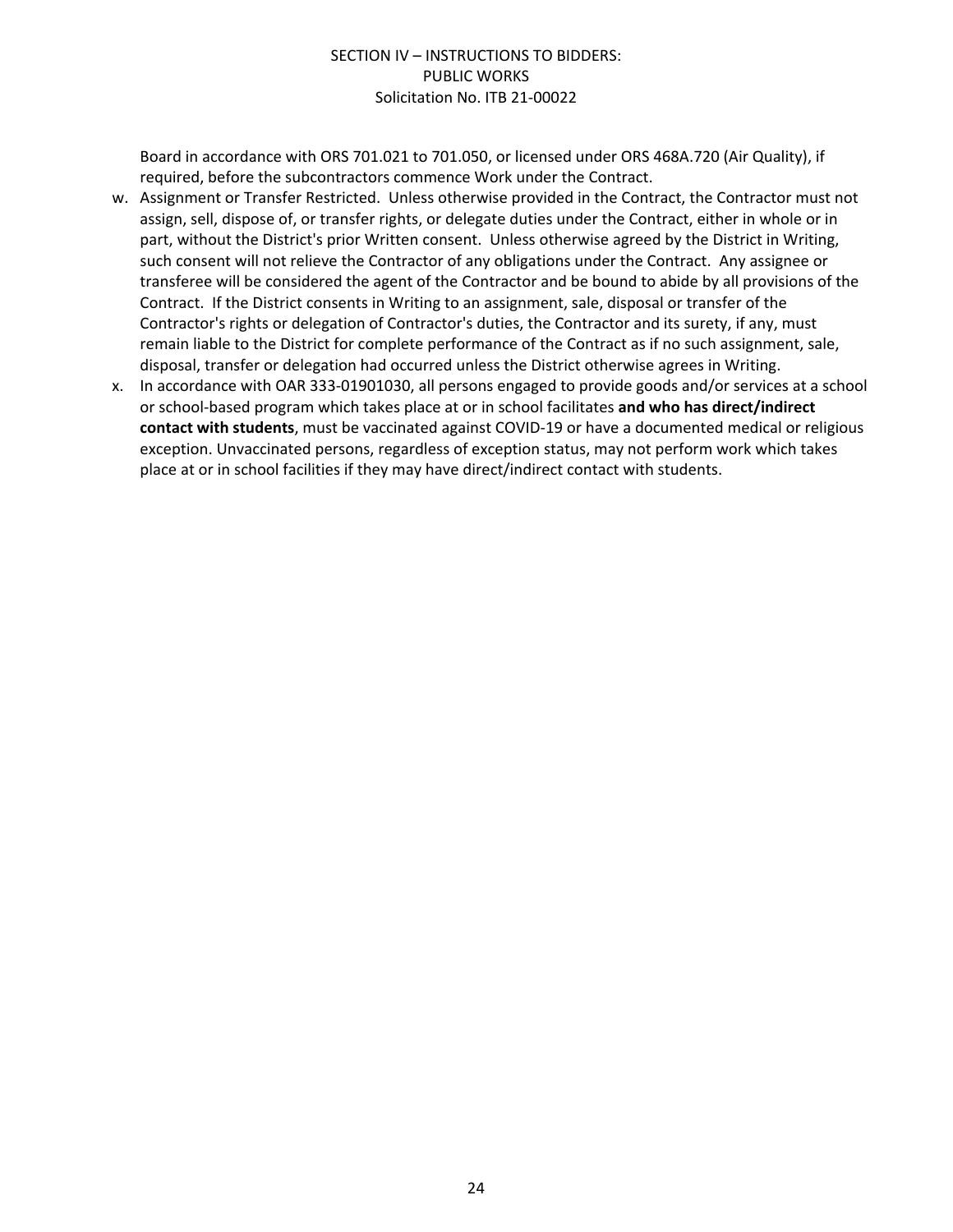Board in accordance with ORS 701.021 to 701.050, or licensed under ORS 468A.720 (Air Quality), if required, before the subcontractors commence Work under the Contract.

w. Assignment or Transfer Restricted. Unless otherwise provided in the Contract, the Contractor must not assign, sell, dispose of, or transfer rights, or delegate duties under the Contract, either in whole or in part, without the District's prior Written consent. Unless otherwise agreed by the District in Writing, such consent will not relieve the Contractor of any obligations under the Contract. Any assignee or transferee will be considered the agent of the Contractor and be bound to abide by all provisions of the Contract. If the District consents in Writing to an assignment, sale, disposal or transfer of the Contractor's rights or delegation of Contractor's duties, the Contractor and its surety, if any, must remain liable to the District for complete performance of the Contract as if no such assignment, sale, disposal, transfer or delegation had occurred unless the District otherwise agrees in Writing.

x. In accordance with OAR 333-01901030, all persons engaged to provide goods and/or services at a school or school-based program which takes place at or in school facilitates **and who has direct/indirect contact with students**, must be vaccinated against COVID-19 or have a documented medical or religious exception. Unvaccinated persons, regardless of exception status, may not perform work which takes place at or in school facilities if they may have direct/indirect contact with students.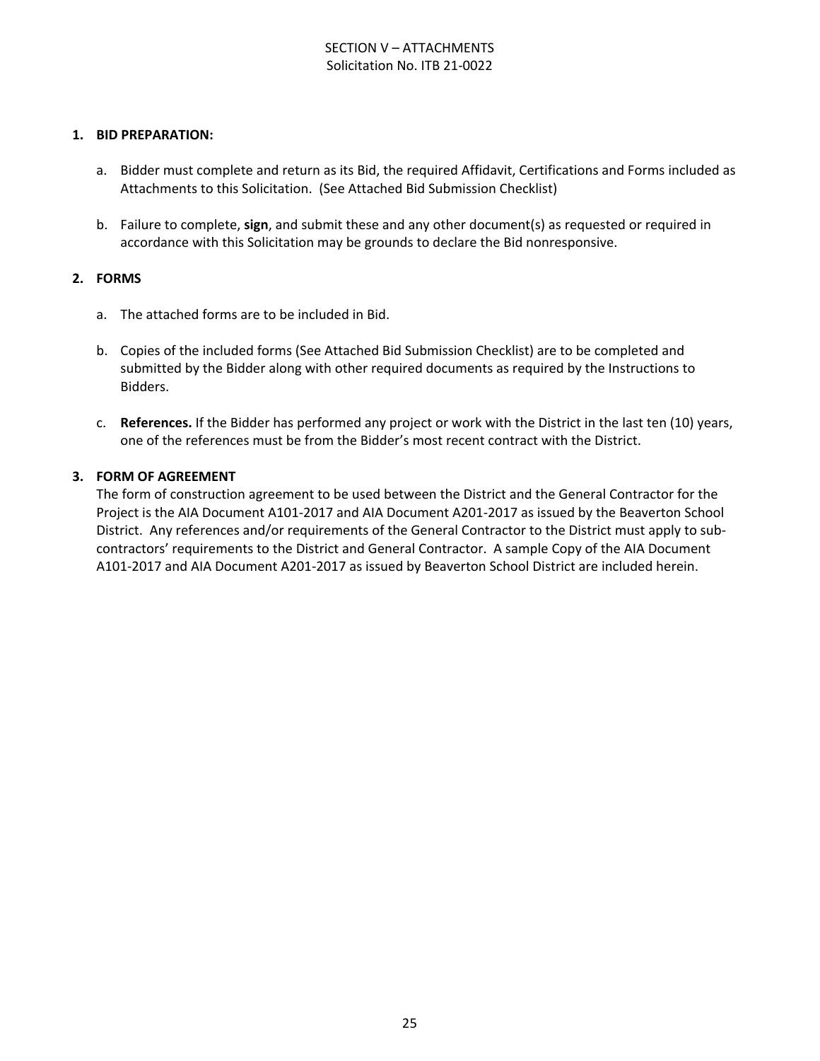SECTION V – ATTACHMENTS
Solicitation No. ITB 21-0022

**1. BID PREPARATION:**

a. Bidder must complete and return as its Bid, the required Affidavit, Certifications and Forms included as Attachments to this Solicitation. (See Attached Bid Submission Checklist)

b. Failure to complete, **sign**, and submit these and any other document(s) as requested or required in accordance with this Solicitation may be grounds to declare the Bid nonresponsive.

**2. FORMS**

a. The attached forms are to be included in Bid.

b. Copies of the included forms (See Attached Bid Submission Checklist) are to be completed and submitted by the Bidder along with other required documents as required by the Instructions to Bidders.

c. **References.** If the Bidder has performed any project or work with the District in the last ten (10) years, one of the references must be from the Bidder's most recent contract with the District.

**3. FORM OF AGREEMENT**

The form of construction agreement to be used between the District and the General Contractor for the Project is the AIA Document A101-2017 and AIA Document A201-2017 as issued by the Beaverton School District. Any references and/or requirements of the General Contractor to the District must apply to sub-contractors' requirements to the District and General Contractor. A sample Copy of the AIA Document A101-2017 and AIA Document A201-2017 as issued by Beaverton School District are included herein.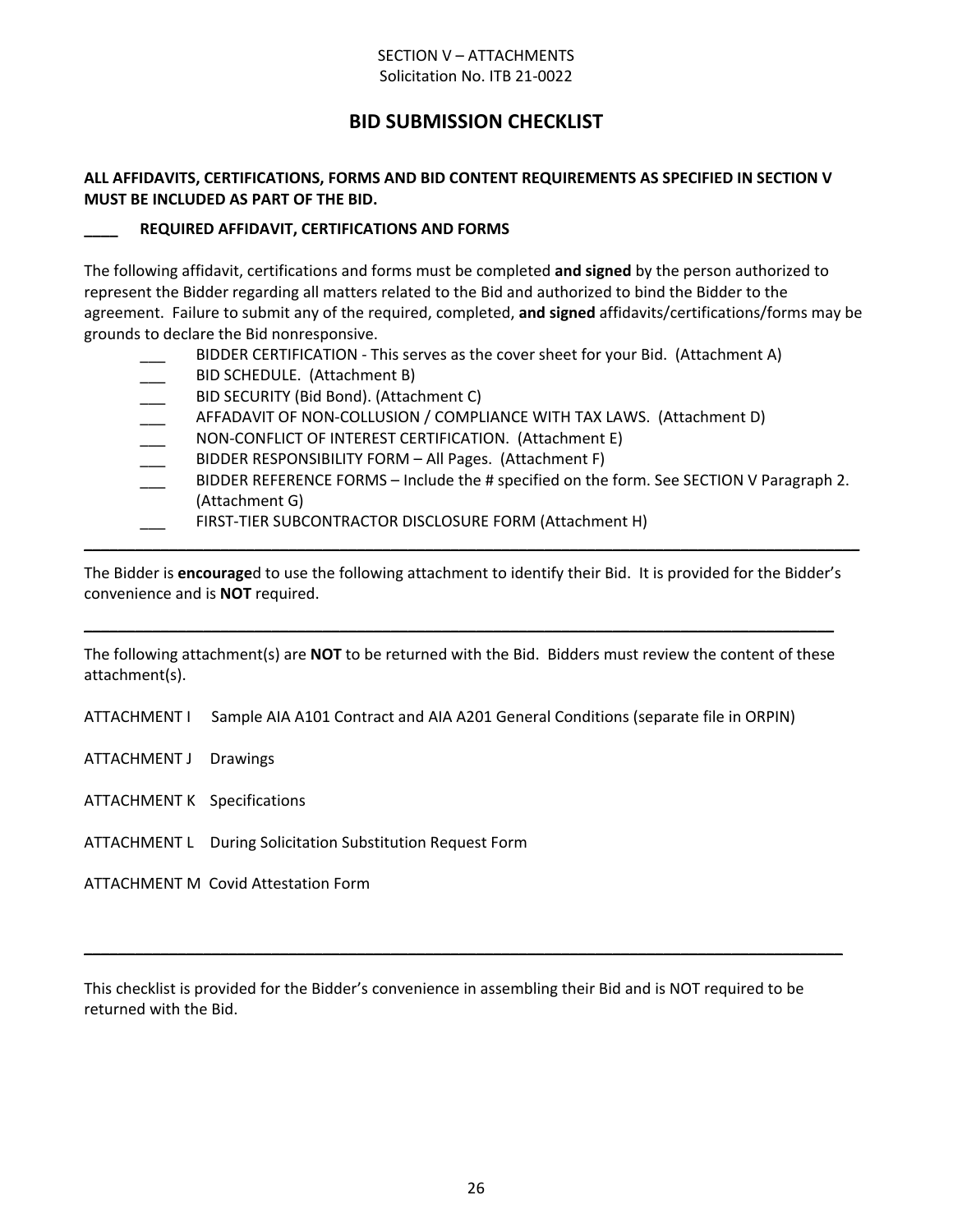SECTION V – ATTACHMENTS
Solicitation No. ITB 21-0022

# BID SUBMISSION CHECKLIST

**ALL AFFIDAVITS, CERTIFICATIONS, FORMS AND BID CONTENT REQUIREMENTS AS SPECIFIED IN SECTION V MUST BE INCLUDED AS PART OF THE BID.**

**____ REQUIRED AFFIDAVIT, CERTIFICATIONS AND FORMS**

The following affidavit, certifications and forms must be completed **and signed** by the person authorized to represent the Bidder regarding all matters related to the Bid and authorized to bind the Bidder to the agreement. Failure to submit any of the required, completed, **and signed** affidavits/certifications/forms may be grounds to declare the Bid nonresponsive.

- ___ BIDDER CERTIFICATION - This serves as the cover sheet for your Bid. (Attachment A)
- ___ BID SCHEDULE. (Attachment B)
- ___ BID SECURITY (Bid Bond). (Attachment C)
- ___ AFFADAVIT OF NON-COLLUSION / COMPLIANCE WITH TAX LAWS. (Attachment D)
- ___ NON-CONFLICT OF INTEREST CERTIFICATION. (Attachment E)
- ___ BIDDER RESPONSIBILITY FORM – All Pages. (Attachment F)
- ___ BIDDER REFERENCE FORMS – Include the # specified on the form. See SECTION V Paragraph 2. (Attachment G)
- ___ FIRST-TIER SUBCONTRACTOR DISCLOSURE FORM (Attachment H)

---

The Bidder is **encourage**d to use the following attachment to identify their Bid. It is provided for the Bidder's convenience and is **NOT** required.

---

The following attachment(s) are **NOT** to be returned with the Bid. Bidders must review the content of these attachment(s).

ATTACHMENT I Sample AIA A101 Contract and AIA A201 General Conditions (separate file in ORPIN)

ATTACHMENT J Drawings

ATTACHMENT K Specifications

ATTACHMENT L During Solicitation Substitution Request Form

ATTACHMENT M Covid Attestation Form

---

This checklist is provided for the Bidder's convenience in assembling their Bid and is NOT required to be returned with the Bid.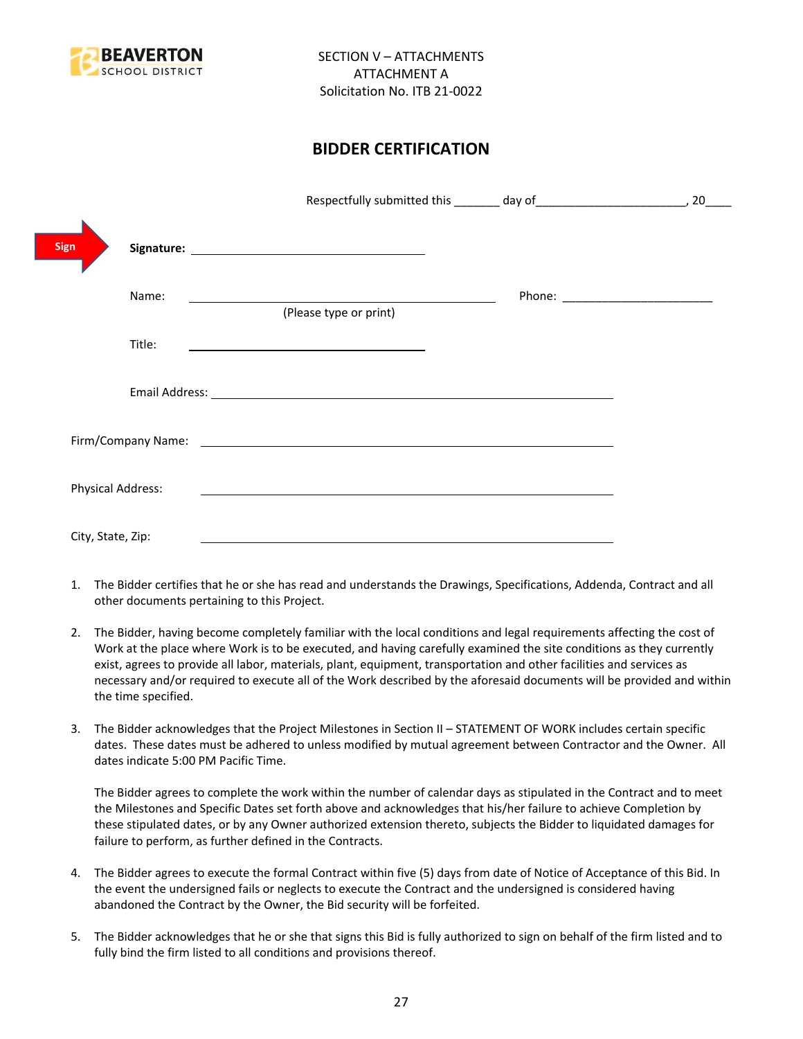BEAVERTON SCHOOL DISTRICT

SECTION V – ATTACHMENTS
ATTACHMENT A
Solicitation No. ITB 21-0022

## BIDDER CERTIFICATION

Respectfully submitted this _______ day of_______________________, 20____

Sign

**Signature:** ______________________________

Name: ________________________________________ Phone: _______________________
(Please type or print)

Title: ______________________________

Email Address: ____________________________________________________

Firm/Company Name: ____________________________________________________

Physical Address: ____________________________________________________

City, State, Zip: ____________________________________________________

1. The Bidder certifies that he or she has read and understands the Drawings, Specifications, Addenda, Contract and all other documents pertaining to this Project.

2. The Bidder, having become completely familiar with the local conditions and legal requirements affecting the cost of Work at the place where Work is to be executed, and having carefully examined the site conditions as they currently exist, agrees to provide all labor, materials, plant, equipment, transportation and other facilities and services as necessary and/or required to execute all of the Work described by the aforesaid documents will be provided and within the time specified.

3. The Bidder acknowledges that the Project Milestones in Section II – STATEMENT OF WORK includes certain specific dates. These dates must be adhered to unless modified by mutual agreement between Contractor and the Owner. All dates indicate 5:00 PM Pacific Time.

   The Bidder agrees to complete the work within the number of calendar days as stipulated in the Contract and to meet the Milestones and Specific Dates set forth above and acknowledges that his/her failure to achieve Completion by these stipulated dates, or by any Owner authorized extension thereto, subjects the Bidder to liquidated damages for failure to perform, as further defined in the Contracts.

4. The Bidder agrees to execute the formal Contract within five (5) days from date of Notice of Acceptance of this Bid. In the event the undersigned fails or neglects to execute the Contract and the undersigned is considered having abandoned the Contract by the Owner, the Bid security will be forfeited.

5. The Bidder acknowledges that he or she that signs this Bid is fully authorized to sign on behalf of the firm listed and to fully bind the firm listed to all conditions and provisions thereof.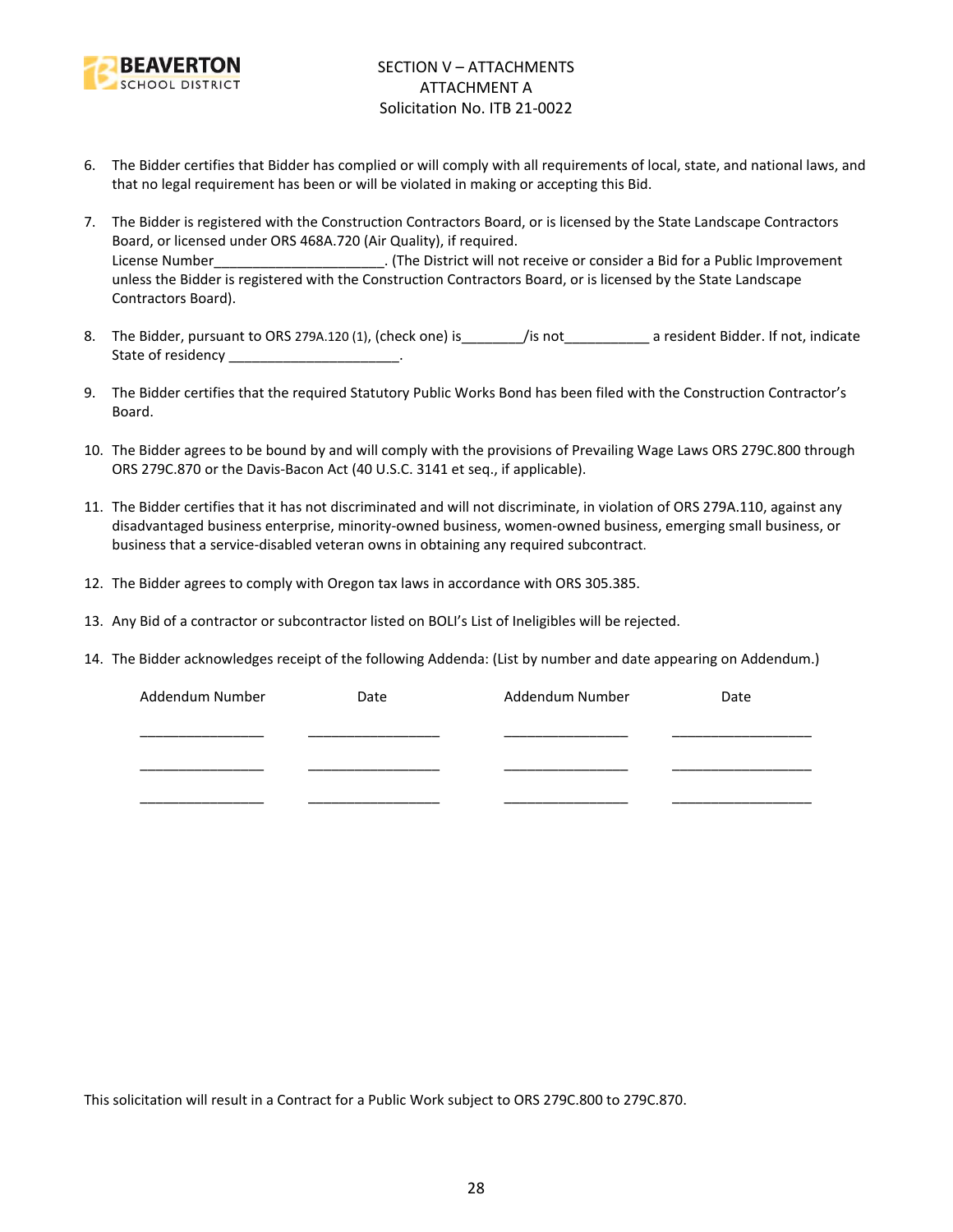SECTION V – ATTACHMENTS
ATTACHMENT A
Solicitation No. ITB 21-0022

6. The Bidder certifies that Bidder has complied or will comply with all requirements of local, state, and national laws, and that no legal requirement has been or will be violated in making or accepting this Bid.

7. The Bidder is registered with the Construction Contractors Board, or is licensed by the State Landscape Contractors Board, or licensed under ORS 468A.720 (Air Quality), if required.
   License Number______________________. (The District will not receive or consider a Bid for a Public Improvement unless the Bidder is registered with the Construction Contractors Board, or is licensed by the State Landscape Contractors Board).

8. The Bidder, pursuant to ORS 279A.120 (1), (check one) is________/is not___________ a resident Bidder. If not, indicate State of residency ______________________.

9. The Bidder certifies that the required Statutory Public Works Bond has been filed with the Construction Contractor's Board.

10. The Bidder agrees to be bound by and will comply with the provisions of Prevailing Wage Laws ORS 279C.800 through ORS 279C.870 or the Davis-Bacon Act (40 U.S.C. 3141 et seq., if applicable).

11. The Bidder certifies that it has not discriminated and will not discriminate, in violation of ORS 279A.110, against any disadvantaged business enterprise, minority-owned business, women-owned business, emerging small business, or business that a service-disabled veteran owns in obtaining any required subcontract.

12. The Bidder agrees to comply with Oregon tax laws in accordance with ORS 305.385.

13. Any Bid of a contractor or subcontractor listed on BOLI's List of Ineligibles will be rejected.

14. The Bidder acknowledges receipt of the following Addenda: (List by number and date appearing on Addendum.)

| Addendum Number | Date | Addendum Number | Date |
|---|---|---|---|
| ________________ | __________________ | ________________ | ___________________ |
| ________________ | __________________ | ________________ | ___________________ |
| ________________ | __________________ | ________________ | ___________________ |

This solicitation will result in a Contract for a Public Work subject to ORS 279C.800 to 279C.870.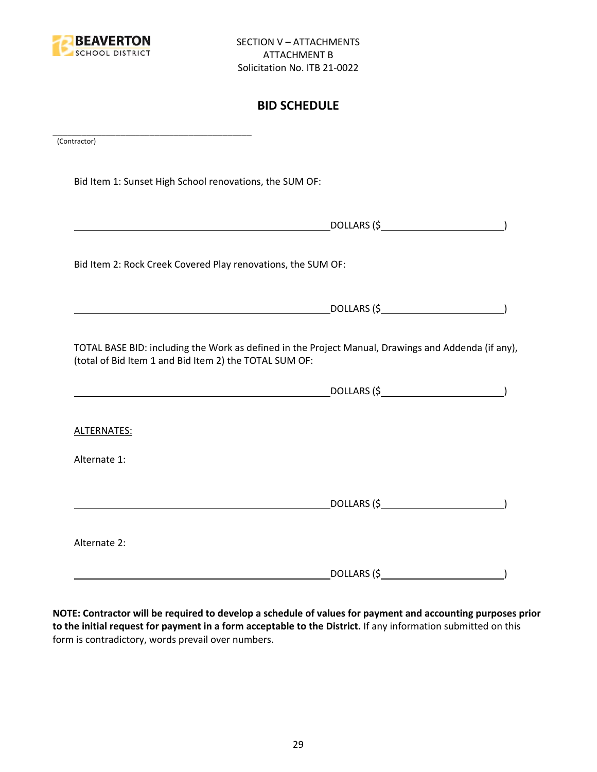BEAVERTON SCHOOL DISTRICT

SECTION V – ATTACHMENTS
ATTACHMENT B
Solicitation No. ITB 21-0022

## BID SCHEDULE

\_\_\_\_\_\_\_\_\_\_\_\_\_\_\_\_\_\_\_\_\_\_\_\_\_\_\_\_\_\_\_\_\_\_\_\_\_\_\_\_
(Contractor)

Bid Item 1: Sunset High School renovations, the SUM OF:

\_\_\_\_\_\_\_\_\_\_\_\_\_\_\_\_\_\_\_\_\_\_\_\_\_\_\_\_\_\_\_\_\_\_\_\_\_\_\_\_DOLLARS ($\_\_\_\_\_\_\_\_\_\_\_\_\_\_\_\_\_\_\_\_)

Bid Item 2: Rock Creek Covered Play renovations, the SUM OF:

\_\_\_\_\_\_\_\_\_\_\_\_\_\_\_\_\_\_\_\_\_\_\_\_\_\_\_\_\_\_\_\_\_\_\_\_\_\_\_\_DOLLARS ($\_\_\_\_\_\_\_\_\_\_\_\_\_\_\_\_\_\_\_\_)

TOTAL BASE BID: including the Work as defined in the Project Manual, Drawings and Addenda (if any), (total of Bid Item 1 and Bid Item 2) the TOTAL SUM OF:

\_\_\_\_\_\_\_\_\_\_\_\_\_\_\_\_\_\_\_\_\_\_\_\_\_\_\_\_\_\_\_\_\_\_\_\_\_\_\_\_DOLLARS ($\_\_\_\_\_\_\_\_\_\_\_\_\_\_\_\_\_\_\_\_)

ALTERNATES:

Alternate 1:

\_\_\_\_\_\_\_\_\_\_\_\_\_\_\_\_\_\_\_\_\_\_\_\_\_\_\_\_\_\_\_\_\_\_\_\_\_\_\_\_DOLLARS ($\_\_\_\_\_\_\_\_\_\_\_\_\_\_\_\_\_\_\_\_)

Alternate 2:

\_\_\_\_\_\_\_\_\_\_\_\_\_\_\_\_\_\_\_\_\_\_\_\_\_\_\_\_\_\_\_\_\_\_\_\_\_\_\_\_DOLLARS ($\_\_\_\_\_\_\_\_\_\_\_\_\_\_\_\_\_\_\_\_)

**NOTE: Contractor will be required to develop a schedule of values for payment and accounting purposes prior to the initial request for payment in a form acceptable to the District.** If any information submitted on this form is contradictory, words prevail over numbers.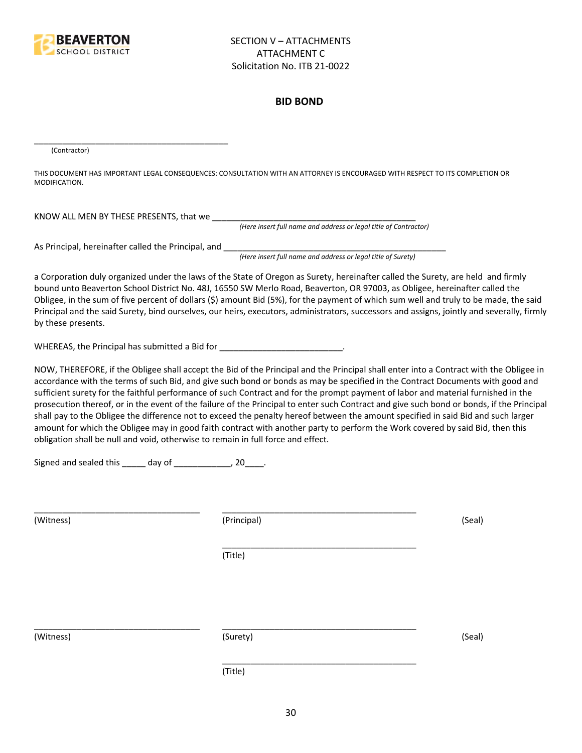SECTION V – ATTACHMENTS
ATTACHMENT C
Solicitation No. ITB 21-0022

## BID BOND

\_\_\_\_\_\_\_\_\_\_\_\_\_\_\_\_\_\_\_\_\_\_\_\_\_\_\_\_\_\_\_\_\_\_\_\_\_\_\_\_\_\_\_\_
(Contractor)

THIS DOCUMENT HAS IMPORTANT LEGAL CONSEQUENCES: CONSULTATION WITH AN ATTORNEY IS ENCOURAGED WITH RESPECT TO ITS COMPLETION OR MODIFICATION.

KNOW ALL MEN BY THESE PRESENTS, that we \_\_\_\_\_\_\_\_\_\_\_\_\_\_\_\_\_\_\_\_\_\_\_\_\_\_\_\_\_\_\_\_\_\_\_\_\_\_\_\_\_\_\_\_
*(Here insert full name and address or legal title of Contractor)*

As Principal, hereinafter called the Principal, and \_\_\_\_\_\_\_\_\_\_\_\_\_\_\_\_\_\_\_\_\_\_\_\_\_\_\_\_\_\_\_\_\_\_\_\_\_\_\_\_\_\_\_\_\_\_\_\_
*(Here insert full name and address or legal title of Surety)*

a Corporation duly organized under the laws of the State of Oregon as Surety, hereinafter called the Surety, are held and firmly bound unto Beaverton School District No. 48J, 16550 SW Merlo Road, Beaverton, OR 97003, as Obligee, hereinafter called the Obligee, in the sum of five percent of dollars ($) amount Bid (5%), for the payment of which sum well and truly to be made, the said Principal and the said Surety, bind ourselves, our heirs, executors, administrators, successors and assigns, jointly and severally, firmly by these presents.

WHEREAS, the Principal has submitted a Bid for \_\_\_\_\_\_\_\_\_\_\_\_\_\_\_\_\_\_\_\_\_\_\_\_\_\_.

NOW, THEREFORE, if the Obligee shall accept the Bid of the Principal and the Principal shall enter into a Contract with the Obligee in accordance with the terms of such Bid, and give such bond or bonds as may be specified in the Contract Documents with good and sufficient surety for the faithful performance of such Contract and for the prompt payment of labor and material furnished in the prosecution thereof, or in the event of the failure of the Principal to enter such Contract and give such bond or bonds, if the Principal shall pay to the Obligee the difference not to exceed the penalty hereof between the amount specified in said Bid and such larger amount for which the Obligee may in good faith contract with another party to perform the Work covered by said Bid, then this obligation shall be null and void, otherwise to remain in full force and effect.

Signed and sealed this \_\_\_\_\_ day of \_\_\_\_\_\_\_\_\_\_\_\_, 20\_\_\_\_.

\_\_\_\_\_\_\_\_\_\_\_\_\_\_\_\_\_\_\_\_\_\_\_\_\_\_\_\_\_\_\_\_\_\_\_ \_\_\_\_\_\_\_\_\_\_\_\_\_\_\_\_\_\_\_\_\_\_\_\_\_\_\_\_\_\_\_\_\_\_\_\_\_\_\_\_\_\_
(Witness) (Principal) (Seal)

\_\_\_\_\_\_\_\_\_\_\_\_\_\_\_\_\_\_\_\_\_\_\_\_\_\_\_\_\_\_\_\_\_\_\_\_\_\_\_\_\_\_
(Title)

\_\_\_\_\_\_\_\_\_\_\_\_\_\_\_\_\_\_\_\_\_\_\_\_\_\_\_\_\_\_\_\_\_\_\_ \_\_\_\_\_\_\_\_\_\_\_\_\_\_\_\_\_\_\_\_\_\_\_\_\_\_\_\_\_\_\_\_\_\_\_\_\_\_\_\_\_\_
(Witness) (Surety) (Seal)

\_\_\_\_\_\_\_\_\_\_\_\_\_\_\_\_\_\_\_\_\_\_\_\_\_\_\_\_\_\_\_\_\_\_\_\_\_\_\_\_\_\_
(Title)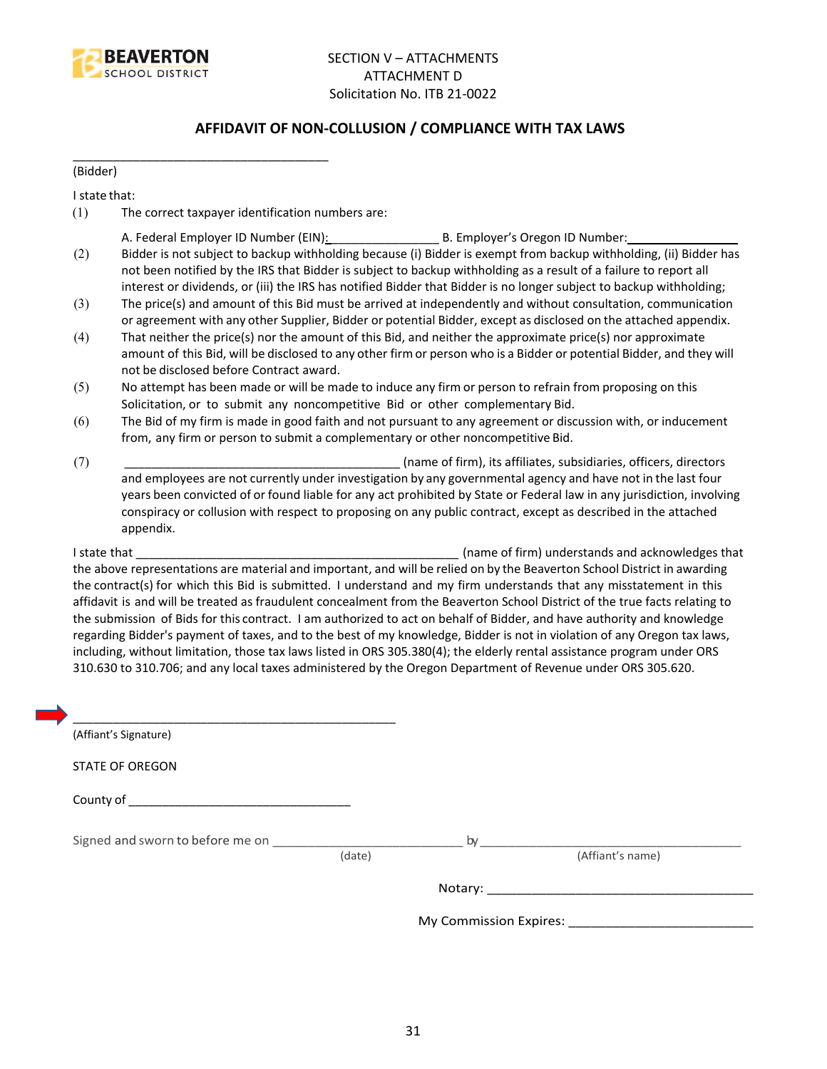SECTION V – ATTACHMENTS
ATTACHMENT D
Solicitation No. ITB 21-0022

## AFFIDAVIT OF NON-COLLUSION / COMPLIANCE WITH TAX LAWS

_____________________________________
(Bidder)

I state that:

(1) The correct taxpayer identification numbers are:

A. Federal Employer ID Number (EIN):________________ B. Employer's Oregon ID Number:________________

(2) Bidder is not subject to backup withholding because (i) Bidder is exempt from backup withholding, (ii) Bidder has not been notified by the IRS that Bidder is subject to backup withholding as a result of a failure to report all interest or dividends, or (iii) the IRS has notified Bidder that Bidder is no longer subject to backup withholding;

(3) The price(s) and amount of this Bid must be arrived at independently and without consultation, communication or agreement with any other Supplier, Bidder or potential Bidder, except as disclosed on the attached appendix.

(4) That neither the price(s) nor the amount of this Bid, and neither the approximate price(s) nor approximate amount of this Bid, will be disclosed to any other firm or person who is a Bidder or potential Bidder, and they will not be disclosed before Contract award.

(5) No attempt has been made or will be made to induce any firm or person to refrain from proposing on this Solicitation, or to submit any noncompetitive Bid or other complementary Bid.

(6) The Bid of my firm is made in good faith and not pursuant to any agreement or discussion with, or inducement from, any firm or person to submit a complementary or other noncompetitive Bid.

(7) _________________________________________ (name of firm), its affiliates, subsidiaries, officers, directors and employees are not currently under investigation by any governmental agency and have not in the last four years been convicted of or found liable for any act prohibited by State or Federal law in any jurisdiction, involving conspiracy or collusion with respect to proposing on any public contract, except as described in the attached appendix.

I state that __________________________________________________ (name of firm) understands and acknowledges that the above representations are material and important, and will be relied on by the Beaverton School District in awarding the contract(s) for which this Bid is submitted. I understand and my firm understands that any misstatement in this affidavit is and will be treated as fraudulent concealment from the Beaverton School District of the true facts relating to the submission of Bids for this contract. I am authorized to act on behalf of Bidder, and have authority and knowledge regarding Bidder's payment of taxes, and to the best of my knowledge, Bidder is not in violation of any Oregon tax laws, including, without limitation, those tax laws listed in ORS 305.380(4); the elderly rental assistance program under ORS 310.630 to 310.706; and any local taxes administered by the Oregon Department of Revenue under ORS 305.620.

__________________________________________________
(Affiant's Signature)

STATE OF OREGON

County of ________________________________

Signed and sworn to before me on ___________________________ by _______________________________________
(date) (Affiant's name)

Notary: _____________________________________

My Commission Expires: _________________________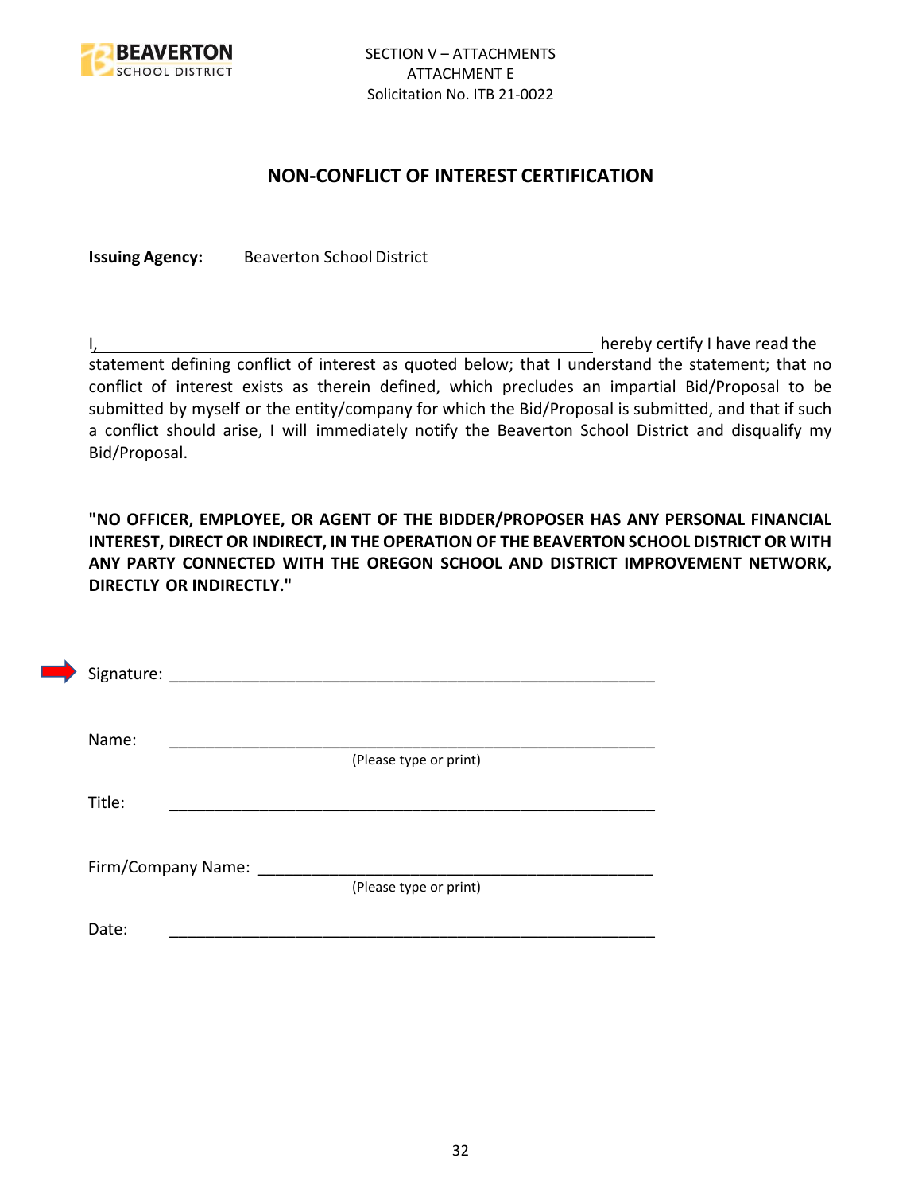SECTION V – ATTACHMENTS
ATTACHMENT E
Solicitation No. ITB 21-0022

## NON-CONFLICT OF INTEREST CERTIFICATION

**Issuing Agency:** Beaverton School District

I,\_\_\_\_\_\_\_\_\_\_\_\_\_\_\_\_\_\_\_\_\_\_\_\_\_\_\_\_\_\_\_\_\_\_\_\_\_\_\_\_\_\_\_\_\_\_\_\_\_\_\_\_\_\_ hereby certify I have read the statement defining conflict of interest as quoted below; that I understand the statement; that no conflict of interest exists as therein defined, which precludes an impartial Bid/Proposal to be submitted by myself or the entity/company for which the Bid/Proposal is submitted, and that if such a conflict should arise, I will immediately notify the Beaverton School District and disqualify my Bid/Proposal.

**"NO OFFICER, EMPLOYEE, OR AGENT OF THE BIDDER/PROPOSER HAS ANY PERSONAL FINANCIAL INTEREST, DIRECT OR INDIRECT, IN THE OPERATION OF THE BEAVERTON SCHOOL DISTRICT OR WITH ANY PARTY CONNECTED WITH THE OREGON SCHOOL AND DISTRICT IMPROVEMENT NETWORK, DIRECTLY OR INDIRECTLY."**

Signature: \_\_\_\_\_\_\_\_\_\_\_\_\_\_\_\_\_\_\_\_\_\_\_\_\_\_\_\_\_\_\_\_\_\_\_\_\_\_\_\_\_\_\_\_\_\_\_\_\_\_\_\_

Name: \_\_\_\_\_\_\_\_\_\_\_\_\_\_\_\_\_\_\_\_\_\_\_\_\_\_\_\_\_\_\_\_\_\_\_\_\_\_\_\_\_\_\_\_\_\_\_\_\_\_\_\_
(Please type or print)

Title: \_\_\_\_\_\_\_\_\_\_\_\_\_\_\_\_\_\_\_\_\_\_\_\_\_\_\_\_\_\_\_\_\_\_\_\_\_\_\_\_\_\_\_\_\_\_\_\_\_\_\_\_

Firm/Company Name: \_\_\_\_\_\_\_\_\_\_\_\_\_\_\_\_\_\_\_\_\_\_\_\_\_\_\_\_\_\_\_\_\_\_\_\_\_\_\_\_\_\_
(Please type or print)

Date: \_\_\_\_\_\_\_\_\_\_\_\_\_\_\_\_\_\_\_\_\_\_\_\_\_\_\_\_\_\_\_\_\_\_\_\_\_\_\_\_\_\_\_\_\_\_\_\_\_\_\_\_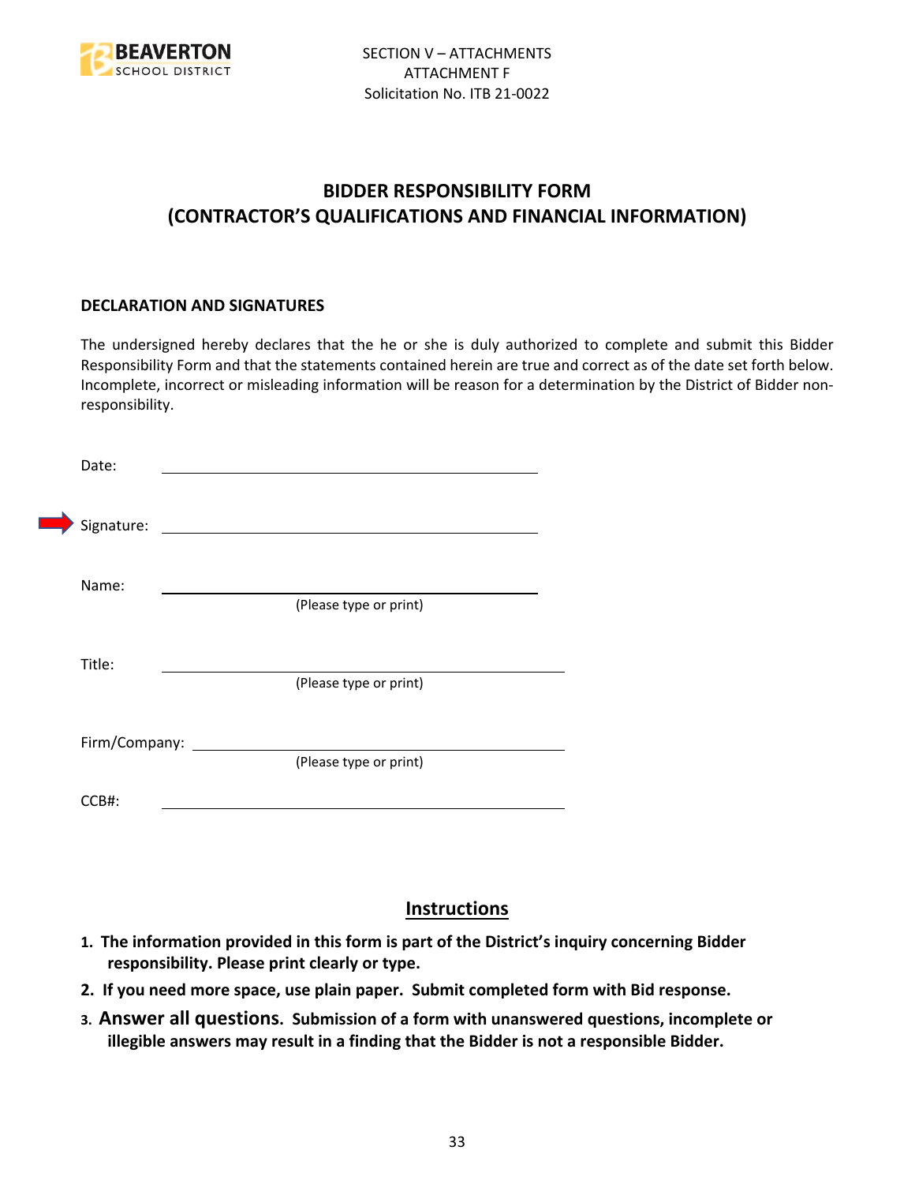SECTION V – ATTACHMENTS
ATTACHMENT F
Solicitation No. ITB 21-0022

# BIDDER RESPONSIBILITY FORM (CONTRACTOR'S QUALIFICATIONS AND FINANCIAL INFORMATION)

## DECLARATION AND SIGNATURES

The undersigned hereby declares that the he or she is duly authorized to complete and submit this Bidder Responsibility Form and that the statements contained herein are true and correct as of the date set forth below. Incomplete, incorrect or misleading information will be reason for a determination by the District of Bidder non-responsibility.

Date: ______________________________

Signature: ______________________________

Name: ______________________________
(Please type or print)

Title: ______________________________
(Please type or print)

Firm/Company: ______________________________
(Please type or print)

CCB#: ______________________________

## Instructions

1. **The information provided in this form is part of the District's inquiry concerning Bidder responsibility. Please print clearly or type.**
2. **If you need more space, use plain paper. Submit completed form with Bid response.**
3. **Answer all questions. Submission of a form with unanswered questions, incomplete or illegible answers may result in a finding that the Bidder is not a responsible Bidder.**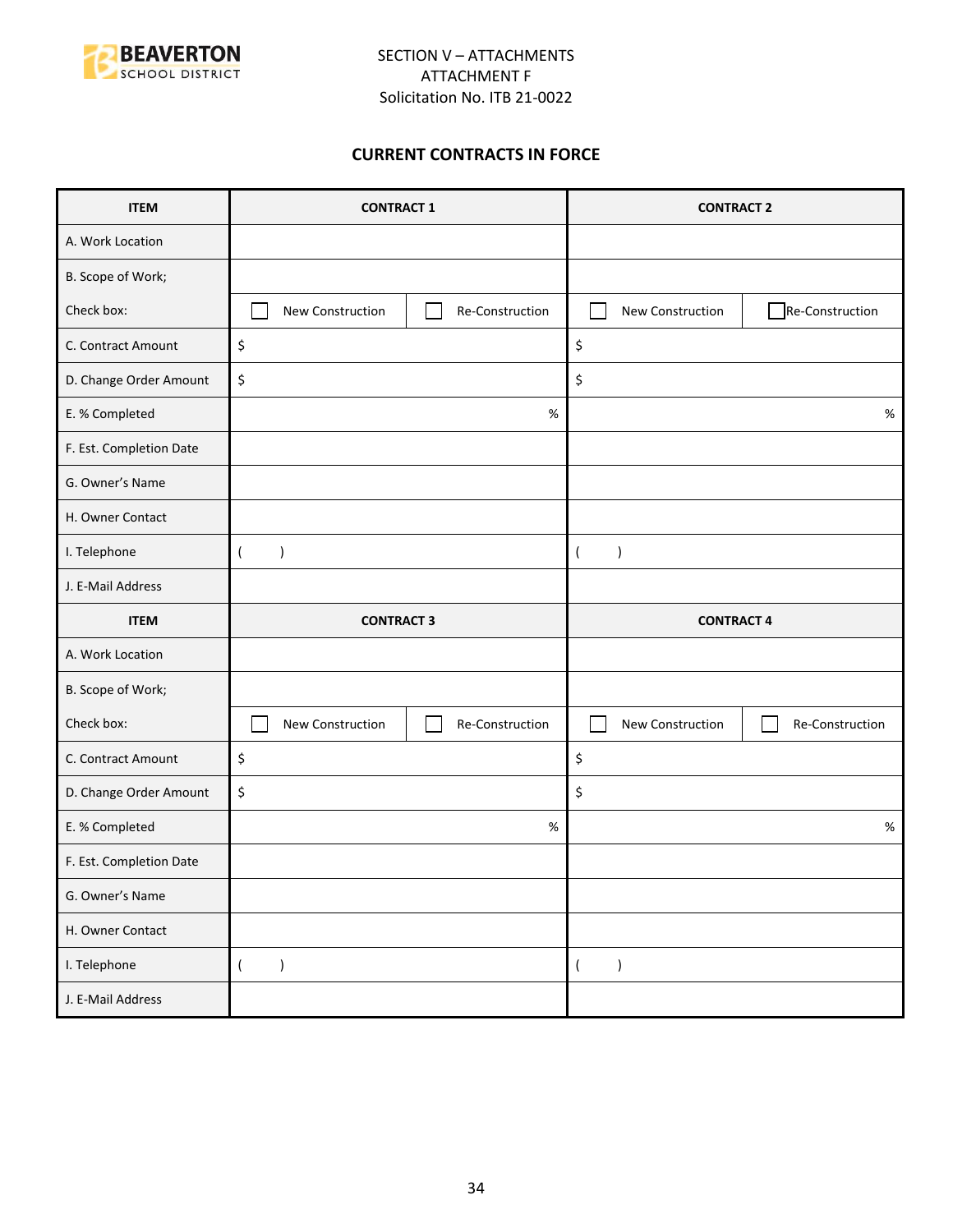SECTION V – ATTACHMENTS
ATTACHMENT F
Solicitation No. ITB 21-0022

## CURRENT CONTRACTS IN FORCE

| ITEM | CONTRACT 1 | | CONTRACT 2 | |
|---|---|---|---|---|
| A. Work Location | | | | |
| B. Scope of Work; | | | | |
| Check box: | ☐ New Construction | ☐ Re-Construction | ☐ New Construction | ☐ Re-Construction |
| C. Contract Amount | $ | | $ | |
| D. Change Order Amount | $ | | $ | |
| E. % Completed | % | | % | |
| F. Est. Completion Date | | | | |
| G. Owner's Name | | | | |
| H. Owner Contact | | | | |
| I. Telephone | (    ) | | (    ) | |
| J. E-Mail Address | | | | |
| **ITEM** | **CONTRACT 3** | | **CONTRACT 4** | |
| A. Work Location | | | | |
| B. Scope of Work; | | | | |
| Check box: | ☐ New Construction | ☐ Re-Construction | ☐ New Construction | ☐ Re-Construction |
| C. Contract Amount | $ | | $ | |
| D. Change Order Amount | $ | | $ | |
| E. % Completed | % | | % | |
| F. Est. Completion Date | | | | |
| G. Owner's Name | | | | |
| H. Owner Contact | | | | |
| I. Telephone | (    ) | | (    ) | |
| J. E-Mail Address | | | | |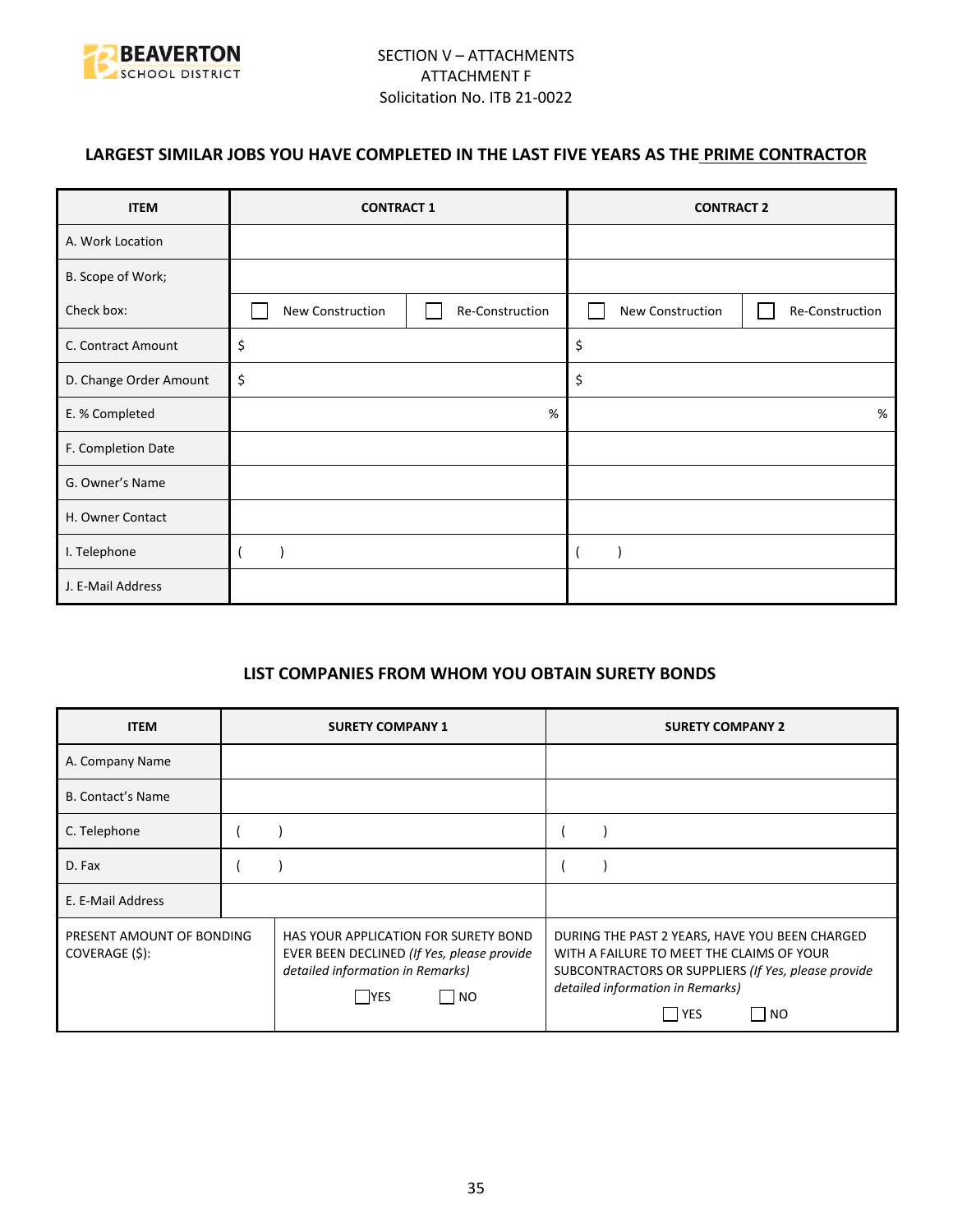SECTION V – ATTACHMENTS
ATTACHMENT F
Solicitation No. ITB 21-0022

## LARGEST SIMILAR JOBS YOU HAVE COMPLETED IN THE LAST FIVE YEARS AS THE PRIME CONTRACTOR

| ITEM | CONTRACT 1 | | CONTRACT 2 | |
|---|---|---|---|---|
| A. Work Location | | | | |
| B. Scope of Work; | | | | |
| Check box: | ☐ New Construction | ☐ Re-Construction | ☐ New Construction | ☐ Re-Construction |
| C. Contract Amount | $ | | $ | |
| D. Change Order Amount | $ | | $ | |
| E. % Completed | % | | % | |
| F. Completion Date | | | | |
| G. Owner's Name | | | | |
| H. Owner Contact | | | | |
| I. Telephone | ( ) | | ( ) | |
| J. E-Mail Address | | | | |

## LIST COMPANIES FROM WHOM YOU OBTAIN SURETY BONDS

| ITEM | SURETY COMPANY 1 | SURETY COMPANY 2 |
|---|---|---|
| A. Company Name | | |
| B. Contact's Name | | |
| C. Telephone | ( ) | ( ) |
| D. Fax | ( ) | ( ) |
| E. E-Mail Address | | |
| PRESENT AMOUNT OF BONDING COVERAGE ($): | HAS YOUR APPLICATION FOR SURETY BOND EVER BEEN DECLINED *(If Yes, please provide detailed information in Remarks)* ☐ YES ☐ NO | DURING THE PAST 2 YEARS, HAVE YOU BEEN CHARGED WITH A FAILURE TO MEET THE CLAIMS OF YOUR SUBCONTRACTORS OR SUPPLIERS *(If Yes, please provide detailed information in Remarks)* ☐ YES ☐ NO |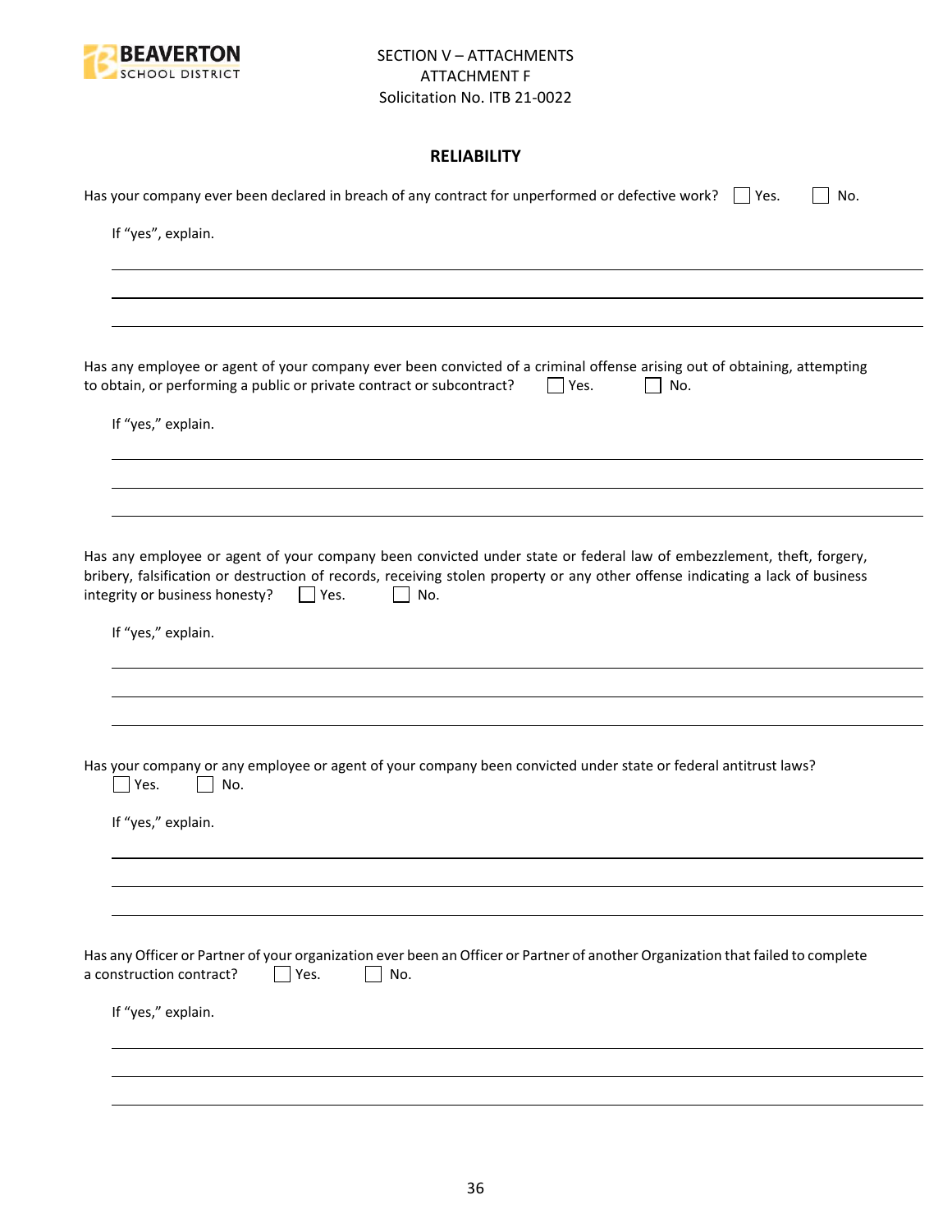SECTION V – ATTACHMENTS
ATTACHMENT F
Solicitation No. ITB 21-0022

## RELIABILITY

Has your company ever been declared in breach of any contract for unperformed or defective work? ☐ Yes. ☐ No.

If "yes", explain.

_______________________________________________

_______________________________________________

_______________________________________________

Has any employee or agent of your company ever been convicted of a criminal offense arising out of obtaining, attempting to obtain, or performing a public or private contract or subcontract? ☐ Yes. ☐ No.

If "yes," explain.

_______________________________________________

_______________________________________________

_______________________________________________

Has any employee or agent of your company been convicted under state or federal law of embezzlement, theft, forgery, bribery, falsification or destruction of records, receiving stolen property or any other offense indicating a lack of business integrity or business honesty? ☐ Yes. ☐ No.

If "yes," explain.

_______________________________________________

_______________________________________________

_______________________________________________

Has your company or any employee or agent of your company been convicted under state or federal antitrust laws?
☐ Yes. ☐ No.

If "yes," explain.

_______________________________________________

_______________________________________________

_______________________________________________

Has any Officer or Partner of your organization ever been an Officer or Partner of another Organization that failed to complete a construction contract? ☐ Yes. ☐ No.

If "yes," explain.

_______________________________________________

_______________________________________________

_______________________________________________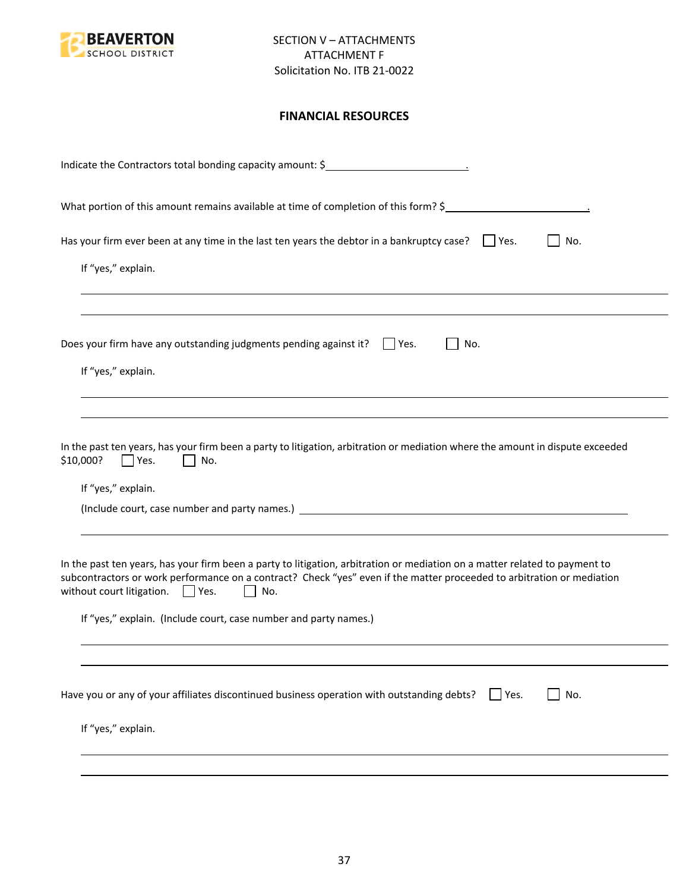SECTION V – ATTACHMENTS
ATTACHMENT F
Solicitation No. ITB 21-0022

**FINANCIAL RESOURCES**

Indicate the Contractors total bonding capacity amount: $\_\_\_\_\_\_\_\_\_\_\_\_\_\_\_\_\_\_\_\_\_\_\_\_.

What portion of this amount remains available at time of completion of this form? $\_\_\_\_\_\_\_\_\_\_\_\_\_\_\_\_\_\_\_\_\_\_\_\_.

Has your firm ever been at any time in the last ten years the debtor in a bankruptcy case? ☐ Yes. ☐ No.

If "yes," explain.

\_\_\_\_\_\_\_\_\_\_\_\_\_\_\_\_\_\_\_\_\_\_\_\_\_\_\_\_\_\_\_\_\_\_\_\_\_\_\_\_\_\_\_\_\_\_\_\_\_\_\_\_\_\_\_\_\_\_\_\_\_\_\_\_\_\_\_\_\_\_

\_\_\_\_\_\_\_\_\_\_\_\_\_\_\_\_\_\_\_\_\_\_\_\_\_\_\_\_\_\_\_\_\_\_\_\_\_\_\_\_\_\_\_\_\_\_\_\_\_\_\_\_\_\_\_\_\_\_\_\_\_\_\_\_\_\_\_\_\_\_

Does your firm have any outstanding judgments pending against it? ☐ Yes. ☐ No.

If "yes," explain.

\_\_\_\_\_\_\_\_\_\_\_\_\_\_\_\_\_\_\_\_\_\_\_\_\_\_\_\_\_\_\_\_\_\_\_\_\_\_\_\_\_\_\_\_\_\_\_\_\_\_\_\_\_\_\_\_\_\_\_\_\_\_\_\_\_\_\_\_\_\_

\_\_\_\_\_\_\_\_\_\_\_\_\_\_\_\_\_\_\_\_\_\_\_\_\_\_\_\_\_\_\_\_\_\_\_\_\_\_\_\_\_\_\_\_\_\_\_\_\_\_\_\_\_\_\_\_\_\_\_\_\_\_\_\_\_\_\_\_\_\_

In the past ten years, has your firm been a party to litigation, arbitration or mediation where the amount in dispute exceeded $10,000? ☐ Yes. ☐ No.

If "yes," explain.

(Include court, case number and party names.) \_\_\_\_\_\_\_\_\_\_\_\_\_\_\_\_\_\_\_\_\_\_\_\_\_\_\_\_\_\_\_\_\_\_\_\_\_\_\_\_\_\_\_\_\_\_

\_\_\_\_\_\_\_\_\_\_\_\_\_\_\_\_\_\_\_\_\_\_\_\_\_\_\_\_\_\_\_\_\_\_\_\_\_\_\_\_\_\_\_\_\_\_\_\_\_\_\_\_\_\_\_\_\_\_\_\_\_\_\_\_\_\_\_\_\_\_

In the past ten years, has your firm been a party to litigation, arbitration or mediation on a matter related to payment to subcontractors or work performance on a contract? Check "yes" even if the matter proceeded to arbitration or mediation without court litigation. ☐ Yes. ☐ No.

If "yes," explain. (Include court, case number and party names.)

\_\_\_\_\_\_\_\_\_\_\_\_\_\_\_\_\_\_\_\_\_\_\_\_\_\_\_\_\_\_\_\_\_\_\_\_\_\_\_\_\_\_\_\_\_\_\_\_\_\_\_\_\_\_\_\_\_\_\_\_\_\_\_\_\_\_\_\_\_\_

\_\_\_\_\_\_\_\_\_\_\_\_\_\_\_\_\_\_\_\_\_\_\_\_\_\_\_\_\_\_\_\_\_\_\_\_\_\_\_\_\_\_\_\_\_\_\_\_\_\_\_\_\_\_\_\_\_\_\_\_\_\_\_\_\_\_\_\_\_\_

Have you or any of your affiliates discontinued business operation with outstanding debts? ☐ Yes. ☐ No.

If "yes," explain.

\_\_\_\_\_\_\_\_\_\_\_\_\_\_\_\_\_\_\_\_\_\_\_\_\_\_\_\_\_\_\_\_\_\_\_\_\_\_\_\_\_\_\_\_\_\_\_\_\_\_\_\_\_\_\_\_\_\_\_\_\_\_\_\_\_\_\_\_\_\_

\_\_\_\_\_\_\_\_\_\_\_\_\_\_\_\_\_\_\_\_\_\_\_\_\_\_\_\_\_\_\_\_\_\_\_\_\_\_\_\_\_\_\_\_\_\_\_\_\_\_\_\_\_\_\_\_\_\_\_\_\_\_\_\_\_\_\_\_\_\_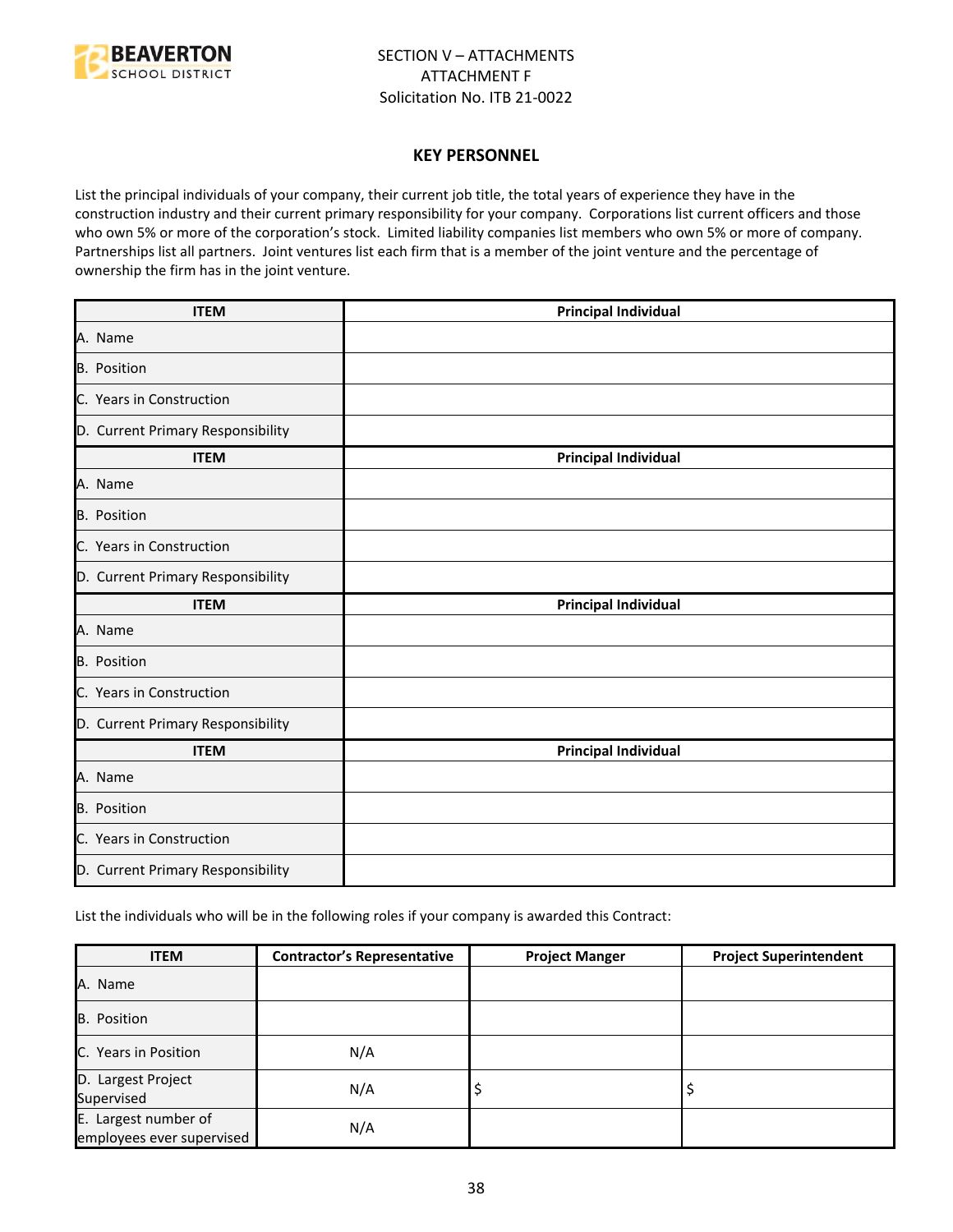SECTION V – ATTACHMENTS
ATTACHMENT F
Solicitation No. ITB 21-0022

## KEY PERSONNEL

List the principal individuals of your company, their current job title, the total years of experience they have in the construction industry and their current primary responsibility for your company. Corporations list current officers and those who own 5% or more of the corporation's stock. Limited liability companies list members who own 5% or more of company. Partnerships list all partners. Joint ventures list each firm that is a member of the joint venture and the percentage of ownership the firm has in the joint venture.

| ITEM | Principal Individual |
|---|---|
| A. Name | |
| B. Position | |
| C. Years in Construction | |
| D. Current Primary Responsibility | |
| **ITEM** | **Principal Individual** |
| A. Name | |
| B. Position | |
| C. Years in Construction | |
| D. Current Primary Responsibility | |
| **ITEM** | **Principal Individual** |
| A. Name | |
| B. Position | |
| C. Years in Construction | |
| D. Current Primary Responsibility | |
| **ITEM** | **Principal Individual** |
| A. Name | |
| B. Position | |
| C. Years in Construction | |
| D. Current Primary Responsibility | |

List the individuals who will be in the following roles if your company is awarded this Contract:

| ITEM | Contractor's Representative | Project Manger | Project Superintendent |
|---|---|---|---|
| A. Name | | | |
| B. Position | | | |
| C. Years in Position | N/A | | |
| D. Largest Project Supervised | N/A | $ | $ |
| E. Largest number of employees ever supervised | N/A | | |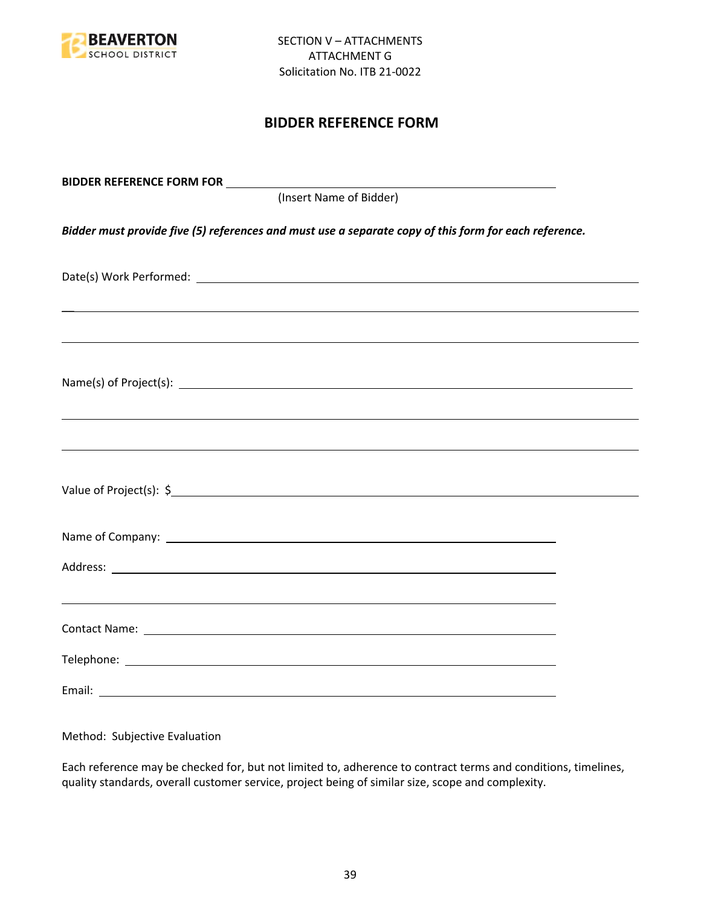SECTION V – ATTACHMENTS
ATTACHMENT G
Solicitation No. ITB 21-0022

# BIDDER REFERENCE FORM

**BIDDER REFERENCE FORM FOR** ______________________________________________
(Insert Name of Bidder)

***Bidder must provide five (5) references and must use a separate copy of this form for each reference.***

Date(s) Work Performed: ______________________________________________

______________________________________________

______________________________________________

Name(s) of Project(s): ______________________________________________

______________________________________________

______________________________________________

Value of Project(s): $______________________________________________

Name of Company: ______________________________________________

Address: ______________________________________________

______________________________________________

Contact Name: ______________________________________________

Telephone: ______________________________________________

Email: ______________________________________________

Method: Subjective Evaluation

Each reference may be checked for, but not limited to, adherence to contract terms and conditions, timelines, quality standards, overall customer service, project being of similar size, scope and complexity.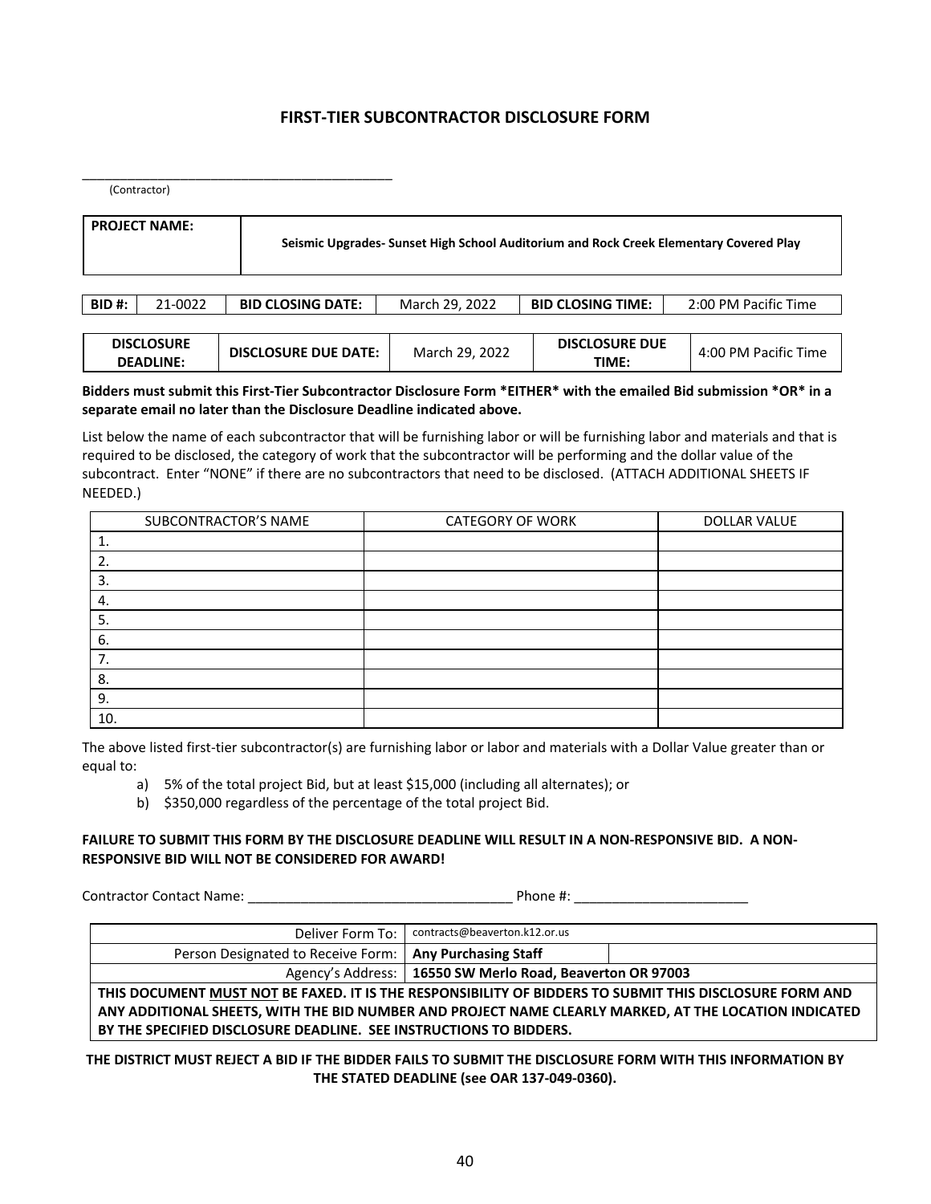# FIRST-TIER SUBCONTRACTOR DISCLOSURE FORM

\_\_\_\_\_\_\_\_\_\_\_\_\_\_\_\_\_\_\_\_\_\_\_\_\_\_\_\_\_\_\_\_\_\_\_\_\_\_\_\_\_\_\_\_

(Contractor)

| | |
|---|---|
| **PROJECT NAME:** | **Seismic Upgrades- Sunset High School Auditorium and Rock Creek Elementary Covered Play** |

| | | | | | |
|---|---|---|---|---|---|
| **BID #:** | 21-0022 | **BID CLOSING DATE:** | March 29, 2022 | **BID CLOSING TIME:** | 2:00 PM Pacific Time |

| | | | | |
|---|---|---|---|---|
| **DISCLOSURE DEADLINE:** | **DISCLOSURE DUE DATE:** | March 29, 2022 | **DISCLOSURE DUE TIME:** | 4:00 PM Pacific Time |

**Bidders must submit this First-Tier Subcontractor Disclosure Form *EITHER* with the emailed Bid submission *OR* in a separate email no later than the Disclosure Deadline indicated above.**

List below the name of each subcontractor that will be furnishing labor or will be furnishing labor and materials and that is required to be disclosed, the category of work that the subcontractor will be performing and the dollar value of the subcontract. Enter "NONE" if there are no subcontractors that need to be disclosed. (ATTACH ADDITIONAL SHEETS IF NEEDED.)

| SUBCONTRACTOR'S NAME | CATEGORY OF WORK | DOLLAR VALUE |
|---|---|---|
| 1. | | |
| 2. | | |
| 3. | | |
| 4. | | |
| 5. | | |
| 6. | | |
| 7. | | |
| 8. | | |
| 9. | | |
| 10. | | |

The above listed first-tier subcontractor(s) are furnishing labor or labor and materials with a Dollar Value greater than or equal to:

a) 5% of the total project Bid, but at least $15,000 (including all alternates); or
b) $350,000 regardless of the percentage of the total project Bid.

**FAILURE TO SUBMIT THIS FORM BY THE DISCLOSURE DEADLINE WILL RESULT IN A NON-RESPONSIVE BID. A NON-RESPONSIVE BID WILL NOT BE CONSIDERED FOR AWARD!**

Contractor Contact Name: \_\_\_\_\_\_\_\_\_\_\_\_\_\_\_\_\_\_\_\_\_\_\_\_\_\_\_\_\_\_\_\_\_\_\_\_ Phone #: \_\_\_\_\_\_\_\_\_\_\_\_\_\_\_\_\_\_\_\_\_\_\_\_

| | | |
|---|---|---|
| Deliver Form To: | contracts@beaverton.k12.or.us | |
| Person Designated to Receive Form: | **Any Purchasing Staff** | |
| Agency's Address: | **16550 SW Merlo Road, Beaverton OR 97003** | |

**THIS DOCUMENT MUST NOT BE FAXED. IT IS THE RESPONSIBILITY OF BIDDERS TO SUBMIT THIS DISCLOSURE FORM AND ANY ADDITIONAL SHEETS, WITH THE BID NUMBER AND PROJECT NAME CLEARLY MARKED, AT THE LOCATION INDICATED BY THE SPECIFIED DISCLOSURE DEADLINE. SEE INSTRUCTIONS TO BIDDERS.**

**THE DISTRICT MUST REJECT A BID IF THE BIDDER FAILS TO SUBMIT THE DISCLOSURE FORM WITH THIS INFORMATION BY THE STATED DEADLINE (see OAR 137-049-0360).**